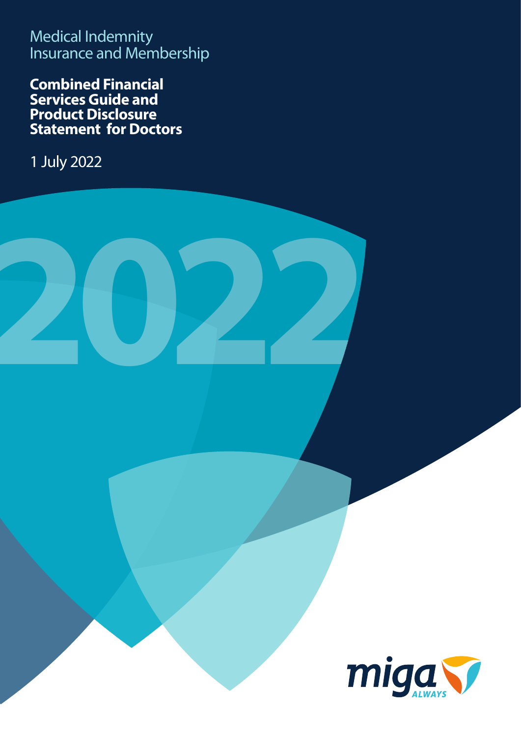Medical Indemnity
Insurance and Membership

# Combined Financial Services Guide and Product Disclosure Statement for Doctors

1 July 2022

2022

miga ALWAYS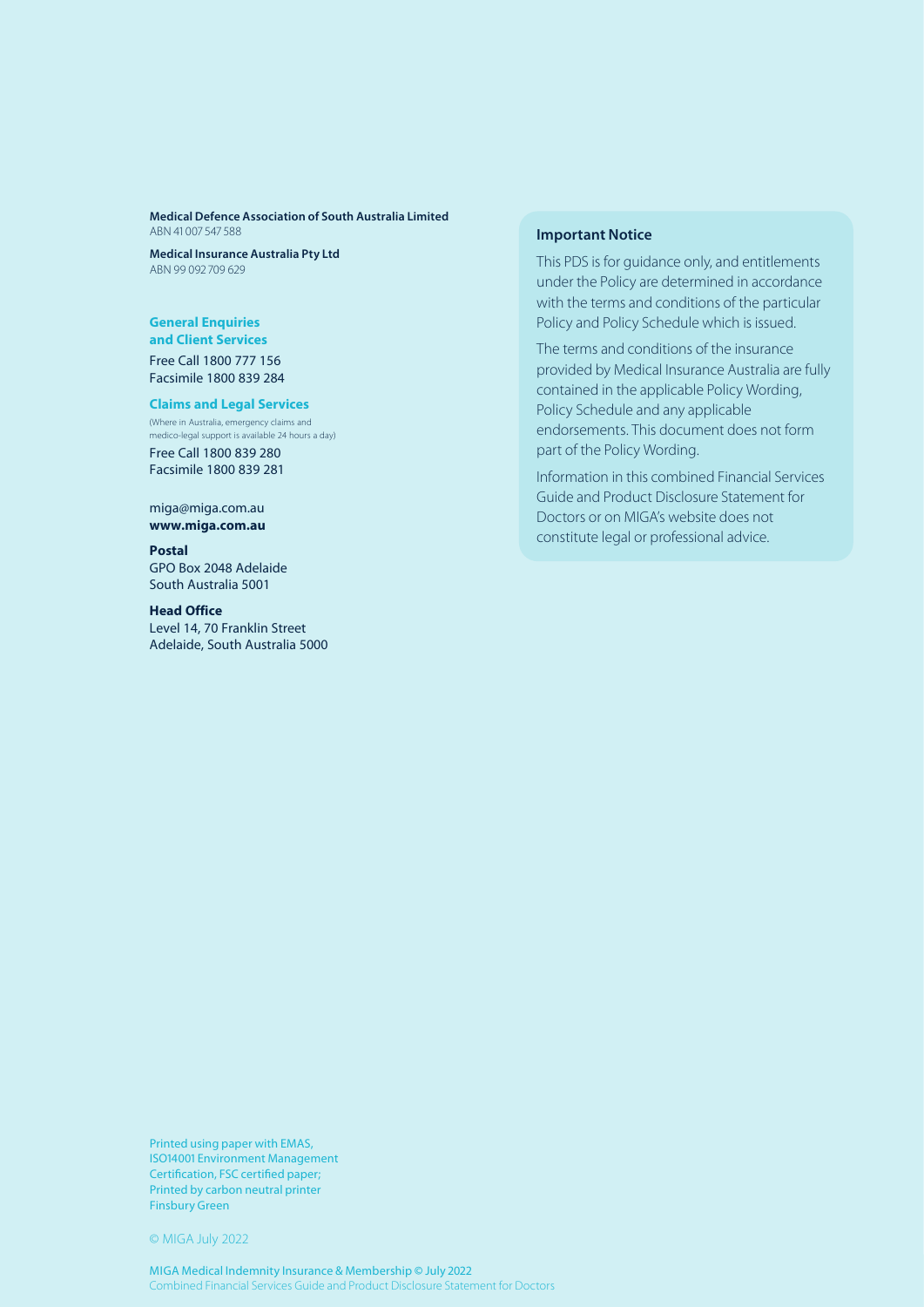**Medical Defence Association of South Australia Limited**
ABN 41 007 547 588

**Medical Insurance Australia Pty Ltd**
ABN 99 092 709 629

**General Enquiries and Client Services**

Free Call 1800 777 156
Facsimile 1800 839 284

**Claims and Legal Services**

(Where in Australia, emergency claims and medico-legal support is available 24 hours a day)

Free Call 1800 839 280
Facsimile 1800 839 281

miga@miga.com.au
**www.miga.com.au**

**Postal**
GPO Box 2048 Adelaide
South Australia 5001

**Head Office**
Level 14, 70 Franklin Street
Adelaide, South Australia 5000

### Important Notice

This PDS is for guidance only, and entitlements under the Policy are determined in accordance with the terms and conditions of the particular Policy and Policy Schedule which is issued.

The terms and conditions of the insurance provided by Medical Insurance Australia are fully contained in the applicable Policy Wording, Policy Schedule and any applicable endorsements. This document does not form part of the Policy Wording.

Information in this combined Financial Services Guide and Product Disclosure Statement for Doctors or on MIGA's website does not constitute legal or professional advice.

Printed using paper with EMAS, ISO14001 Environment Management Certification, FSC certified paper; Printed by carbon neutral printer Finsbury Green

© MIGA July 2022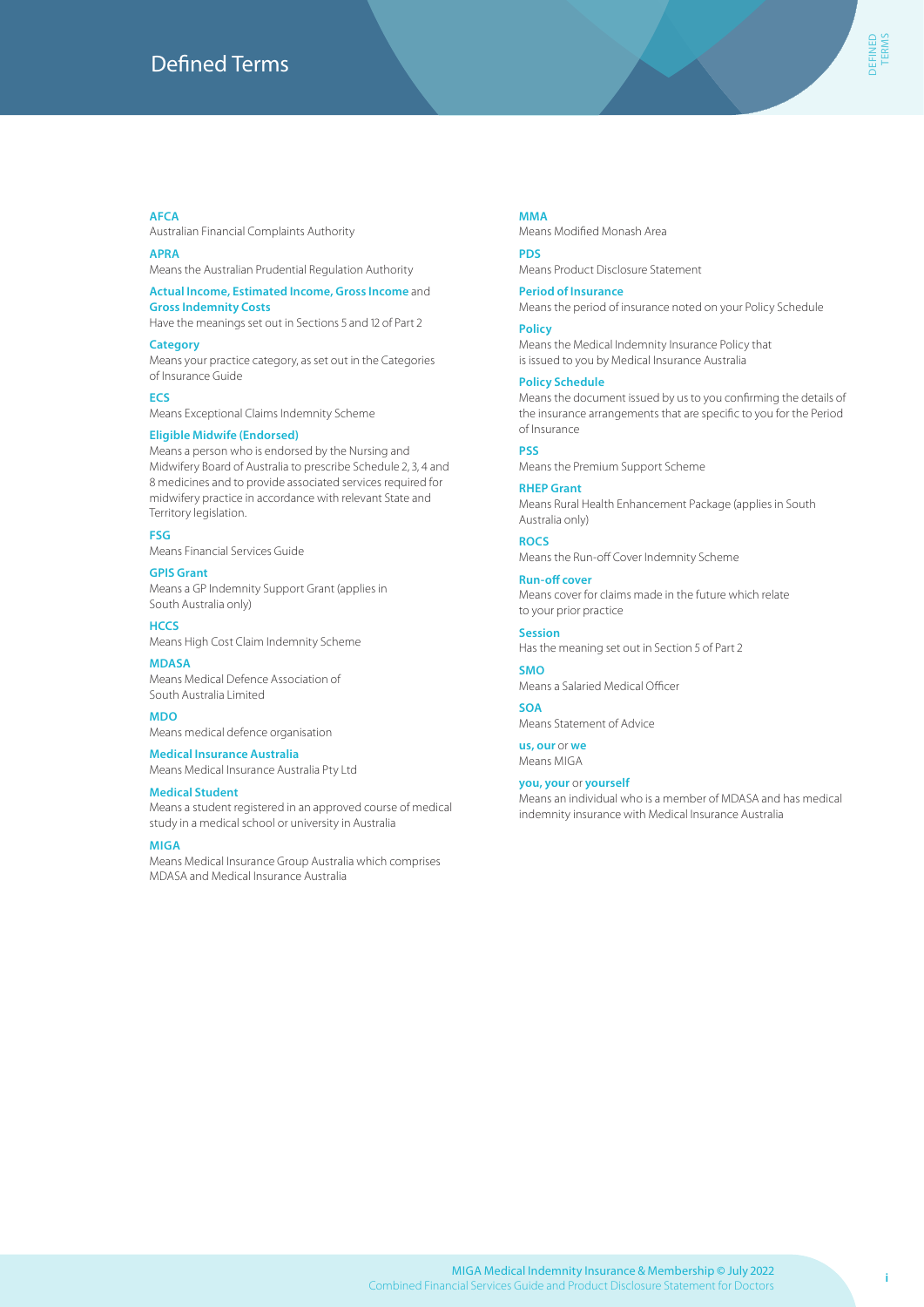# Defined Terms

**AFCA**
Australian Financial Complaints Authority

**APRA**
Means the Australian Prudential Regulation Authority

**Actual Income, Estimated Income, Gross Income** and **Gross Indemnity Costs**
Have the meanings set out in Sections 5 and 12 of Part 2

**Category**
Means your practice category, as set out in the Categories of Insurance Guide

**ECS**
Means Exceptional Claims Indemnity Scheme

**Eligible Midwife (Endorsed)**
Means a person who is endorsed by the Nursing and Midwifery Board of Australia to prescribe Schedule 2, 3, 4 and 8 medicines and to provide associated services required for midwifery practice in accordance with relevant State and Territory legislation.

**FSG**
Means Financial Services Guide

**GPIS Grant**
Means a GP Indemnity Support Grant (applies in South Australia only)

**HCCS**
Means High Cost Claim Indemnity Scheme

**MDASA**
Means Medical Defence Association of South Australia Limited

**MDO**
Means medical defence organisation

**Medical Insurance Australia**
Means Medical Insurance Australia Pty Ltd

**Medical Student**
Means a student registered in an approved course of medical study in a medical school or university in Australia

**MIGA**
Means Medical Insurance Group Australia which comprises MDASA and Medical Insurance Australia

**MMA**
Means Modified Monash Area

**PDS**
Means Product Disclosure Statement

**Period of Insurance**
Means the period of insurance noted on your Policy Schedule

**Policy**
Means the Medical Indemnity Insurance Policy that is issued to you by Medical Insurance Australia

**Policy Schedule**
Means the document issued by us to you confirming the details of the insurance arrangements that are specific to you for the Period of Insurance

**PSS**
Means the Premium Support Scheme

**RHEP Grant**
Means Rural Health Enhancement Package (applies in South Australia only)

**ROCS**
Means the Run-off Cover Indemnity Scheme

**Run-off cover**
Means cover for claims made in the future which relate to your prior practice

**Session**
Has the meaning set out in Section 5 of Part 2

**SMO**
Means a Salaried Medical Officer

**SOA**
Means Statement of Advice

**us, our** or **we**
Means MIGA

**you, your** or **yourself**
Means an individual who is a member of MDASA and has medical indemnity insurance with Medical Insurance Australia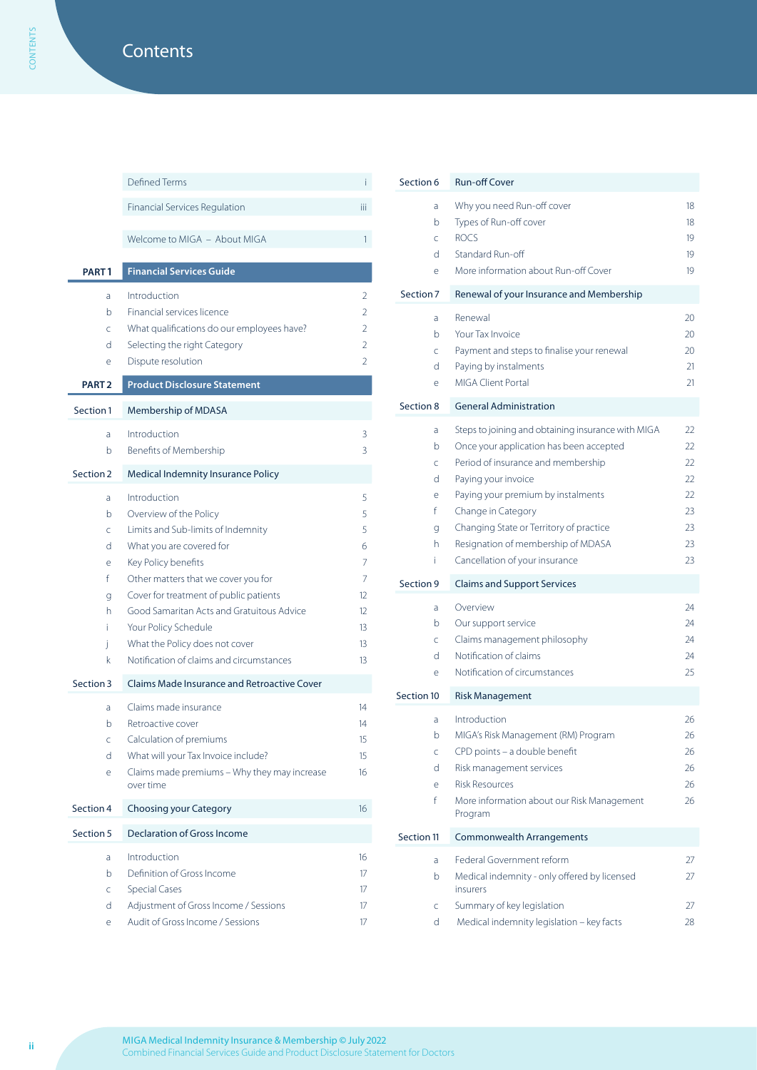# Contents

| | | |
|---|---|---|
| | Defined Terms | i |
| | Financial Services Regulation | iii |
| | Welcome to MIGA – About MIGA | 1 |
| **PART 1** | **Financial Services Guide** | |
| a | Introduction | 2 |
| b | Financial services licence | 2 |
| c | What qualifications do our employees have? | 2 |
| d | Selecting the right Category | 2 |
| e | Dispute resolution | 2 |
| **PART 2** | **Product Disclosure Statement** | |
| Section 1 | Membership of MDASA | |
| a | Introduction | 3 |
| b | Benefits of Membership | 3 |
| Section 2 | Medical Indemnity Insurance Policy | |
| a | Introduction | 5 |
| b | Overview of the Policy | 5 |
| c | Limits and Sub-limits of Indemnity | 5 |
| d | What you are covered for | 6 |
| e | Key Policy benefits | 7 |
| f | Other matters that we cover you for | 7 |
| g | Cover for treatment of public patients | 12 |
| h | Good Samaritan Acts and Gratuitous Advice | 12 |
| i | Your Policy Schedule | 13 |
| j | What the Policy does not cover | 13 |
| k | Notification of claims and circumstances | 13 |
| Section 3 | Claims Made Insurance and Retroactive Cover | |
| a | Claims made insurance | 14 |
| b | Retroactive cover | 14 |
| c | Calculation of premiums | 15 |
| d | What will your Tax Invoice include? | 15 |
| e | Claims made premiums – Why they may increase over time | 16 |
| Section 4 | Choosing your Category | 16 |
| Section 5 | Declaration of Gross Income | |
| a | Introduction | 16 |
| b | Definition of Gross Income | 17 |
| c | Special Cases | 17 |
| d | Adjustment of Gross Income / Sessions | 17 |
| e | Audit of Gross Income / Sessions | 17 |
| Section 6 | Run-off Cover | |
| a | Why you need Run-off cover | 18 |
| b | Types of Run-off cover | 18 |
| c | ROCS | 19 |
| d | Standard Run-off | 19 |
| e | More information about Run-off Cover | 19 |
| Section 7 | Renewal of your Insurance and Membership | |
| a | Renewal | 20 |
| b | Your Tax Invoice | 20 |
| c | Payment and steps to finalise your renewal | 20 |
| d | Paying by instalments | 21 |
| e | MIGA Client Portal | 21 |
| Section 8 | General Administration | |
| a | Steps to joining and obtaining insurance with MIGA | 22 |
| b | Once your application has been accepted | 22 |
| c | Period of insurance and membership | 22 |
| d | Paying your invoice | 22 |
| e | Paying your premium by instalments | 22 |
| f | Change in Category | 23 |
| g | Changing State or Territory of practice | 23 |
| h | Resignation of membership of MDASA | 23 |
| i | Cancellation of your insurance | 23 |
| Section 9 | Claims and Support Services | |
| a | Overview | 24 |
| b | Our support service | 24 |
| c | Claims management philosophy | 24 |
| d | Notification of claims | 24 |
| e | Notification of circumstances | 25 |
| Section 10 | Risk Management | |
| a | Introduction | 26 |
| b | MIGA's Risk Management (RM) Program | 26 |
| c | CPD points – a double benefit | 26 |
| d | Risk management services | 26 |
| e | Risk Resources | 26 |
| f | More information about our Risk Management Program | 26 |
| Section 11 | Commonwealth Arrangements | |
| a | Federal Government reform | 27 |
| b | Medical indemnity - only offered by licensed insurers | 27 |
| c | Summary of key legislation | 27 |
| d | Medical indemnity legislation – key facts | 28 |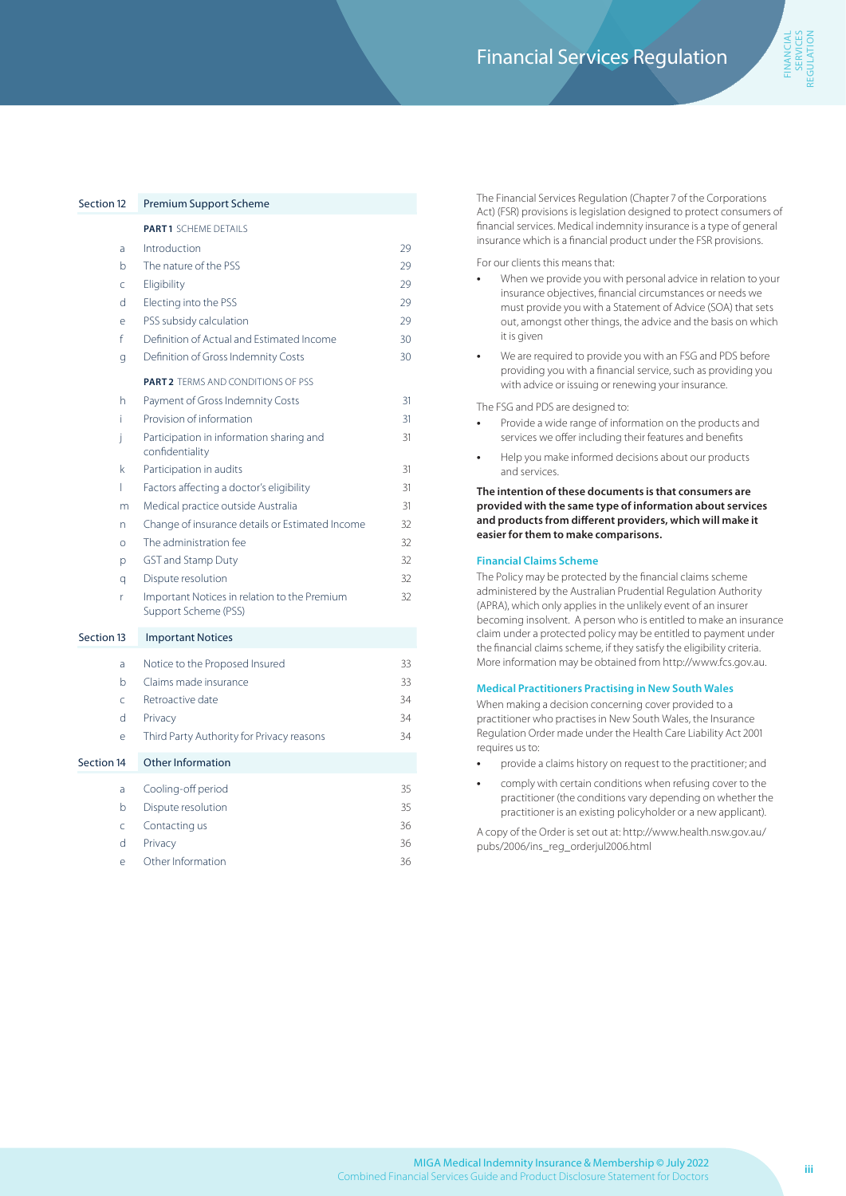| Section 12 | Premium Support Scheme | |
|---|---|---|
| | **PART 1** SCHEME DETAILS | |
| a | Introduction | 29 |
| b | The nature of the PSS | 29 |
| c | Eligibility | 29 |
| d | Electing into the PSS | 29 |
| e | PSS subsidy calculation | 29 |
| f | Definition of Actual and Estimated Income | 30 |
| g | Definition of Gross Indemnity Costs | 30 |
| | **PART 2** TERMS AND CONDITIONS OF PSS | |
| h | Payment of Gross Indemnity Costs | 31 |
| i | Provision of information | 31 |
| j | Participation in information sharing and confidentiality | 31 |
| k | Participation in audits | 31 |
| l | Factors affecting a doctor's eligibility | 31 |
| m | Medical practice outside Australia | 31 |
| n | Change of insurance details or Estimated Income | 32 |
| o | The administration fee | 32 |
| p | GST and Stamp Duty | 32 |
| q | Dispute resolution | 32 |
| r | Important Notices in relation to the Premium Support Scheme (PSS) | 32 |
| **Section 13** | **Important Notices** | |
| a | Notice to the Proposed Insured | 33 |
| b | Claims made insurance | 33 |
| c | Retroactive date | 34 |
| d | Privacy | 34 |
| e | Third Party Authority for Privacy reasons | 34 |
| **Section 14** | **Other Information** | |
| a | Cooling-off period | 35 |
| b | Dispute resolution | 35 |
| c | Contacting us | 36 |
| d | Privacy | 36 |
| e | Other Information | 36 |

# Financial Services Regulation

The Financial Services Regulation (Chapter 7 of the Corporations Act) (FSR) provisions is legislation designed to protect consumers of financial services. Medical indemnity insurance is a type of general insurance which is a financial product under the FSR provisions.

For our clients this means that:

- When we provide you with personal advice in relation to your insurance objectives, financial circumstances or needs we must provide you with a Statement of Advice (SOA) that sets out, amongst other things, the advice and the basis on which it is given
- We are required to provide you with an FSG and PDS before providing you with a financial service, such as providing you with advice or issuing or renewing your insurance.

The FSG and PDS are designed to:

- Provide a wide range of information on the products and services we offer including their features and benefits
- Help you make informed decisions about our products and services.

**The intention of these documents is that consumers are provided with the same type of information about services and products from different providers, which will make it easier for them to make comparisons.**

### Financial Claims Scheme

The Policy may be protected by the financial claims scheme administered by the Australian Prudential Regulation Authority (APRA), which only applies in the unlikely event of an insurer becoming insolvent. A person who is entitled to make an insurance claim under a protected policy may be entitled to payment under the financial claims scheme, if they satisfy the eligibility criteria. More information may be obtained from http://www.fcs.gov.au.

### Medical Practitioners Practising in New South Wales

When making a decision concerning cover provided to a practitioner who practises in New South Wales, the Insurance Regulation Order made under the Health Care Liability Act 2001 requires us to:

- provide a claims history on request to the practitioner; and
- comply with certain conditions when refusing cover to the practitioner (the conditions vary depending on whether the practitioner is an existing policyholder or a new applicant).

A copy of the Order is set out at: http://www.health.nsw.gov.au/pubs/2006/ins_reg_orderjul2006.html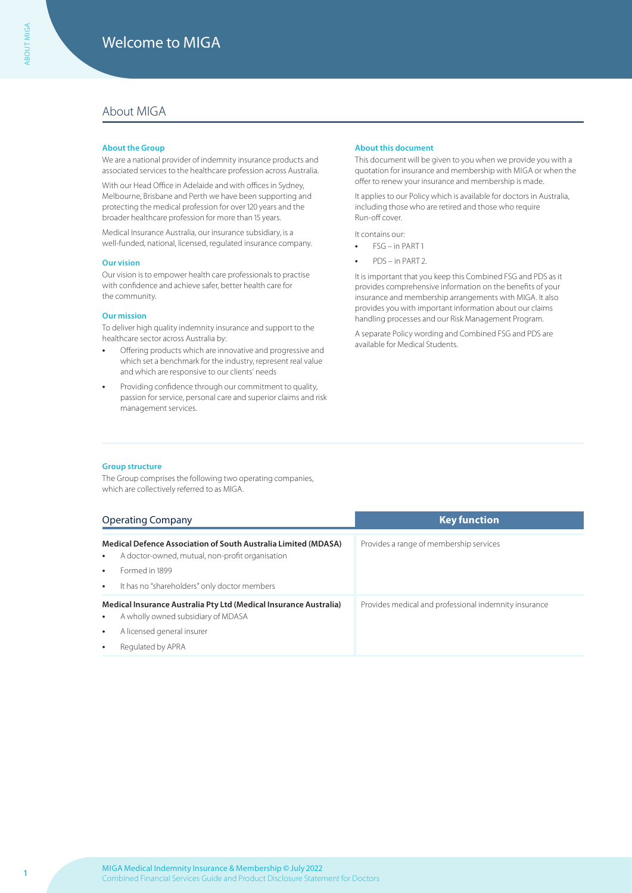# Welcome to MIGA

## About MIGA

### About the Group

We are a national provider of indemnity insurance products and associated services to the healthcare profession across Australia.

With our Head Office in Adelaide and with offices in Sydney, Melbourne, Brisbane and Perth we have been supporting and protecting the medical profession for over 120 years and the broader healthcare profession for more than 15 years.

Medical Insurance Australia, our insurance subsidiary, is a well-funded, national, licensed, regulated insurance company.

### Our vision

Our vision is to empower health care professionals to practise with confidence and achieve safer, better health care for the community.

### Our mission

To deliver high quality indemnity insurance and support to the healthcare sector across Australia by:

- Offering products which are innovative and progressive and which set a benchmark for the industry, represent real value and which are responsive to our clients' needs
- Providing confidence through our commitment to quality, passion for service, personal care and superior claims and risk management services.

### About this document

This document will be given to you when we provide you with a quotation for insurance and membership with MIGA or when the offer to renew your insurance and membership is made.

It applies to our Policy which is available for doctors in Australia, including those who are retired and those who require Run-off cover.

It contains our:

- FSG – in PART 1
- PDS – in PART 2.

It is important that you keep this Combined FSG and PDS as it provides comprehensive information on the benefits of your insurance and membership arrangements with MIGA. It also provides you with important information about our claims handling processes and our Risk Management Program.

A separate Policy wording and Combined FSG and PDS are available for Medical Students.

### Group structure

The Group comprises the following two operating companies, which are collectively referred to as MIGA.

| Operating Company | Key function |
|---|---|
| **Medical Defence Association of South Australia Limited (MDASA)**<br>• A doctor-owned, mutual, non-profit organisation<br>• Formed in 1899<br>• It has no "shareholders" only doctor members | Provides a range of membership services |
| **Medical Insurance Australia Pty Ltd (Medical Insurance Australia)**<br>• A wholly owned subsidiary of MDASA<br>• A licensed general insurer<br>• Regulated by APRA | Provides medical and professional indemnity insurance |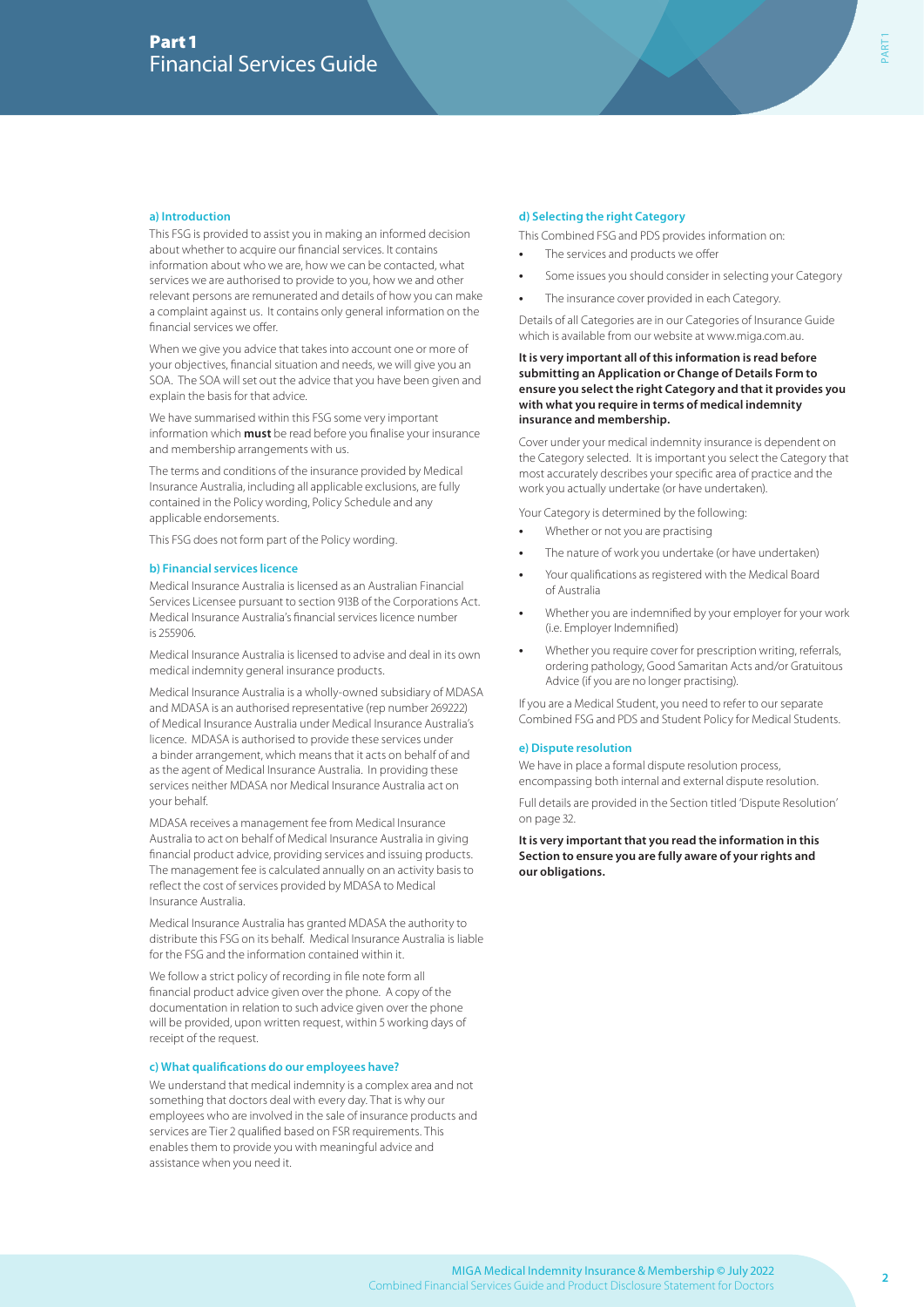# Part 1
# Financial Services Guide

### a) Introduction

This FSG is provided to assist you in making an informed decision about whether to acquire our financial services. It contains information about who we are, how we can be contacted, what services we are authorised to provide to you, how we and other relevant persons are remunerated and details of how you can make a complaint against us. It contains only general information on the financial services we offer.

When we give you advice that takes into account one or more of your objectives, financial situation and needs, we will give you an SOA. The SOA will set out the advice that you have been given and explain the basis for that advice.

We have summarised within this FSG some very important information which **must** be read before you finalise your insurance and membership arrangements with us.

The terms and conditions of the insurance provided by Medical Insurance Australia, including all applicable exclusions, are fully contained in the Policy wording, Policy Schedule and any applicable endorsements.

This FSG does not form part of the Policy wording.

### b) Financial services licence

Medical Insurance Australia is licensed as an Australian Financial Services Licensee pursuant to section 913B of the Corporations Act. Medical Insurance Australia's financial services licence number is 255906.

Medical Insurance Australia is licensed to advise and deal in its own medical indemnity general insurance products.

Medical Insurance Australia is a wholly-owned subsidiary of MDASA and MDASA is an authorised representative (rep number 269222) of Medical Insurance Australia under Medical Insurance Australia's licence. MDASA is authorised to provide these services under a binder arrangement, which means that it acts on behalf of and as the agent of Medical Insurance Australia. In providing these services neither MDASA nor Medical Insurance Australia act on your behalf.

MDASA receives a management fee from Medical Insurance Australia to act on behalf of Medical Insurance Australia in giving financial product advice, providing services and issuing products. The management fee is calculated annually on an activity basis to reflect the cost of services provided by MDASA to Medical Insurance Australia.

Medical Insurance Australia has granted MDASA the authority to distribute this FSG on its behalf. Medical Insurance Australia is liable for the FSG and the information contained within it.

We follow a strict policy of recording in file note form all financial product advice given over the phone. A copy of the documentation in relation to such advice given over the phone will be provided, upon written request, within 5 working days of receipt of the request.

### c) What qualifications do our employees have?

We understand that medical indemnity is a complex area and not something that doctors deal with every day. That is why our employees who are involved in the sale of insurance products and services are Tier 2 qualified based on FSR requirements. This enables them to provide you with meaningful advice and assistance when you need it.

### d) Selecting the right Category

This Combined FSG and PDS provides information on:

- The services and products we offer
- Some issues you should consider in selecting your Category
- The insurance cover provided in each Category.

Details of all Categories are in our Categories of Insurance Guide which is available from our website at www.miga.com.au.

**It is very important all of this information is read before submitting an Application or Change of Details Form to ensure you select the right Category and that it provides you with what you require in terms of medical indemnity insurance and membership.**

Cover under your medical indemnity insurance is dependent on the Category selected. It is important you select the Category that most accurately describes your specific area of practice and the work you actually undertake (or have undertaken).

Your Category is determined by the following:

- Whether or not you are practising
- The nature of work you undertake (or have undertaken)
- Your qualifications as registered with the Medical Board of Australia
- Whether you are indemnified by your employer for your work (i.e. Employer Indemnified)
- Whether you require cover for prescription writing, referrals, ordering pathology, Good Samaritan Acts and/or Gratuitous Advice (if you are no longer practising).

If you are a Medical Student, you need to refer to our separate Combined FSG and PDS and Student Policy for Medical Students.

### e) Dispute resolution

We have in place a formal dispute resolution process, encompassing both internal and external dispute resolution.

Full details are provided in the Section titled 'Dispute Resolution' on page 32.

**It is very important that you read the information in this Section to ensure you are fully aware of your rights and our obligations.**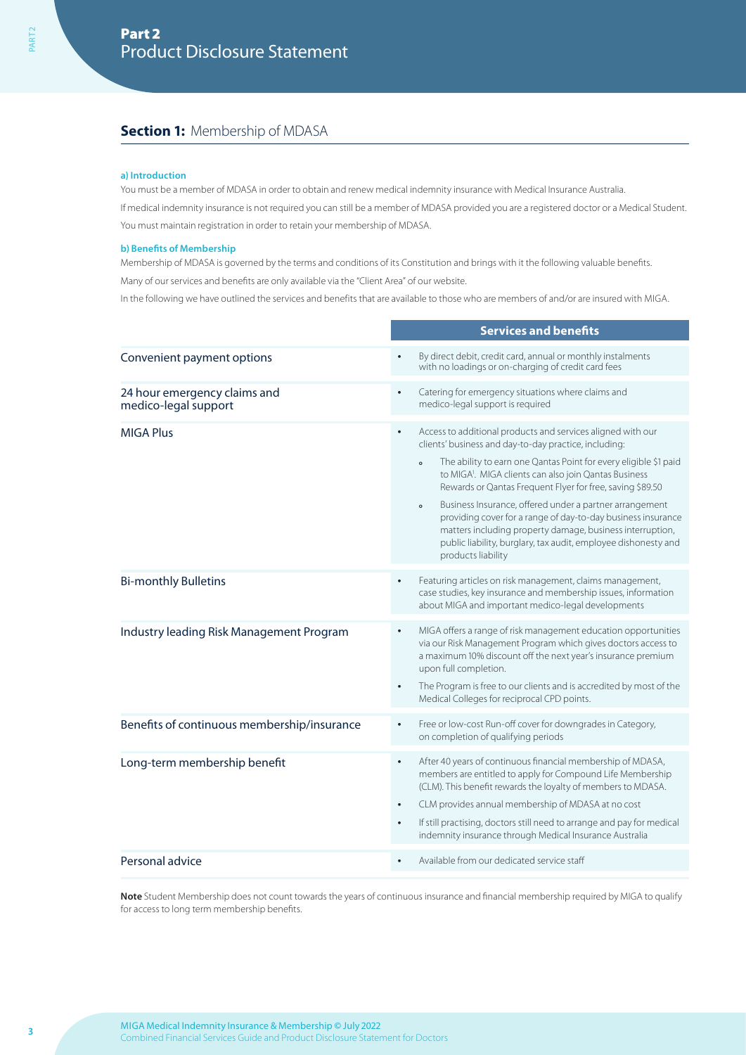# Part 2
# Product Disclosure Statement

## Section 1: Membership of MDASA

### a) Introduction

You must be a member of MDASA in order to obtain and renew medical indemnity insurance with Medical Insurance Australia.

If medical indemnity insurance is not required you can still be a member of MDASA provided you are a registered doctor or a Medical Student.

You must maintain registration in order to retain your membership of MDASA.

### b) Benefits of Membership

Membership of MDASA is governed by the terms and conditions of its Constitution and brings with it the following valuable benefits.

Many of our services and benefits are only available via the "Client Area" of our website.

In the following we have outlined the services and benefits that are available to those who are members of and/or are insured with MIGA.

| | Services and benefits |
|---|---|
| Convenient payment options | • By direct debit, credit card, annual or monthly instalments with no loadings or on-charging of credit card fees |
| 24 hour emergency claims and medico-legal support | • Catering for emergency situations where claims and medico-legal support is required |
| MIGA Plus | • Access to additional products and services aligned with our clients' business and day-to-day practice, including: <br> ◦ The ability to earn one Qantas Point for every eligible $1 paid to MIGA[1]. MIGA clients can also join Qantas Business Rewards or Qantas Frequent Flyer for free, saving $89.50 <br> ◦ Business Insurance, offered under a partner arrangement providing cover for a range of day-to-day business insurance matters including property damage, business interruption, public liability, burglary, tax audit, employee dishonesty and products liability |
| Bi-monthly Bulletins | • Featuring articles on risk management, claims management, case studies, key insurance and membership issues, information about MIGA and important medico-legal developments |
| Industry leading Risk Management Program | • MIGA offers a range of risk management education opportunities via our Risk Management Program which gives doctors access to a maximum 10% discount off the next year's insurance premium upon full completion. <br> • The Program is free to our clients and is accredited by most of the Medical Colleges for reciprocal CPD points. |
| Benefits of continuous membership/insurance | • Free or low-cost Run-off cover for downgrades in Category, on completion of qualifying periods |
| Long-term membership benefit | • After 40 years of continuous financial membership of MDASA, members are entitled to apply for Compound Life Membership (CLM). This benefit rewards the loyalty of members to MDASA. <br> • CLM provides annual membership of MDASA at no cost <br> • If still practising, doctors still need to arrange and pay for medical indemnity insurance through Medical Insurance Australia |
| Personal advice | • Available from our dedicated service staff |

**Note** Student Membership does not count towards the years of continuous insurance and financial membership required by MIGA to qualify for access to long term membership benefits.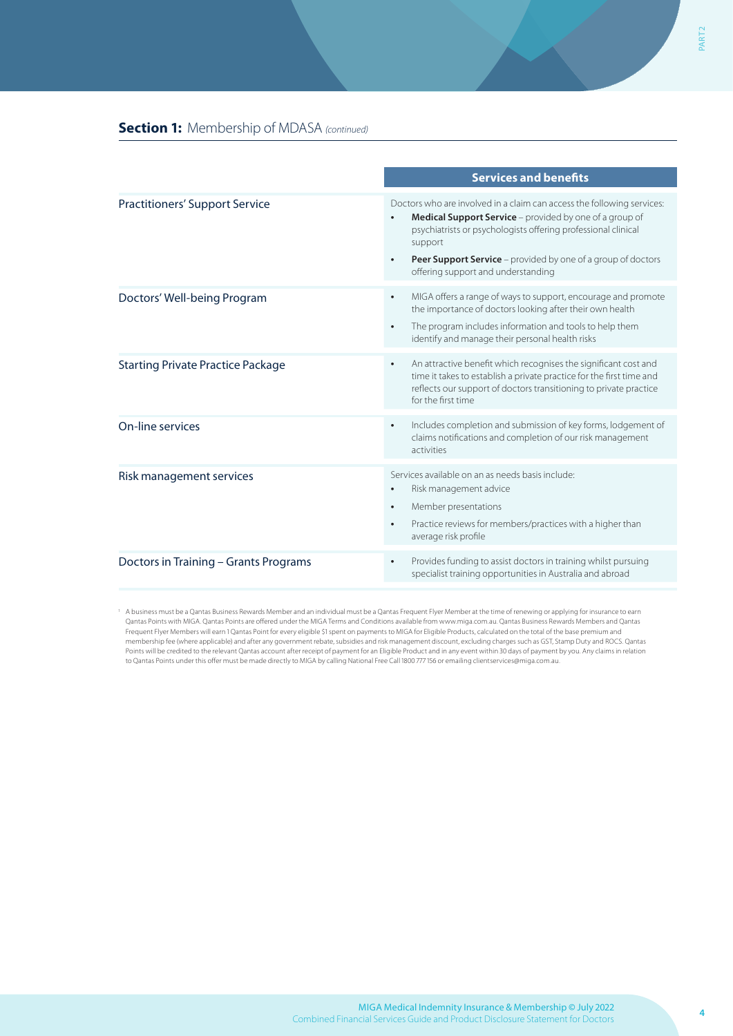## **Section 1:** Membership of MDASA *(continued)*

| | Services and benefits |
|---|---|
| Practitioners' Support Service | Doctors who are involved in a claim can access the following services:<br>• **Medical Support Service** – provided by one of a group of psychiatrists or psychologists offering professional clinical support<br>• **Peer Support Service** – provided by one of a group of doctors offering support and understanding |
| Doctors' Well-being Program | • MIGA offers a range of ways to support, encourage and promote the importance of doctors looking after their own health<br>• The program includes information and tools to help them identify and manage their personal health risks |
| Starting Private Practice Package | • An attractive benefit which recognises the significant cost and time it takes to establish a private practice for the first time and reflects our support of doctors transitioning to private practice for the first time |
| On-line services | • Includes completion and submission of key forms, lodgement of claims notifications and completion of our risk management activities |
| Risk management services | Services available on an as needs basis include:<br>• Risk management advice<br>• Member presentations<br>• Practice reviews for members/practices with a higher than average risk profile |
| Doctors in Training – Grants Programs | • Provides funding to assist doctors in training whilst pursuing specialist training opportunities in Australia and abroad |

[1] A business must be a Qantas Business Rewards Member and an individual must be a Qantas Frequent Flyer Member at the time of renewing or applying for insurance to earn Qantas Points with MIGA. Qantas Points are offered under the MIGA Terms and Conditions available from www.miga.com.au. Qantas Business Rewards Members and Qantas Frequent Flyer Members will earn 1 Qantas Point for every eligible $1 spent on payments to MIGA for Eligible Products, calculated on the total of the base premium and membership fee (where applicable) and after any government rebate, subsidies and risk management discount, excluding charges such as GST, Stamp Duty and ROCS. Qantas Points will be credited to the relevant Qantas account after receipt of payment for an Eligible Product and in any event within 30 days of payment by you. Any claims in relation to Qantas Points under this offer must be made directly to MIGA by calling National Free Call 1800 777 156 or emailing clientservices@miga.com.au.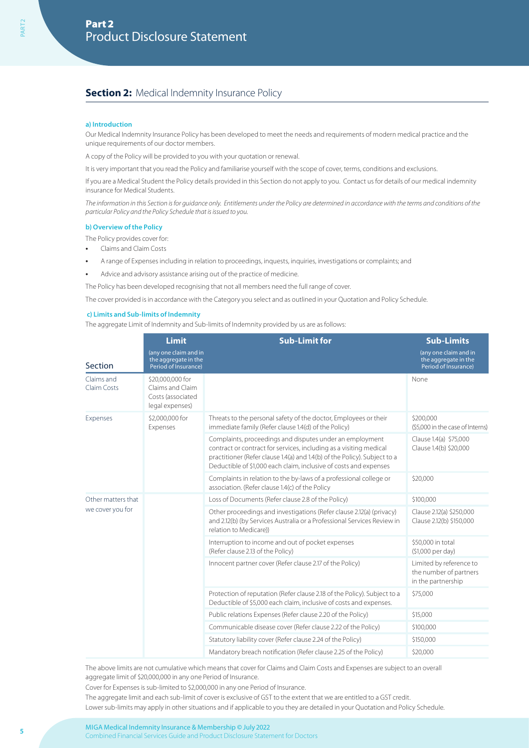# Part 2
## Product Disclosure Statement

## **Section 2:** Medical Indemnity Insurance Policy

#### a) Introduction

Our Medical Indemnity Insurance Policy has been developed to meet the needs and requirements of modern medical practice and the unique requirements of our doctor members.

A copy of the Policy will be provided to you with your quotation or renewal.

It is very important that you read the Policy and familiarise yourself with the scope of cover, terms, conditions and exclusions.

If you are a Medical Student the Policy details provided in this Section do not apply to you. Contact us for details of our medical indemnity insurance for Medical Students.

*The information in this Section is for guidance only. Entitlements under the Policy are determined in accordance with the terms and conditions of the particular Policy and the Policy Schedule that is issued to you.*

#### b) Overview of the Policy

The Policy provides cover for:

- Claims and Claim Costs
- A range of Expenses including in relation to proceedings, inquests, inquiries, investigations or complaints; and
- Advice and advisory assistance arising out of the practice of medicine.

The Policy has been developed recognising that not all members need the full range of cover.

The cover provided is in accordance with the Category you select and as outlined in your Quotation and Policy Schedule.

#### c) Limits and Sub-limits of Indemnity

The aggregate Limit of Indemnity and Sub-limits of Indemnity provided by us are as follows:

| Section | Limit (any one claim and in the aggregate in the Period of Insurance) | Sub-Limit for | Sub-Limits (any one claim and in the aggregate in the Period of Insurance) |
|---|---|---|---|
| Claims and Claim Costs | $20,000,000 for Claims and Claim Costs (associated legal expenses) | | None |
| Expenses | $2,000,000 for Expenses | Threats to the personal safety of the doctor, Employees or their immediate family (Refer clause 1.4(d) of the Policy) | $200,000 ($5,000 in the case of Interns) |
| | | Complaints, proceedings and disputes under an employment contract or contract for services, including as a visiting medical practitioner (Refer clause 1.4(a) and 1.4(b) of the Policy). Subject to a Deductible of $1,000 each claim, inclusive of costs and expenses | Clause 1.4(a) $75,000 Clause 1.4(b) $20,000 |
| | | Complaints in relation to the by-laws of a professional college or association. (Refer clause 1.4(c) of the Policy | $20,000 |
| Other matters that we cover you for | | Loss of Documents (Refer clause 2.8 of the Policy) | $100,000 |
| | | Other proceedings and investigations (Refer clause 2.12(a) (privacy) and 2.12(b) (by Services Australia or a Professional Services Review in relation to Medicare)) | Clause 2.12(a) $250,000 Clause 2.12(b) $150,000 |
| | | Interruption to income and out of pocket expenses (Refer clause 2.13 of the Policy) | $50,000 in total ($1,000 per day) |
| | | Innocent partner cover (Refer clause 2.17 of the Policy) | Limited by reference to the number of partners in the partnership |
| | | Protection of reputation (Refer clause 2.18 of the Policy). Subject to a Deductible of $5,000 each claim, inclusive of costs and expenses. | $75,000 |
| | | Public relations Expenses (Refer clause 2.20 of the Policy) | $15,000 |
| | | Communicable disease cover (Refer clause 2.22 of the Policy) | $100,000 |
| | | Statutory liability cover (Refer clause 2.24 of the Policy) | $150,000 |
| | | Mandatory breach notification (Refer clause 2.25 of the Policy) | $20,000 |

The above limits are not cumulative which means that cover for Claims and Claim Costs and Expenses are subject to an overall aggregate limit of $20,000,000 in any one Period of Insurance.

Cover for Expenses is sub-limited to $2,000,000 in any one Period of Insurance.

The aggregate limit and each sub-limit of cover is exclusive of GST to the extent that we are entitled to a GST credit.

Lower sub-limits may apply in other situations and if applicable to you they are detailed in your Quotation and Policy Schedule.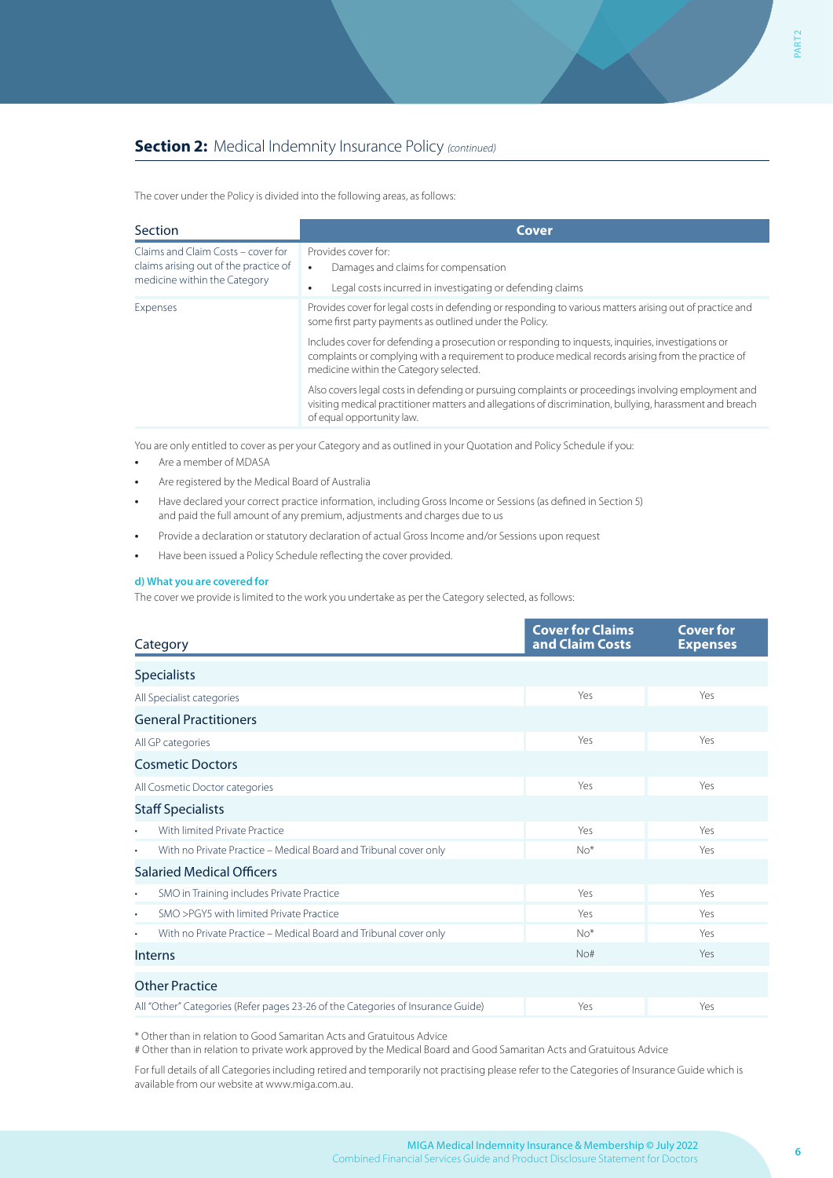## **Section 2:** Medical Indemnity Insurance Policy *(continued)*

The cover under the Policy is divided into the following areas, as follows:

| Section | Cover |
|---|---|
| Claims and Claim Costs – cover for claims arising out of the practice of medicine within the Category | Provides cover for:<br>• Damages and claims for compensation<br>• Legal costs incurred in investigating or defending claims |
| Expenses | Provides cover for legal costs in defending or responding to various matters arising out of practice and some first party payments as outlined under the Policy.<br><br>Includes cover for defending a prosecution or responding to inquests, inquiries, investigations or complaints or complying with a requirement to produce medical records arising from the practice of medicine within the Category selected.<br><br>Also covers legal costs in defending or pursuing complaints or proceedings involving employment and visiting medical practitioner matters and allegations of discrimination, bullying, harassment and breach of equal opportunity law. |

You are only entitled to cover as per your Category and as outlined in your Quotation and Policy Schedule if you:

- Are a member of MDASA
- Are registered by the Medical Board of Australia
- Have declared your correct practice information, including Gross Income or Sessions (as defined in Section 5) and paid the full amount of any premium, adjustments and charges due to us
- Provide a declaration or statutory declaration of actual Gross Income and/or Sessions upon request
- Have been issued a Policy Schedule reflecting the cover provided.

### d) What you are covered for

The cover we provide is limited to the work you undertake as per the Category selected, as follows:

| Category | Cover for Claims and Claim Costs | Cover for Expenses |
|---|---|---|
| **Specialists** | | |
| All Specialist categories | Yes | Yes |
| **General Practitioners** | | |
| All GP categories | Yes | Yes |
| **Cosmetic Doctors** | | |
| All Cosmetic Doctor categories | Yes | Yes |
| **Staff Specialists** | | |
| • With limited Private Practice | Yes | Yes |
| • With no Private Practice – Medical Board and Tribunal cover only | No* | Yes |
| **Salaried Medical Officers** | | |
| • SMO in Training includes Private Practice | Yes | Yes |
| • SMO >PGY5 with limited Private Practice | Yes | Yes |
| • With no Private Practice – Medical Board and Tribunal cover only | No* | Yes |
| **Interns** | No# | Yes |
| **Other Practice** | | |
| All "Other" Categories (Refer pages 23-26 of the Categories of Insurance Guide) | Yes | Yes |

\* Other than in relation to Good Samaritan Acts and Gratuitous Advice
\# Other than in relation to private work approved by the Medical Board and Good Samaritan Acts and Gratuitous Advice

For full details of all Categories including retired and temporarily not practising please refer to the Categories of Insurance Guide which is available from our website at www.miga.com.au.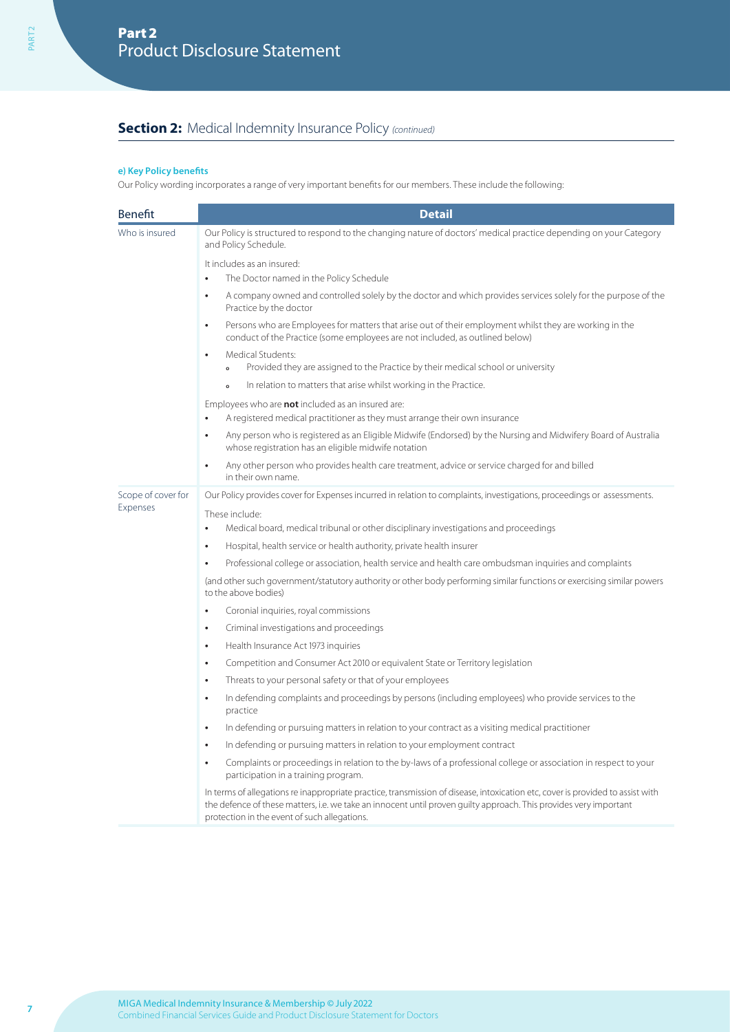## Section 2: Medical Indemnity Insurance Policy *(continued)*

#### e) Key Policy benefits

Our Policy wording incorporates a range of very important benefits for our members. These include the following:

| Benefit | Detail |
|---|---|
| Who is insured | Our Policy is structured to respond to the changing nature of doctors' medical practice depending on your Category and Policy Schedule.<br><br>It includes as an insured:<br>• The Doctor named in the Policy Schedule<br>• A company owned and controlled solely by the doctor and which provides services solely for the purpose of the Practice by the doctor<br>• Persons who are Employees for matters that arise out of their employment whilst they are working in the conduct of the Practice (some employees are not included, as outlined below)<br>• Medical Students:<br>&nbsp;&nbsp;&nbsp;&nbsp;o Provided they are assigned to the Practice by their medical school or university<br>&nbsp;&nbsp;&nbsp;&nbsp;o In relation to matters that arise whilst working in the Practice.<br><br>Employees who are **not** included as an insured are:<br>• A registered medical practitioner as they must arrange their own insurance<br>• Any person who is registered as an Eligible Midwife (Endorsed) by the Nursing and Midwifery Board of Australia whose registration has an eligible midwife notation<br>• Any other person who provides health care treatment, advice or service charged for and billed in their own name. |
| Scope of cover for Expenses | Our Policy provides cover for Expenses incurred in relation to complaints, investigations, proceedings or assessments.<br><br>These include:<br>• Medical board, medical tribunal or other disciplinary investigations and proceedings<br>• Hospital, health service or health authority, private health insurer<br>• Professional college or association, health service and health care ombudsman inquiries and complaints<br><br>(and other such government/statutory authority or other body performing similar functions or exercising similar powers to the above bodies)<br><br>• Coronial inquiries, royal commissions<br>• Criminal investigations and proceedings<br>• Health Insurance Act 1973 inquiries<br>• Competition and Consumer Act 2010 or equivalent State or Territory legislation<br>• Threats to your personal safety or that of your employees<br>• In defending complaints and proceedings by persons (including employees) who provide services to the practice<br>• In defending or pursuing matters in relation to your contract as a visiting medical practitioner<br>• In defending or pursuing matters in relation to your employment contract<br>• Complaints or proceedings in relation to the by-laws of a professional college or association in respect to your participation in a training program.<br><br>In terms of allegations re inappropriate practice, transmission of disease, intoxication etc, cover is provided to assist with the defence of these matters, i.e. we take an innocent until proven guilty approach. This provides very important protection in the event of such allegations. |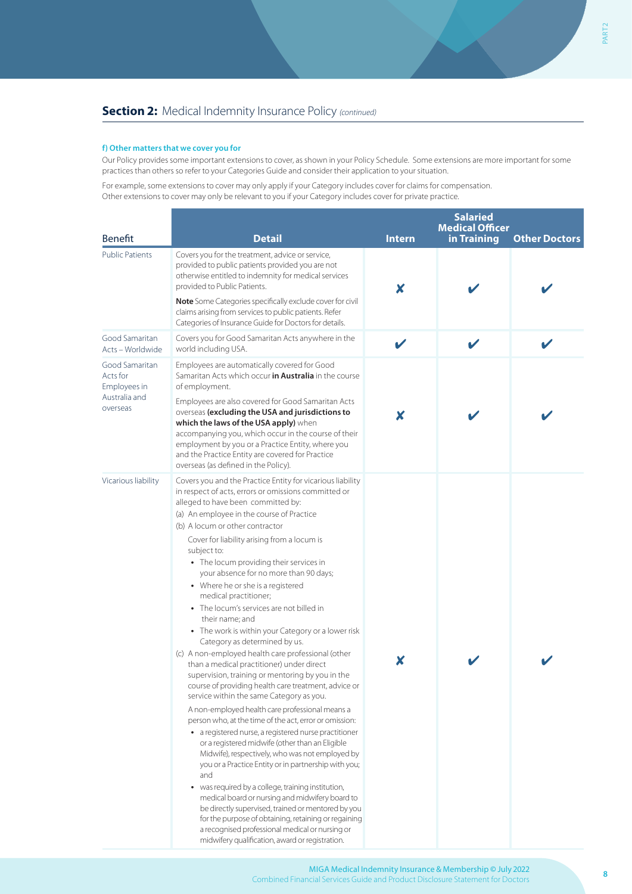## **Section 2:** Medical Indemnity Insurance Policy *(continued)*

### f) Other matters that we cover you for

Our Policy provides some important extensions to cover, as shown in your Policy Schedule. Some extensions are more important for some practices than others so refer to your Categories Guide and consider their application to your situation.

For example, some extensions to cover may only apply if your Category includes cover for claims for compensation. Other extensions to cover may only be relevant to you if your Category includes cover for private practice.

| Benefit | Detail | Intern | Salaried Medical Officer in Training | Other Doctors |
|---|---|---|---|---|
| Public Patients | Covers you for the treatment, advice or service, provided to public patients provided you are not otherwise entitled to indemnity for medical services provided to Public Patients.<br><br>**Note** Some Categories specifically exclude cover for civil claims arising from services to public patients. Refer Categories of Insurance Guide for Doctors for details. | ✘ | ✔ | ✔ |
| Good Samaritan Acts – Worldwide | Covers you for Good Samaritan Acts anywhere in the world including USA. | ✔ | ✔ | ✔ |
| Good Samaritan Acts for Employees in Australia and overseas | Employees are automatically covered for Good Samaritan Acts which occur **in Australia** in the course of employment.<br><br>Employees are also covered for Good Samaritan Acts overseas **(excluding the USA and jurisdictions to which the laws of the USA apply)** when accompanying you, which occur in the course of their employment by you or a Practice Entity, where you and the Practice Entity are covered for Practice overseas (as defined in the Policy). | ✘ | ✔ | ✔ |
| Vicarious liability | Covers you and the Practice Entity for vicarious liability in respect of acts, errors or omissions committed or alleged to have been committed by:<br>(a) An employee in the course of Practice<br>(b) A locum or other contractor<br><br>Cover for liability arising from a locum is subject to:<br>• The locum providing their services in your absence for no more than 90 days;<br>• Where he or she is a registered medical practitioner;<br>• The locum's services are not billed in their name; and<br>• The work is within your Category or a lower risk Category as determined by us.<br>(c) A non-employed health care professional (other than a medical practitioner) under direct supervision, training or mentoring by you in the course of providing health care treatment, advice or service within the same Category as you.<br><br>A non-employed health care professional means a person who, at the time of the act, error or omission:<br>• a registered nurse, a registered nurse practitioner or a registered midwife (other than an Eligible Midwife), respectively, who was not employed by you or a Practice Entity or in partnership with you; and<br>• was required by a college, training institution, medical board or nursing and midwifery board to be directly supervised, trained or mentored by you for the purpose of obtaining, retaining or regaining a recognised professional medical or nursing or midwifery qualification, award or registration. | ✘ | ✔ | ✔ |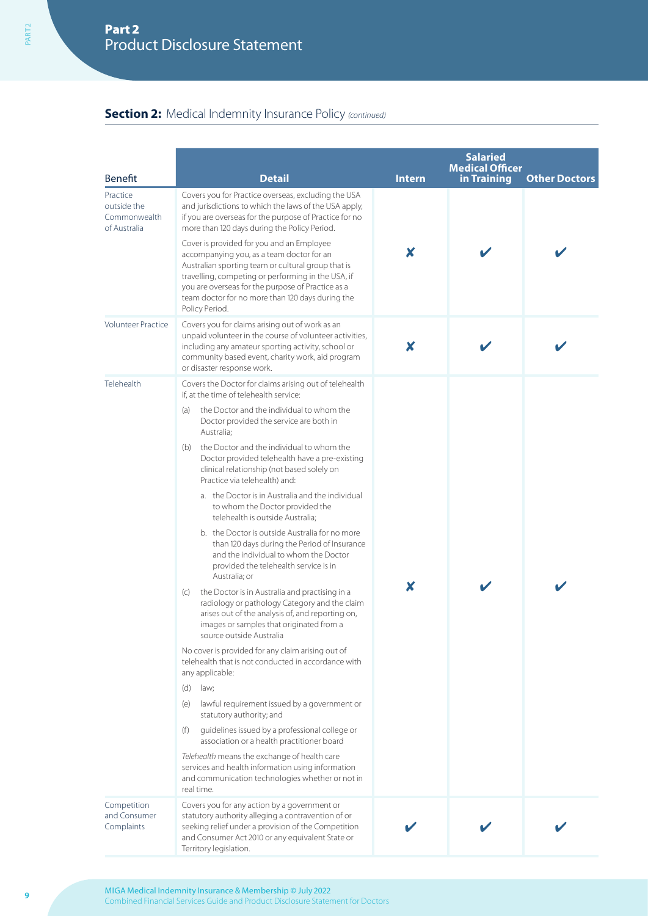## Section 2: Medical Indemnity Insurance Policy *(continued)*

| Benefit | Detail | Intern | Salaried Medical Officer in Training | Other Doctors |
|---|---|---|---|---|
| Practice outside the Commonwealth of Australia | Covers you for Practice overseas, excluding the USA and jurisdictions to which the laws of the USA apply, if you are overseas for the purpose of Practice for no more than 120 days during the Policy Period.<br><br>Cover is provided for you and an Employee accompanying you, as a team doctor for an Australian sporting team or cultural group that is travelling, competing or performing in the USA, if you are overseas for the purpose of Practice as a team doctor for no more than 120 days during the Policy Period. | ✘ | ✔ | ✔ |
| Volunteer Practice | Covers you for claims arising out of work as an unpaid volunteer in the course of volunteer activities, including any amateur sporting activity, school or community based event, charity work, aid program or disaster response work. | ✘ | ✔ | ✔ |
| Telehealth | Covers the Doctor for claims arising out of telehealth if, at the time of telehealth service:<br>(a) the Doctor and the individual to whom the Doctor provided the service are both in Australia;<br>(b) the Doctor and the individual to whom the Doctor provided telehealth have a pre-existing clinical relationship (not based solely on Practice via telehealth) and:<br>a. the Doctor is in Australia and the individual to whom the Doctor provided the telehealth is outside Australia;<br>b. the Doctor is outside Australia for no more than 120 days during the Period of Insurance and the individual to whom the Doctor provided the telehealth service is in Australia; or<br>(c) the Doctor is in Australia and practising in a radiology or pathology Category and the claim arises out of the analysis of, and reporting on, images or samples that originated from a source outside Australia<br><br>No cover is provided for any claim arising out of telehealth that is not conducted in accordance with any applicable:<br>(d) law;<br>(e) lawful requirement issued by a government or statutory authority; and<br>(f) guidelines issued by a professional college or association or a health practitioner board<br><br>*Telehealth* means the exchange of health care services and health information using information and communication technologies whether or not in real time. | ✘ | ✔ | ✔ |
| Competition and Consumer Complaints | Covers you for any action by a government or statutory authority alleging a contravention of or seeking relief under a provision of the Competition and Consumer Act 2010 or any equivalent State or Territory legislation. | ✔ | ✔ | ✔ |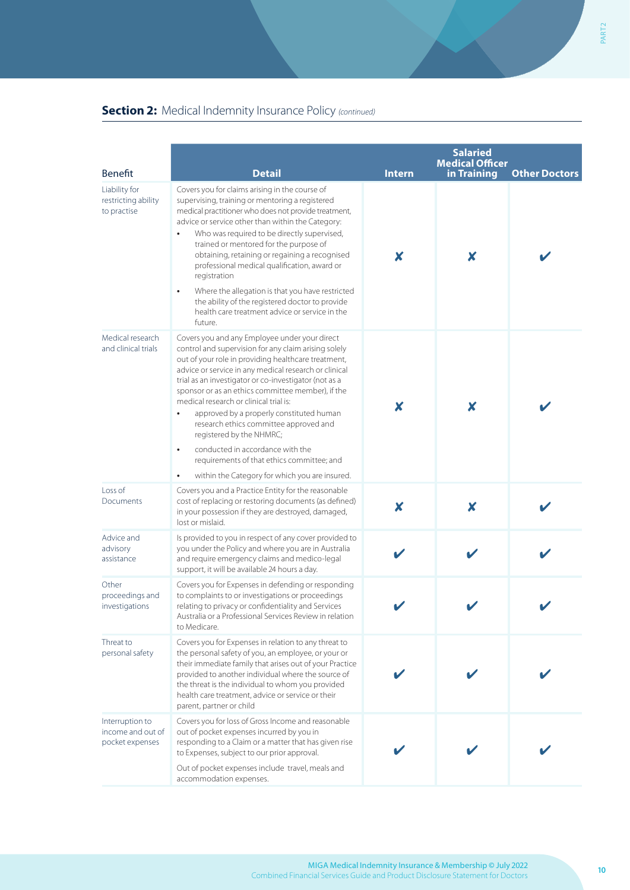## **Section 2:** Medical Indemnity Insurance Policy *(continued)*

| Benefit | Detail | Intern | Salaried Medical Officer in Training | Other Doctors |
|---|---|---|---|---|
| Liability for restricting ability to practise | Covers you for claims arising in the course of supervising, training or mentoring a registered medical practitioner who does not provide treatment, advice or service other than within the Category:<br>• Who was required to be directly supervised, trained or mentored for the purpose of obtaining, retaining or regaining a recognised professional medical qualification, award or registration<br>• Where the allegation is that you have restricted the ability of the registered doctor to provide health care treatment advice or service in the future. | ✘ | ✘ | ✔ |
| Medical research and clinical trials | Covers you and any Employee under your direct control and supervision for any claim arising solely out of your role in providing healthcare treatment, advice or service in any medical research or clinical trial as an investigator or co-investigator (not as a sponsor or as an ethics committee member), if the medical research or clinical trial is:<br>• approved by a properly constituted human research ethics committee approved and registered by the NHMRC;<br>• conducted in accordance with the requirements of that ethics committee; and<br>• within the Category for which you are insured. | ✘ | ✘ | ✔ |
| Loss of Documents | Covers you and a Practice Entity for the reasonable cost of replacing or restoring documents (as defined) in your possession if they are destroyed, damaged, lost or mislaid. | ✘ | ✘ | ✔ |
| Advice and advisory assistance | Is provided to you in respect of any cover provided to you under the Policy and where you are in Australia and require emergency claims and medico-legal support, it will be available 24 hours a day. | ✔ | ✔ | ✔ |
| Other proceedings and investigations | Covers you for Expenses in defending or responding to complaints to or investigations or proceedings relating to privacy or confidentiality and Services Australia or a Professional Services Review in relation to Medicare. | ✔ | ✔ | ✔ |
| Threat to personal safety | Covers you for Expenses in relation to any threat to the personal safety of you, an employee, or your or their immediate family that arises out of your Practice provided to another individual where the source of the threat is the individual to whom you provided health care treatment, advice or service or their parent, partner or child | ✔ | ✔ | ✔ |
| Interruption to income and out of pocket expenses | Covers you for loss of Gross Income and reasonable out of pocket expenses incurred by you in responding to a Claim or a matter that has given rise to Expenses, subject to our prior approval.<br>Out of pocket expenses include travel, meals and accommodation expenses. | ✔ | ✔ | ✔ |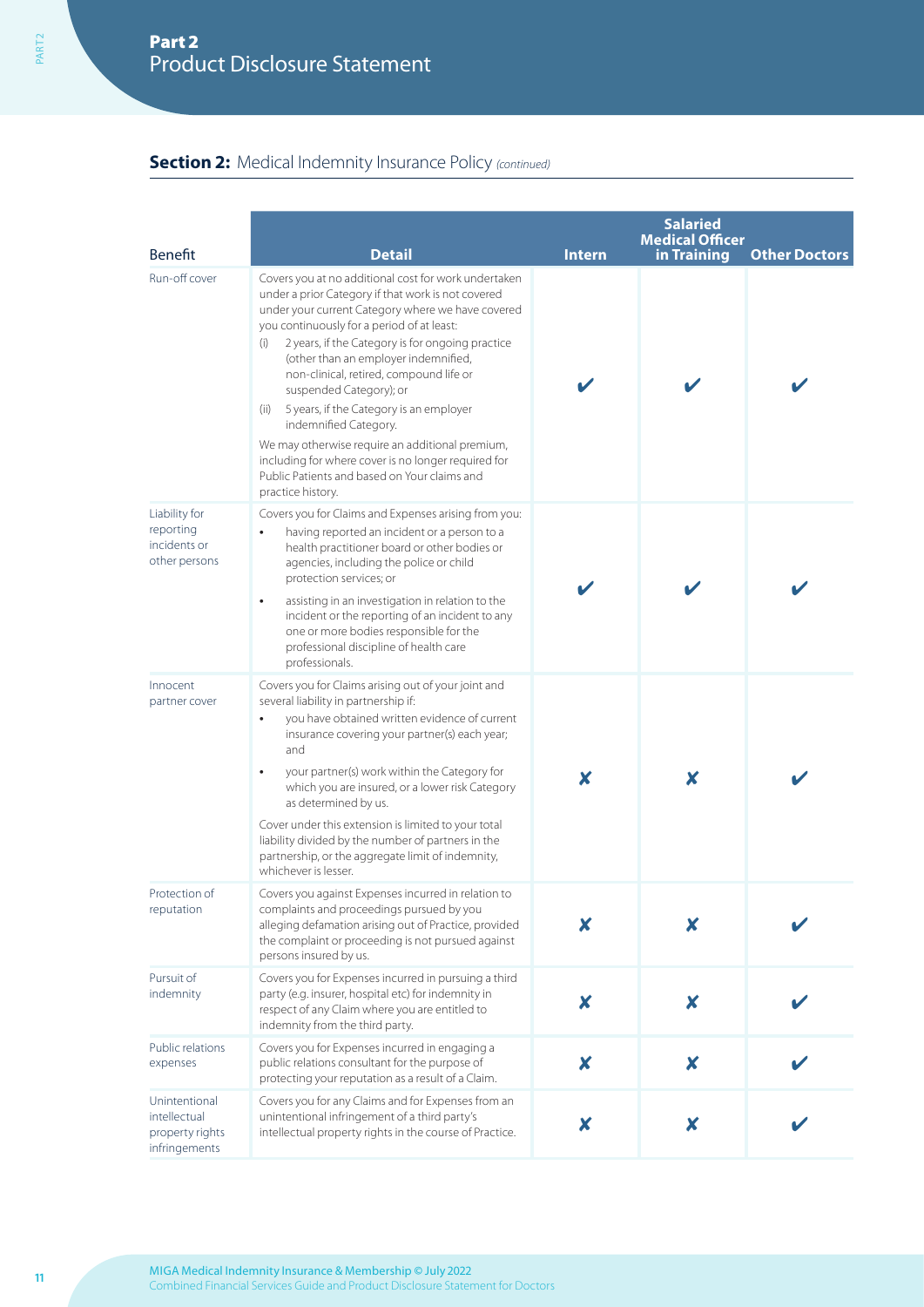## **Section 2:** Medical Indemnity Insurance Policy *(continued)*

| Benefit | Detail | Intern | Salaried Medical Officer in Training | Other Doctors |
|---|---|---|---|---|
| Run-off cover | Covers you at no additional cost for work undertaken under a prior Category if that work is not covered under your current Category where we have covered you continuously for a period of at least:<br>(i) 2 years, if the Category is for ongoing practice (other than an employer indemnified, non-clinical, retired, compound life or suspended Category); or<br>(ii) 5 years, if the Category is an employer indemnified Category.<br>We may otherwise require an additional premium, including for where cover is no longer required for Public Patients and based on Your claims and practice history. | ✔ | ✔ | ✔ |
| Liability for reporting incidents or other persons | Covers you for Claims and Expenses arising from you:<br>• having reported an incident or a person to a health practitioner board or other bodies or agencies, including the police or child protection services; or<br>• assisting in an investigation in relation to the incident or the reporting of an incident to any one or more bodies responsible for the professional discipline of health care professionals. | ✔ | ✔ | ✔ |
| Innocent partner cover | Covers you for Claims arising out of your joint and several liability in partnership if:<br>• you have obtained written evidence of current insurance covering your partner(s) each year; and<br>• your partner(s) work within the Category for which you are insured, or a lower risk Category as determined by us.<br>Cover under this extension is limited to your total liability divided by the number of partners in the partnership, or the aggregate limit of indemnity, whichever is lesser. | ✘ | ✘ | ✔ |
| Protection of reputation | Covers you against Expenses incurred in relation to complaints and proceedings pursued by you alleging defamation arising out of Practice, provided the complaint or proceeding is not pursued against persons insured by us. | ✘ | ✘ | ✔ |
| Pursuit of indemnity | Covers you for Expenses incurred in pursuing a third party (e.g. insurer, hospital etc) for indemnity in respect of any Claim where you are entitled to indemnity from the third party. | ✘ | ✘ | ✔ |
| Public relations expenses | Covers you for Expenses incurred in engaging a public relations consultant for the purpose of protecting your reputation as a result of a Claim. | ✘ | ✘ | ✔ |
| Unintentional intellectual property rights infringements | Covers you for any Claims and for Expenses from an unintentional infringement of a third party's intellectual property rights in the course of Practice. | ✘ | ✘ | ✔ |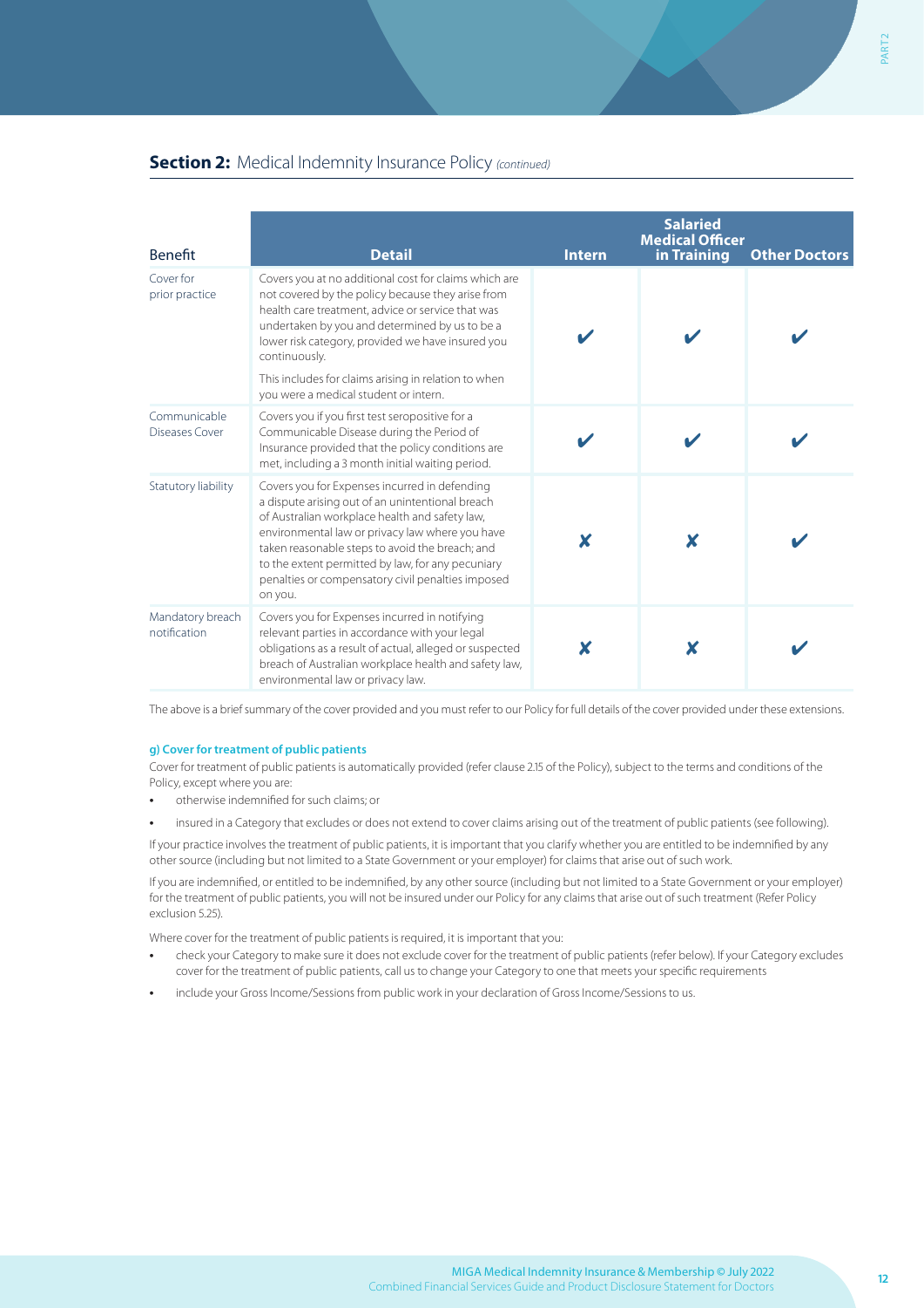## **Section 2:** Medical Indemnity Insurance Policy *(continued)*

| Benefit | Detail | Intern | Salaried Medical Officer in Training | Other Doctors |
|---|---|---|---|---|
| Cover for prior practice | Covers you at no additional cost for claims which are not covered by the policy because they arise from health care treatment, advice or service that was undertaken by you and determined by us to be a lower risk category, provided we have insured you continuously.<br><br>This includes for claims arising in relation to when you were a medical student or intern. | ✔ | ✔ | ✔ |
| Communicable Diseases Cover | Covers you if you first test seropositive for a Communicable Disease during the Period of Insurance provided that the policy conditions are met, including a 3 month initial waiting period. | ✔ | ✔ | ✔ |
| Statutory liability | Covers you for Expenses incurred in defending a dispute arising out of an unintentional breach of Australian workplace health and safety law, environmental law or privacy law where you have taken reasonable steps to avoid the breach; and to the extent permitted by law, for any pecuniary penalties or compensatory civil penalties imposed on you. | ✘ | ✘ | ✔ |
| Mandatory breach notification | Covers you for Expenses incurred in notifying relevant parties in accordance with your legal obligations as a result of actual, alleged or suspected breach of Australian workplace health and safety law, environmental law or privacy law. | ✘ | ✘ | ✔ |

The above is a brief summary of the cover provided and you must refer to our Policy for full details of the cover provided under these extensions.

#### g) Cover for treatment of public patients

Cover for treatment of public patients is automatically provided (refer clause 2.15 of the Policy), subject to the terms and conditions of the Policy, except where you are:

- otherwise indemnified for such claims; or
- insured in a Category that excludes or does not extend to cover claims arising out of the treatment of public patients (see following).

If your practice involves the treatment of public patients, it is important that you clarify whether you are entitled to be indemnified by any other source (including but not limited to a State Government or your employer) for claims that arise out of such work.

If you are indemnified, or entitled to be indemnified, by any other source (including but not limited to a State Government or your employer) for the treatment of public patients, you will not be insured under our Policy for any claims that arise out of such treatment (Refer Policy exclusion 5.25).

Where cover for the treatment of public patients is required, it is important that you:

- check your Category to make sure it does not exclude cover for the treatment of public patients (refer below). If your Category excludes cover for the treatment of public patients, call us to change your Category to one that meets your specific requirements
- include your Gross Income/Sessions from public work in your declaration of Gross Income/Sessions to us.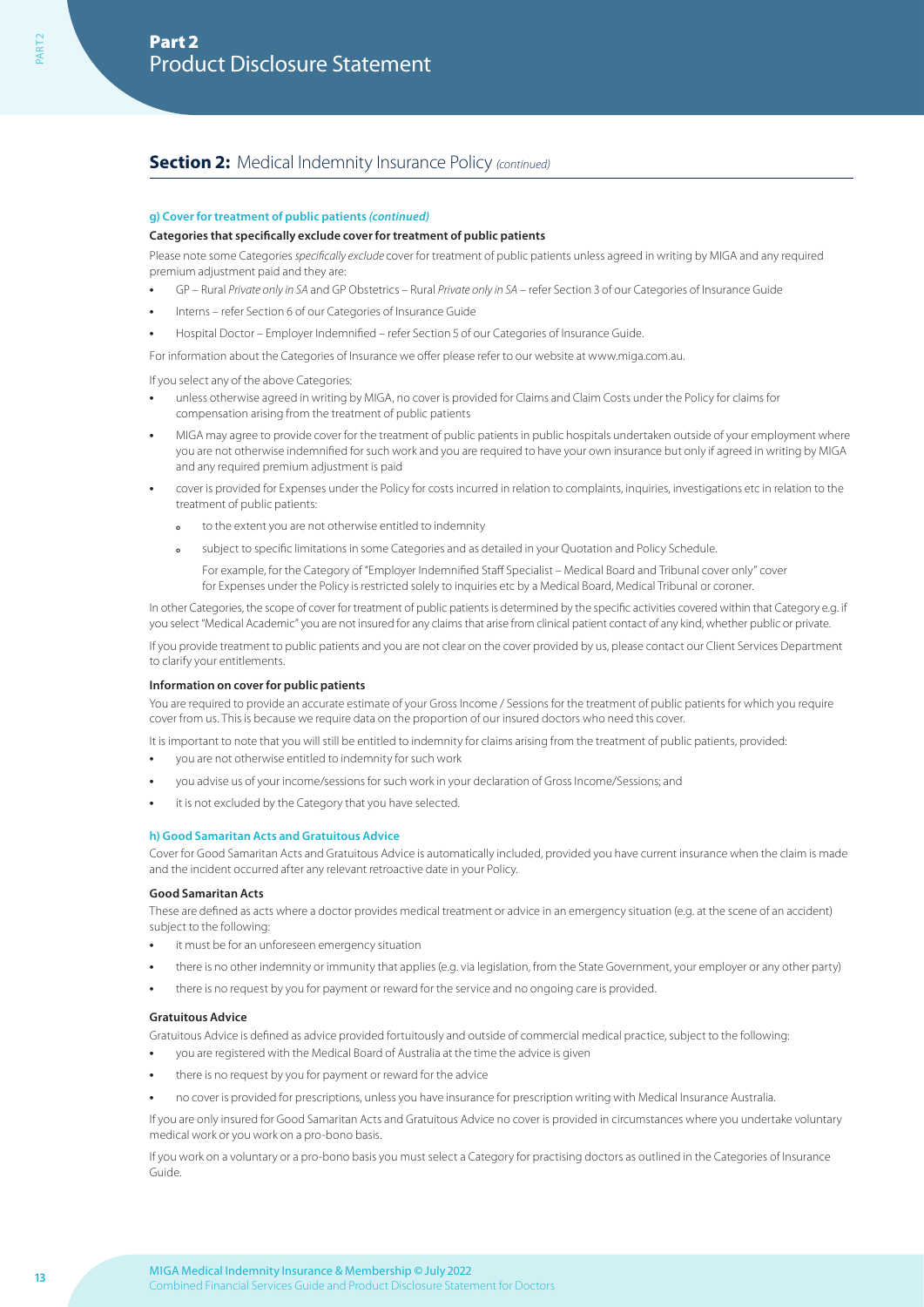## Section 2: Medical Indemnity Insurance Policy *(continued)*

#### g) Cover for treatment of public patients *(continued)*

**Categories that specifically exclude cover for treatment of public patients**

Please note some Categories *specifically exclude* cover for treatment of public patients unless agreed in writing by MIGA and any required premium adjustment paid and they are:

- GP – Rural *Private only in SA* and GP Obstetrics – Rural *Private only in SA* – refer Section 3 of our Categories of Insurance Guide
- Interns – refer Section 6 of our Categories of Insurance Guide
- Hospital Doctor – Employer Indemnified – refer Section 5 of our Categories of Insurance Guide.

For information about the Categories of Insurance we offer please refer to our website at www.miga.com.au.

If you select any of the above Categories:

- unless otherwise agreed in writing by MIGA, no cover is provided for Claims and Claim Costs under the Policy for claims for compensation arising from the treatment of public patients
- MIGA may agree to provide cover for the treatment of public patients in public hospitals undertaken outside of your employment where you are not otherwise indemnified for such work and you are required to have your own insurance but only if agreed in writing by MIGA and any required premium adjustment is paid
- cover is provided for Expenses under the Policy for costs incurred in relation to complaints, inquiries, investigations etc in relation to the treatment of public patients:
  - to the extent you are not otherwise entitled to indemnity
  - subject to specific limitations in some Categories and as detailed in your Quotation and Policy Schedule.

    For example, for the Category of "Employer Indemnified Staff Specialist – Medical Board and Tribunal cover only" cover for Expenses under the Policy is restricted solely to inquiries etc by a Medical Board, Medical Tribunal or coroner.

In other Categories, the scope of cover for treatment of public patients is determined by the specific activities covered within that Category e.g. if you select "Medical Academic" you are not insured for any claims that arise from clinical patient contact of any kind, whether public or private.

If you provide treatment to public patients and you are not clear on the cover provided by us, please contact our Client Services Department to clarify your entitlements.

**Information on cover for public patients**

You are required to provide an accurate estimate of your Gross Income / Sessions for the treatment of public patients for which you require cover from us. This is because we require data on the proportion of our insured doctors who need this cover.

It is important to note that you will still be entitled to indemnity for claims arising from the treatment of public patients, provided:

- you are not otherwise entitled to indemnity for such work
- you advise us of your income/sessions for such work in your declaration of Gross Income/Sessions; and
- it is not excluded by the Category that you have selected.

#### h) Good Samaritan Acts and Gratuitous Advice

Cover for Good Samaritan Acts and Gratuitous Advice is automatically included, provided you have current insurance when the claim is made and the incident occurred after any relevant retroactive date in your Policy.

**Good Samaritan Acts**

These are defined as acts where a doctor provides medical treatment or advice in an emergency situation (e.g. at the scene of an accident) subject to the following:

- it must be for an unforeseen emergency situation
- there is no other indemnity or immunity that applies (e.g. via legislation, from the State Government, your employer or any other party)
- there is no request by you for payment or reward for the service and no ongoing care is provided.

**Gratuitous Advice**

Gratuitous Advice is defined as advice provided fortuitously and outside of commercial medical practice, subject to the following:

- you are registered with the Medical Board of Australia at the time the advice is given
- there is no request by you for payment or reward for the advice
- no cover is provided for prescriptions, unless you have insurance for prescription writing with Medical Insurance Australia.

If you are only insured for Good Samaritan Acts and Gratuitous Advice no cover is provided in circumstances where you undertake voluntary medical work or you work on a pro-bono basis.

If you work on a voluntary or a pro-bono basis you must select a Category for practising doctors as outlined in the Categories of Insurance Guide.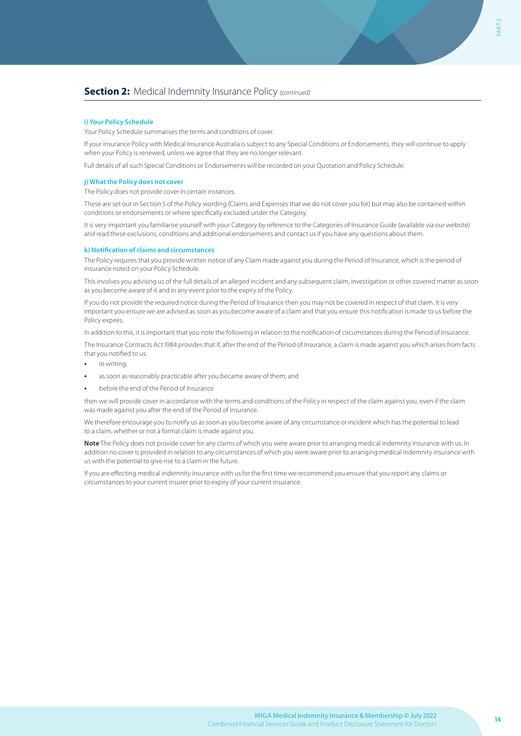## **Section 2:** Medical Indemnity Insurance Policy *(continued)*

#### i) Your Policy Schedule

Your Policy Schedule summarises the terms and conditions of cover.

If your insurance Policy with Medical Insurance Australia is subject to any Special Conditions or Endorsements, they will continue to apply when your Policy is renewed, unless we agree that they are no longer relevant.

Full details of all such Special Conditions or Endorsements will be recorded on your Quotation and Policy Schedule.

#### j) What the Policy does not cover

The Policy does not provide cover in certain instances.

These are set out in Section 5 of the Policy wording (Claims and Expenses that we do not cover you for) but may also be contained within conditions or endorsements or where specifically excluded under the Category.

It is very important you familiarise yourself with your Category by reference to the Categories of Insurance Guide (available via our website) and read these exclusions, conditions and additional endorsements and contact us if you have any questions about them.

#### k) Notification of claims and circumstances

The Policy requires that you provide written notice of any Claim made against you during the Period of Insurance, which is the period of insurance noted on your Policy Schedule.

This involves you advising us of the full details of an alleged incident and any subsequent claim, investigation or other covered matter as soon as you become aware of it and in any event prior to the expiry of the Policy.

If you do not provide the required notice during the Period of Insurance then you may not be covered in respect of that claim. It is very important you ensure we are advised as soon as you become aware of a claim and that you ensure this notification is made to us before the Policy expires.

In addition to this, it is important that you note the following in relation to the notification of circumstances during the Period of Insurance.

The Insurance Contracts Act 1984 provides that if, after the end of the Period of Insurance, a claim is made against you which arises from facts that you notified to us:

- in writing;
- as soon as reasonably practicable after you became aware of them; and
- before the end of the Period of Insurance

then we will provide cover in accordance with the terms and conditions of the Policy in respect of the claim against you, even if the claim was made against you after the end of the Period of Insurance.

We therefore encourage you to notify us as soon as you become aware of any circumstance or incident which has the potential to lead to a claim, whether or not a formal claim is made against you.

**Note** The Policy does not provide cover for any claims of which you were aware prior to arranging medical indemnity insurance with us. In addition no cover is provided in relation to any circumstances of which you were aware prior to arranging medical indemnity insurance with us with the potential to give rise to a claim in the future.

If you are effecting medical indemnity insurance with us for the first time we recommend you ensure that you report any claims or circumstances to your current insurer prior to expiry of your current insurance.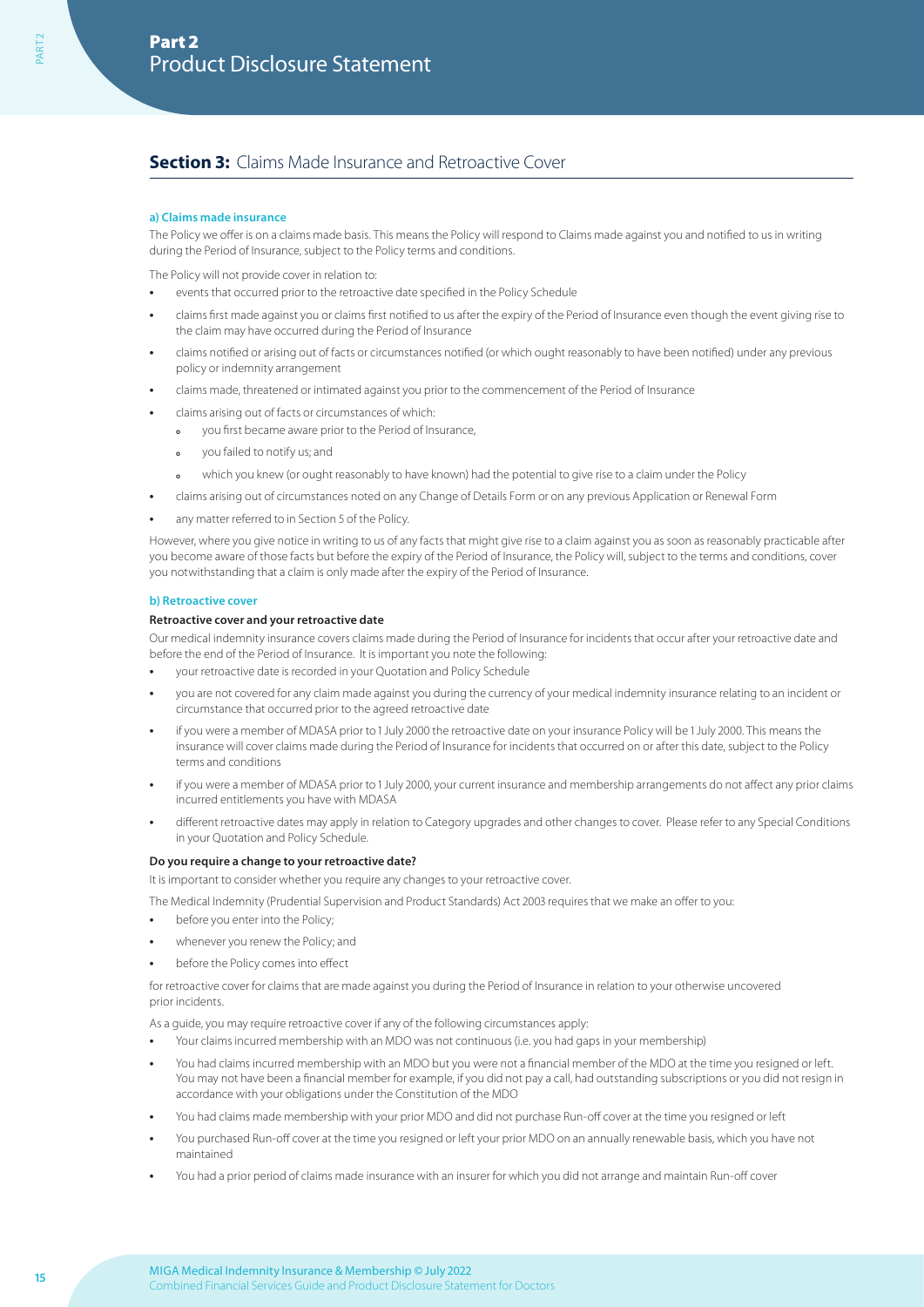# Part 2
Product Disclosure Statement

## Section 3: Claims Made Insurance and Retroactive Cover

### a) Claims made insurance

The Policy we offer is on a claims made basis. This means the Policy will respond to Claims made against you and notified to us in writing during the Period of Insurance, subject to the Policy terms and conditions.

The Policy will not provide cover in relation to:

- events that occurred prior to the retroactive date specified in the Policy Schedule
- claims first made against you or claims first notified to us after the expiry of the Period of Insurance even though the event giving rise to the claim may have occurred during the Period of Insurance
- claims notified or arising out of facts or circumstances notified (or which ought reasonably to have been notified) under any previous policy or indemnity arrangement
- claims made, threatened or intimated against you prior to the commencement of the Period of Insurance
- claims arising out of facts or circumstances of which:
  - you first became aware prior to the Period of Insurance,
  - you failed to notify us; and
  - which you knew (or ought reasonably to have known) had the potential to give rise to a claim under the Policy
- claims arising out of circumstances noted on any Change of Details Form or on any previous Application or Renewal Form
- any matter referred to in Section 5 of the Policy.

However, where you give notice in writing to us of any facts that might give rise to a claim against you as soon as reasonably practicable after you become aware of those facts but before the expiry of the Period of Insurance, the Policy will, subject to the terms and conditions, cover you notwithstanding that a claim is only made after the expiry of the Period of Insurance.

### b) Retroactive cover

**Retroactive cover and your retroactive date**

Our medical indemnity insurance covers claims made during the Period of Insurance for incidents that occur after your retroactive date and before the end of the Period of Insurance. It is important you note the following:

- your retroactive date is recorded in your Quotation and Policy Schedule
- you are not covered for any claim made against you during the currency of your medical indemnity insurance relating to an incident or circumstance that occurred prior to the agreed retroactive date
- if you were a member of MDASA prior to 1 July 2000 the retroactive date on your insurance Policy will be 1 July 2000. This means the insurance will cover claims made during the Period of Insurance for incidents that occurred on or after this date, subject to the Policy terms and conditions
- if you were a member of MDASA prior to 1 July 2000, your current insurance and membership arrangements do not affect any prior claims incurred entitlements you have with MDASA
- different retroactive dates may apply in relation to Category upgrades and other changes to cover. Please refer to any Special Conditions in your Quotation and Policy Schedule.

**Do you require a change to your retroactive date?**

It is important to consider whether you require any changes to your retroactive cover.

The Medical Indemnity (Prudential Supervision and Product Standards) Act 2003 requires that we make an offer to you:

- before you enter into the Policy;
- whenever you renew the Policy; and
- before the Policy comes into effect

for retroactive cover for claims that are made against you during the Period of Insurance in relation to your otherwise uncovered prior incidents.

As a guide, you may require retroactive cover if any of the following circumstances apply:

- Your claims incurred membership with an MDO was not continuous (i.e. you had gaps in your membership)
- You had claims incurred membership with an MDO but you were not a financial member of the MDO at the time you resigned or left. You may not have been a financial member for example, if you did not pay a call, had outstanding subscriptions or you did not resign in accordance with your obligations under the Constitution of the MDO
- You had claims made membership with your prior MDO and did not purchase Run-off cover at the time you resigned or left
- You purchased Run-off cover at the time you resigned or left your prior MDO on an annually renewable basis, which you have not maintained
- You had a prior period of claims made insurance with an insurer for which you did not arrange and maintain Run-off cover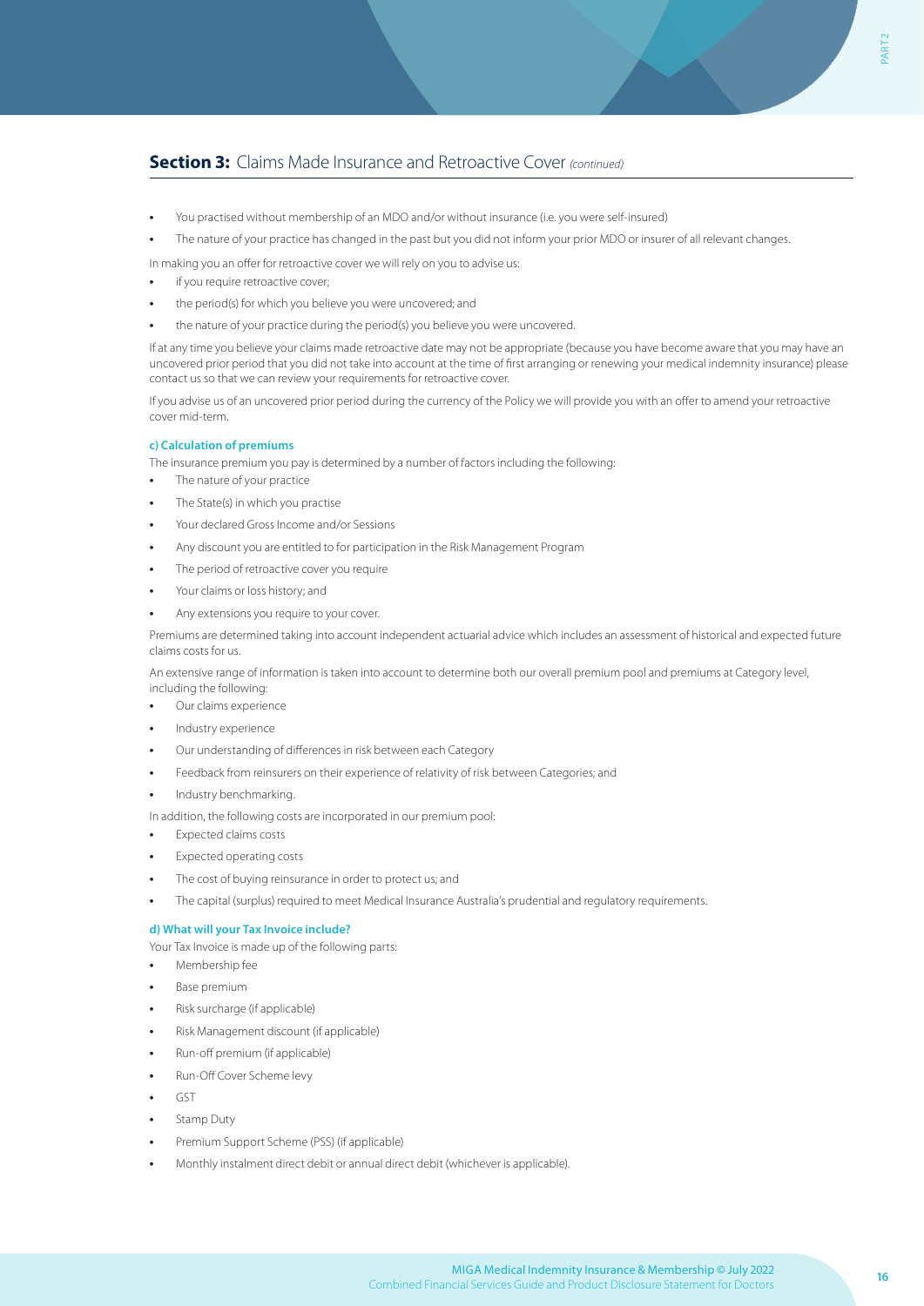## **Section 3:** Claims Made Insurance and Retroactive Cover *(continued)*

- You practised without membership of an MDO and/or without insurance (i.e. you were self-insured)
- The nature of your practice has changed in the past but you did not inform your prior MDO or insurer of all relevant changes.

In making you an offer for retroactive cover we will rely on you to advise us:

- if you require retroactive cover;
- the period(s) for which you believe you were uncovered; and
- the nature of your practice during the period(s) you believe you were uncovered.

If at any time you believe your claims made retroactive date may not be appropriate (because you have become aware that you may have an uncovered prior period that you did not take into account at the time of first arranging or renewing your medical indemnity insurance) please contact us so that we can review your requirements for retroactive cover.

If you advise us of an uncovered prior period during the currency of the Policy we will provide you with an offer to amend your retroactive cover mid-term.

#### c) Calculation of premiums

The insurance premium you pay is determined by a number of factors including the following:

- The nature of your practice
- The State(s) in which you practise
- Your declared Gross Income and/or Sessions
- Any discount you are entitled to for participation in the Risk Management Program
- The period of retroactive cover you require
- Your claims or loss history; and
- Any extensions you require to your cover.

Premiums are determined taking into account independent actuarial advice which includes an assessment of historical and expected future claims costs for us.

An extensive range of information is taken into account to determine both our overall premium pool and premiums at Category level, including the following:

- Our claims experience
- Industry experience
- Our understanding of differences in risk between each Category
- Feedback from reinsurers on their experience of relativity of risk between Categories; and
- Industry benchmarking.

In addition, the following costs are incorporated in our premium pool:

- Expected claims costs
- Expected operating costs
- The cost of buying reinsurance in order to protect us; and
- The capital (surplus) required to meet Medical Insurance Australia's prudential and regulatory requirements.

#### d) What will your Tax Invoice include?

Your Tax Invoice is made up of the following parts:

- Membership fee
- Base premium
- Risk surcharge (if applicable)
- Risk Management discount (if applicable)
- Run-off premium (if applicable)
- Run-Off Cover Scheme levy
- GST
- Stamp Duty
- Premium Support Scheme (PSS) (if applicable)
- Monthly instalment direct debit or annual direct debit (whichever is applicable).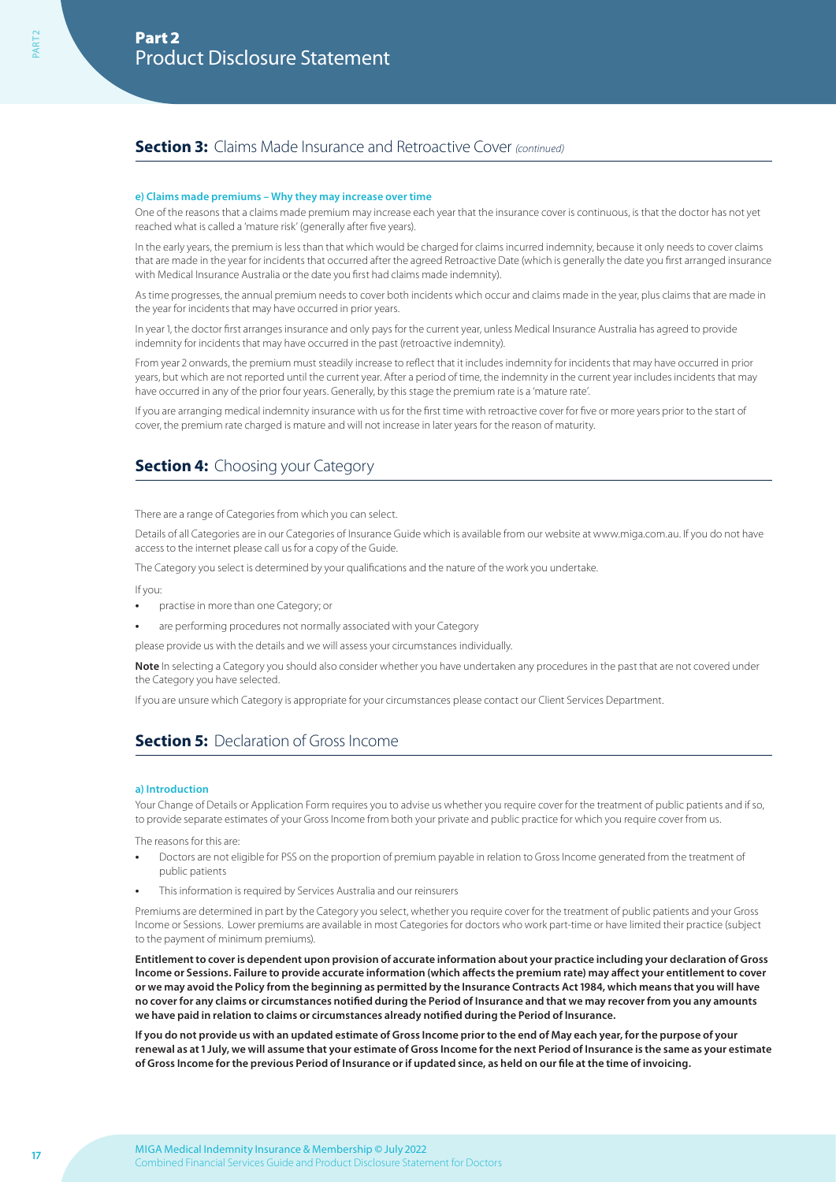## Section 3: Claims Made Insurance and Retroactive Cover *(continued)*

#### e) Claims made premiums – Why they may increase over time

One of the reasons that a claims made premium may increase each year that the insurance cover is continuous, is that the doctor has not yet reached what is called a 'mature risk' (generally after five years).

In the early years, the premium is less than that which would be charged for claims incurred indemnity, because it only needs to cover claims that are made in the year for incidents that occurred after the agreed Retroactive Date (which is generally the date you first arranged insurance with Medical Insurance Australia or the date you first had claims made indemnity).

As time progresses, the annual premium needs to cover both incidents which occur and claims made in the year, plus claims that are made in the year for incidents that may have occurred in prior years.

In year 1, the doctor first arranges insurance and only pays for the current year, unless Medical Insurance Australia has agreed to provide indemnity for incidents that may have occurred in the past (retroactive indemnity).

From year 2 onwards, the premium must steadily increase to reflect that it includes indemnity for incidents that may have occurred in prior years, but which are not reported until the current year. After a period of time, the indemnity in the current year includes incidents that may have occurred in any of the prior four years. Generally, by this stage the premium rate is a 'mature rate'.

If you are arranging medical indemnity insurance with us for the first time with retroactive cover for five or more years prior to the start of cover, the premium rate charged is mature and will not increase in later years for the reason of maturity.

## Section 4: Choosing your Category

There are a range of Categories from which you can select.

Details of all Categories are in our Categories of Insurance Guide which is available from our website at www.miga.com.au. If you do not have access to the internet please call us for a copy of the Guide.

The Category you select is determined by your qualifications and the nature of the work you undertake.

If you:

- practise in more than one Category; or
- are performing procedures not normally associated with your Category

please provide us with the details and we will assess your circumstances individually.

**Note** In selecting a Category you should also consider whether you have undertaken any procedures in the past that are not covered under the Category you have selected.

If you are unsure which Category is appropriate for your circumstances please contact our Client Services Department.

## Section 5: Declaration of Gross Income

#### a) Introduction

Your Change of Details or Application Form requires you to advise us whether you require cover for the treatment of public patients and if so, to provide separate estimates of your Gross Income from both your private and public practice for which you require cover from us.

The reasons for this are:

- Doctors are not eligible for PSS on the proportion of premium payable in relation to Gross Income generated from the treatment of public patients
- This information is required by Services Australia and our reinsurers

Premiums are determined in part by the Category you select, whether you require cover for the treatment of public patients and your Gross Income or Sessions. Lower premiums are available in most Categories for doctors who work part-time or have limited their practice (subject to the payment of minimum premiums).

**Entitlement to cover is dependent upon provision of accurate information about your practice including your declaration of Gross Income or Sessions. Failure to provide accurate information (which affects the premium rate) may affect your entitlement to cover or we may avoid the Policy from the beginning as permitted by the Insurance Contracts Act 1984, which means that you will have no cover for any claims or circumstances notified during the Period of Insurance and that we may recover from you any amounts we have paid in relation to claims or circumstances already notified during the Period of Insurance.**

**If you do not provide us with an updated estimate of Gross Income prior to the end of May each year, for the purpose of your renewal as at 1 July, we will assume that your estimate of Gross Income for the next Period of Insurance is the same as your estimate of Gross Income for the previous Period of Insurance or if updated since, as held on our file at the time of invoicing.**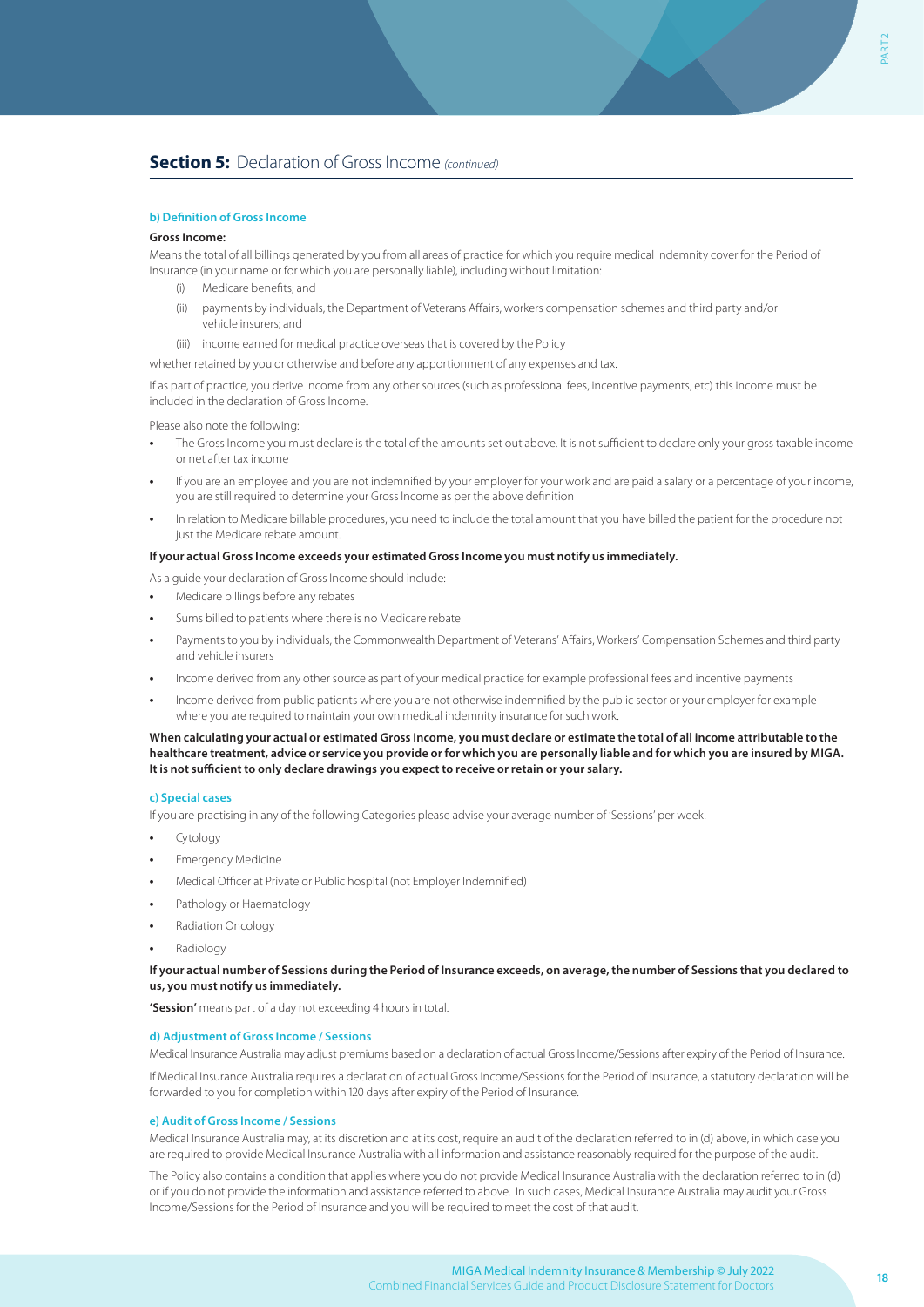## **Section 5:** Declaration of Gross Income *(continued)*

### b) Definition of Gross Income

**Gross Income:**

Means the total of all billings generated by you from all areas of practice for which you require medical indemnity cover for the Period of Insurance (in your name or for which you are personally liable), including without limitation:

(i) Medicare benefits; and

(ii) payments by individuals, the Department of Veterans Affairs, workers compensation schemes and third party and/or vehicle insurers; and

(iii) income earned for medical practice overseas that is covered by the Policy

whether retained by you or otherwise and before any apportionment of any expenses and tax.

If as part of practice, you derive income from any other sources (such as professional fees, incentive payments, etc) this income must be included in the declaration of Gross Income.

Please also note the following:

- The Gross Income you must declare is the total of the amounts set out above. It is not sufficient to declare only your gross taxable income or net after tax income
- If you are an employee and you are not indemnified by your employer for your work and are paid a salary or a percentage of your income, you are still required to determine your Gross Income as per the above definition
- In relation to Medicare billable procedures, you need to include the total amount that you have billed the patient for the procedure not just the Medicare rebate amount.

**If your actual Gross Income exceeds your estimated Gross Income you must notify us immediately.**

As a guide your declaration of Gross Income should include:

- Medicare billings before any rebates
- Sums billed to patients where there is no Medicare rebate
- Payments to you by individuals, the Commonwealth Department of Veterans' Affairs, Workers' Compensation Schemes and third party and vehicle insurers
- Income derived from any other source as part of your medical practice for example professional fees and incentive payments
- Income derived from public patients where you are not otherwise indemnified by the public sector or your employer for example where you are required to maintain your own medical indemnity insurance for such work.

**When calculating your actual or estimated Gross Income, you must declare or estimate the total of all income attributable to the healthcare treatment, advice or service you provide or for which you are personally liable and for which you are insured by MIGA. It is not sufficient to only declare drawings you expect to receive or retain or your salary.**

### c) Special cases

If you are practising in any of the following Categories please advise your average number of 'Sessions' per week.

- Cytology
- Emergency Medicine
- Medical Officer at Private or Public hospital (not Employer Indemnified)
- Pathology or Haematology
- Radiation Oncology
- Radiology

**If your actual number of Sessions during the Period of Insurance exceeds, on average, the number of Sessions that you declared to us, you must notify us immediately.**

**'Session'** means part of a day not exceeding 4 hours in total.

### d) Adjustment of Gross Income / Sessions

Medical Insurance Australia may adjust premiums based on a declaration of actual Gross Income/Sessions after expiry of the Period of Insurance.

If Medical Insurance Australia requires a declaration of actual Gross Income/Sessions for the Period of Insurance, a statutory declaration will be forwarded to you for completion within 120 days after expiry of the Period of Insurance.

### e) Audit of Gross Income / Sessions

Medical Insurance Australia may, at its discretion and at its cost, require an audit of the declaration referred to in (d) above, in which case you are required to provide Medical Insurance Australia with all information and assistance reasonably required for the purpose of the audit.

The Policy also contains a condition that applies where you do not provide Medical Insurance Australia with the declaration referred to in (d) or if you do not provide the information and assistance referred to above. In such cases, Medical Insurance Australia may audit your Gross Income/Sessions for the Period of Insurance and you will be required to meet the cost of that audit.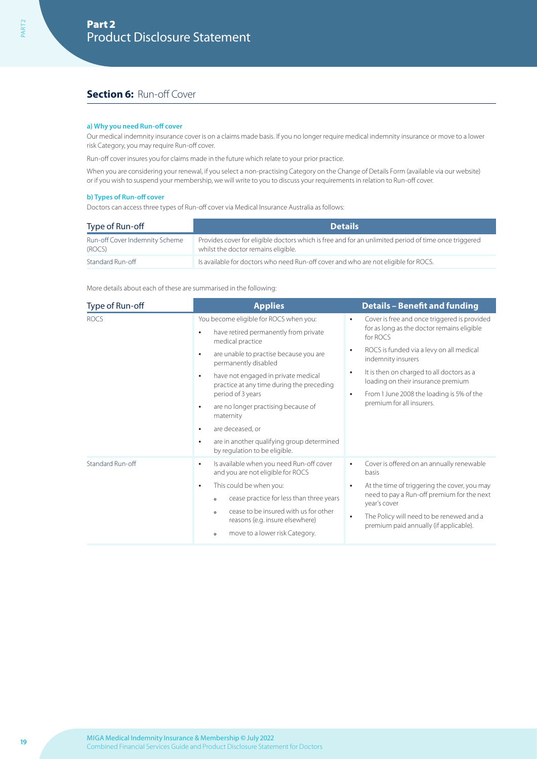# Part 2
## Product Disclosure Statement

## **Section 6:** Run-off Cover

#### a) Why you need Run-off cover

Our medical indemnity insurance cover is on a claims made basis. If you no longer require medical indemnity insurance or move to a lower risk Category, you may require Run-off cover.

Run-off cover insures you for claims made in the future which relate to your prior practice.

When you are considering your renewal, if you select a non-practising Category on the Change of Details Form (available via our website) or if you wish to suspend your membership, we will write to you to discuss your requirements in relation to Run-off cover.

#### b) Types of Run-off cover

Doctors can access three types of Run-off cover via Medical Insurance Australia as follows:

| Type of Run-off | Details |
|---|---|
| Run-off Cover Indemnity Scheme (ROCS) | Provides cover for eligible doctors which is free and for an unlimited period of time once triggered whilst the doctor remains eligible. |
| Standard Run-off | Is available for doctors who need Run-off cover and who are not eligible for ROCS. |

More details about each of these are summarised in the following:

| Type of Run-off | Applies | Details – Benefit and funding |
|---|---|---|
| ROCS | You become eligible for ROCS when you:<br>• have retired permanently from private medical practice<br>• are unable to practise because you are permanently disabled<br>• have not engaged in private medical practice at any time during the preceding period of 3 years<br>• are no longer practising because of maternity<br>• are deceased, or<br>• are in another qualifying group determined by regulation to be eligible. | • Cover is free and once triggered is provided for as long as the doctor remains eligible for ROCS<br>• ROCS is funded via a levy on all medical indemnity insurers<br>• It is then on charged to all doctors as a loading on their insurance premium<br>• From 1 June 2008 the loading is 5% of the premium for all insurers. |
| Standard Run-off | • Is available when you need Run-off cover and you are not eligible for ROCS<br>• This could be when you:<br>  o cease practice for less than three years<br>  o cease to be insured with us for other reasons (e.g. insure elsewhere)<br>  o move to a lower risk Category. | • Cover is offered on an annually renewable basis<br>• At the time of triggering the cover, you may need to pay a Run-off premium for the next year's cover<br>• The Policy will need to be renewed and a premium paid annually (if applicable). |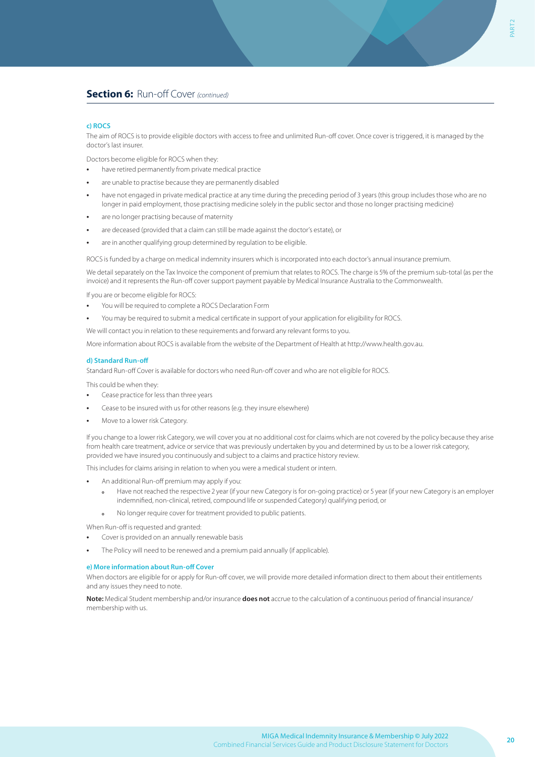## **Section 6:** Run-off Cover *(continued)*

### c) ROCS

The aim of ROCS is to provide eligible doctors with access to free and unlimited Run-off cover. Once cover is triggered, it is managed by the doctor's last insurer.

Doctors become eligible for ROCS when they:

- have retired permanently from private medical practice
- are unable to practise because they are permanently disabled
- have not engaged in private medical practice at any time during the preceding period of 3 years (this group includes those who are no longer in paid employment, those practising medicine solely in the public sector and those no longer practising medicine)
- are no longer practising because of maternity
- are deceased (provided that a claim can still be made against the doctor's estate), or
- are in another qualifying group determined by regulation to be eligible.

ROCS is funded by a charge on medical indemnity insurers which is incorporated into each doctor's annual insurance premium.

We detail separately on the Tax Invoice the component of premium that relates to ROCS. The charge is 5% of the premium sub-total (as per the invoice) and it represents the Run-off cover support payment payable by Medical Insurance Australia to the Commonwealth.

If you are or become eligible for ROCS:

- You will be required to complete a ROCS Declaration Form
- You may be required to submit a medical certificate in support of your application for eligibility for ROCS.

We will contact you in relation to these requirements and forward any relevant forms to you.

More information about ROCS is available from the website of the Department of Health at http://www.health.gov.au.

### d) Standard Run-off

Standard Run-off Cover is available for doctors who need Run-off cover and who are not eligible for ROCS.

This could be when they:

- Cease practice for less than three years
- Cease to be insured with us for other reasons (e.g. they insure elsewhere)
- Move to a lower risk Category.

If you change to a lower risk Category, we will cover you at no additional cost for claims which are not covered by the policy because they arise from health care treatment, advice or service that was previously undertaken by you and determined by us to be a lower risk category, provided we have insured you continuously and subject to a claims and practice history review.

This includes for claims arising in relation to when you were a medical student or intern.

- An additional Run-off premium may apply if you:
  - Have not reached the respective 2 year (if your new Category is for on-going practice) or 5 year (if your new Category is an employer indemnified, non-clinical, retired, compound life or suspended Category) qualifying period, or
  - No longer require cover for treatment provided to public patients.

When Run-off is requested and granted:

- Cover is provided on an annually renewable basis
- The Policy will need to be renewed and a premium paid annually (if applicable).

### e) More information about Run-off Cover

When doctors are eligible for or apply for Run-off cover, we will provide more detailed information direct to them about their entitlements and any issues they need to note.

**Note:** Medical Student membership and/or insurance **does not** accrue to the calculation of a continuous period of financial insurance/ membership with us.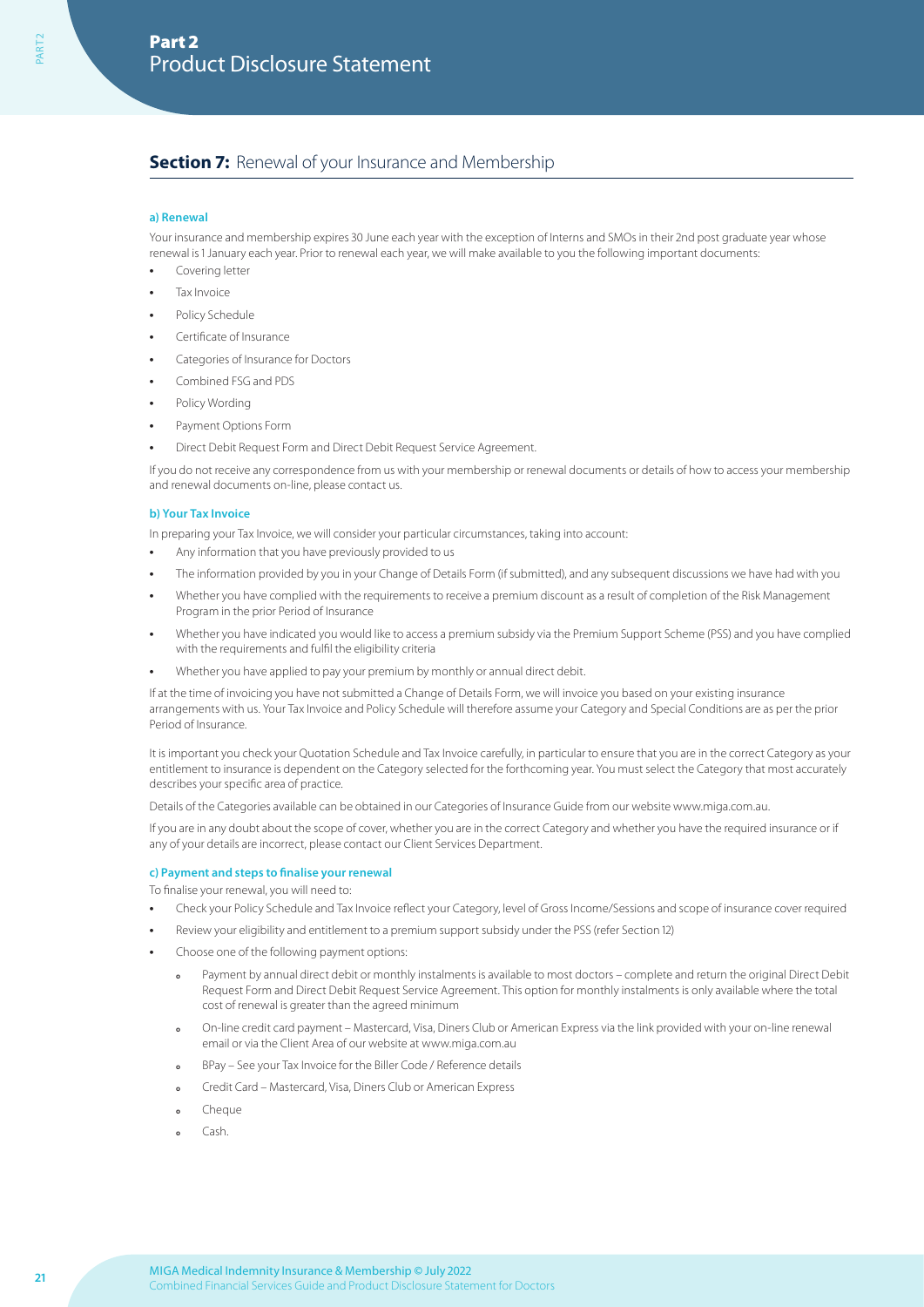## Section 7: Renewal of your Insurance and Membership

### a) Renewal

Your insurance and membership expires 30 June each year with the exception of Interns and SMOs in their 2nd post graduate year whose renewal is 1 January each year. Prior to renewal each year, we will make available to you the following important documents:

- Covering letter
- Tax Invoice
- Policy Schedule
- Certificate of Insurance
- Categories of Insurance for Doctors
- Combined FSG and PDS
- Policy Wording
- Payment Options Form
- Direct Debit Request Form and Direct Debit Request Service Agreement.

If you do not receive any correspondence from us with your membership or renewal documents or details of how to access your membership and renewal documents on-line, please contact us.

### b) Your Tax Invoice

In preparing your Tax Invoice, we will consider your particular circumstances, taking into account:

- Any information that you have previously provided to us
- The information provided by you in your Change of Details Form (if submitted), and any subsequent discussions we have had with you
- Whether you have complied with the requirements to receive a premium discount as a result of completion of the Risk Management Program in the prior Period of Insurance
- Whether you have indicated you would like to access a premium subsidy via the Premium Support Scheme (PSS) and you have complied with the requirements and fulfil the eligibility criteria
- Whether you have applied to pay your premium by monthly or annual direct debit.

If at the time of invoicing you have not submitted a Change of Details Form, we will invoice you based on your existing insurance arrangements with us. Your Tax Invoice and Policy Schedule will therefore assume your Category and Special Conditions are as per the prior Period of Insurance.

It is important you check your Quotation Schedule and Tax Invoice carefully, in particular to ensure that you are in the correct Category as your entitlement to insurance is dependent on the Category selected for the forthcoming year. You must select the Category that most accurately describes your specific area of practice.

Details of the Categories available can be obtained in our Categories of Insurance Guide from our website www.miga.com.au.

If you are in any doubt about the scope of cover, whether you are in the correct Category and whether you have the required insurance or if any of your details are incorrect, please contact our Client Services Department.

### c) Payment and steps to finalise your renewal

To finalise your renewal, you will need to:

- Check your Policy Schedule and Tax Invoice reflect your Category, level of Gross Income/Sessions and scope of insurance cover required
- Review your eligibility and entitlement to a premium support subsidy under the PSS (refer Section 12)
- Choose one of the following payment options:
  - Payment by annual direct debit or monthly instalments is available to most doctors – complete and return the original Direct Debit Request Form and Direct Debit Request Service Agreement. This option for monthly instalments is only available where the total cost of renewal is greater than the agreed minimum
  - On-line credit card payment – Mastercard, Visa, Diners Club or American Express via the link provided with your on-line renewal email or via the Client Area of our website at www.miga.com.au
  - BPay – See your Tax Invoice for the Biller Code / Reference details
  - Credit Card – Mastercard, Visa, Diners Club or American Express
  - Cheque
  - Cash.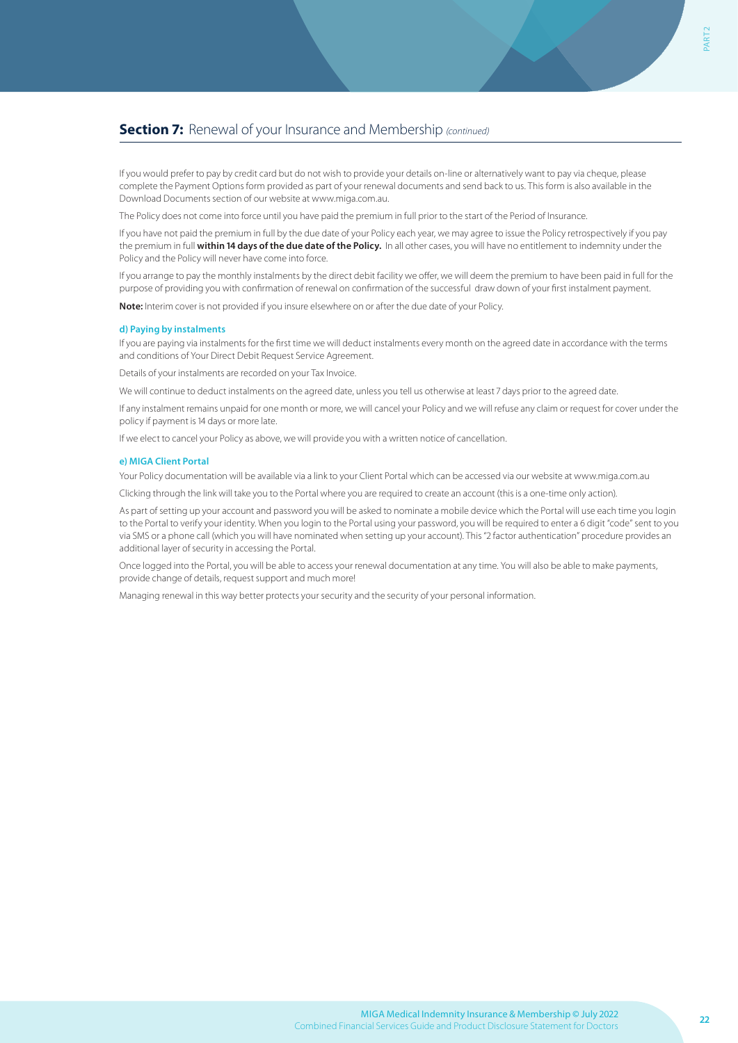## **Section 7:** Renewal of your Insurance and Membership *(continued)*

If you would prefer to pay by credit card but do not wish to provide your details on-line or alternatively want to pay via cheque, please complete the Payment Options form provided as part of your renewal documents and send back to us. This form is also available in the Download Documents section of our website at www.miga.com.au.

The Policy does not come into force until you have paid the premium in full prior to the start of the Period of Insurance.

If you have not paid the premium in full by the due date of your Policy each year, we may agree to issue the Policy retrospectively if you pay the premium in full **within 14 days of the due date of the Policy.** In all other cases, you will have no entitlement to indemnity under the Policy and the Policy will never have come into force.

If you arrange to pay the monthly instalments by the direct debit facility we offer, we will deem the premium to have been paid in full for the purpose of providing you with confirmation of renewal on confirmation of the successful draw down of your first instalment payment.

**Note:** Interim cover is not provided if you insure elsewhere on or after the due date of your Policy.

### d) Paying by instalments

If you are paying via instalments for the first time we will deduct instalments every month on the agreed date in accordance with the terms and conditions of Your Direct Debit Request Service Agreement.

Details of your instalments are recorded on your Tax Invoice.

We will continue to deduct instalments on the agreed date, unless you tell us otherwise at least 7 days prior to the agreed date.

If any instalment remains unpaid for one month or more, we will cancel your Policy and we will refuse any claim or request for cover under the policy if payment is 14 days or more late.

If we elect to cancel your Policy as above, we will provide you with a written notice of cancellation.

### e) MIGA Client Portal

Your Policy documentation will be available via a link to your Client Portal which can be accessed via our website at www.miga.com.au

Clicking through the link will take you to the Portal where you are required to create an account (this is a one-time only action).

As part of setting up your account and password you will be asked to nominate a mobile device which the Portal will use each time you login to the Portal to verify your identity. When you login to the Portal using your password, you will be required to enter a 6 digit "code" sent to you via SMS or a phone call (which you will have nominated when setting up your account). This "2 factor authentication" procedure provides an additional layer of security in accessing the Portal.

Once logged into the Portal, you will be able to access your renewal documentation at any time. You will also be able to make payments, provide change of details, request support and much more!

Managing renewal in this way better protects your security and the security of your personal information.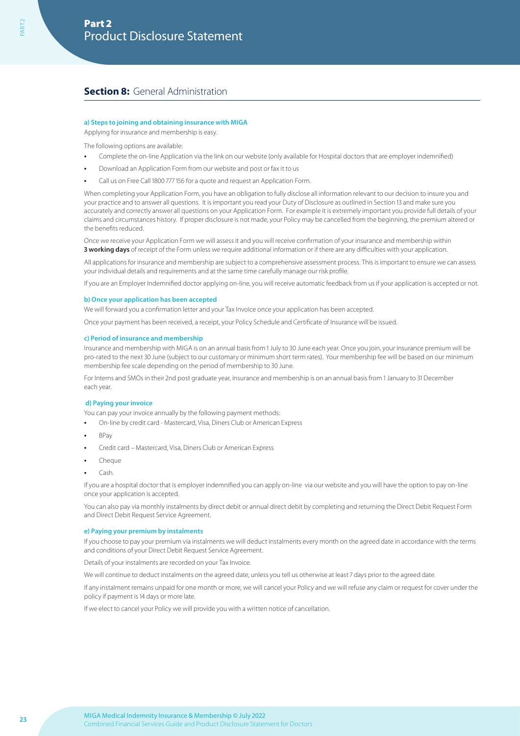# Part 2
## Product Disclosure Statement

## **Section 8:** General Administration

#### a) Steps to joining and obtaining insurance with MIGA

Applying for insurance and membership is easy.

The following options are available:

- Complete the on-line Application via the link on our website (only available for Hospital doctors that are employer indemnified)
- Download an Application Form from our website and post or fax it to us
- Call us on Free Call 1800 777 156 for a quote and request an Application Form.

When completing your Application Form, you have an obligation to fully disclose all information relevant to our decision to insure you and your practice and to answer all questions. It is important you read your Duty of Disclosure as outlined in Section 13 and make sure you accurately and correctly answer all questions on your Application Form. For example it is extremely important you provide full details of your claims and circumstances history. If proper disclosure is not made, your Policy may be cancelled from the beginning, the premium altered or the benefits reduced.

Once we receive your Application Form we will assess it and you will receive confirmation of your insurance and membership within **3 working days** of receipt of the Form unless we require additional information or if there are any difficulties with your application.

All applications for insurance and membership are subject to a comprehensive assessment process. This is important to ensure we can assess your individual details and requirements and at the same time carefully manage our risk profile.

If you are an Employer Indemnified doctor applying on-line, you will receive automatic feedback from us if your application is accepted or not.

#### b) Once your application has been accepted

We will forward you a confirmation letter and your Tax Invoice once your application has been accepted.

Once your payment has been received, a receipt, your Policy Schedule and Certificate of Insurance will be issued.

#### c) Period of insurance and membership

Insurance and membership with MIGA is on an annual basis from 1 July to 30 June each year. Once you join, your insurance premium will be pro-rated to the next 30 June (subject to our customary or minimum short term rates). Your membership fee will be based on our minimum membership fee scale depending on the period of membership to 30 June.

For Interns and SMOs in their 2nd post graduate year, insurance and membership is on an annual basis from 1 January to 31 December each year.

#### d) Paying your invoice

You can pay your invoice annually by the following payment methods:

- On-line by credit card - Mastercard, Visa, Diners Club or American Express
- BPay
- Credit card – Mastercard, Visa, Diners Club or American Express
- Cheque
- Cash.

If you are a hospital doctor that is employer indemnified you can apply on-line via our website and you will have the option to pay on-line once your application is accepted.

You can also pay via monthly instalments by direct debit or annual direct debit by completing and returning the Direct Debit Request Form and Direct Debit Request Service Agreement.

#### e) Paying your premium by instalments

If you choose to pay your premium via instalments we will deduct instalments every month on the agreed date in accordance with the terms and conditions of your Direct Debit Request Service Agreement.

Details of your instalments are recorded on your Tax Invoice.

We will continue to deduct instalments on the agreed date, unless you tell us otherwise at least 7 days prior to the agreed date.

If any instalment remains unpaid for one month or more, we will cancel your Policy and we will refuse any claim or request for cover under the policy if payment is 14 days or more late.

If we elect to cancel your Policy we will provide you with a written notice of cancellation.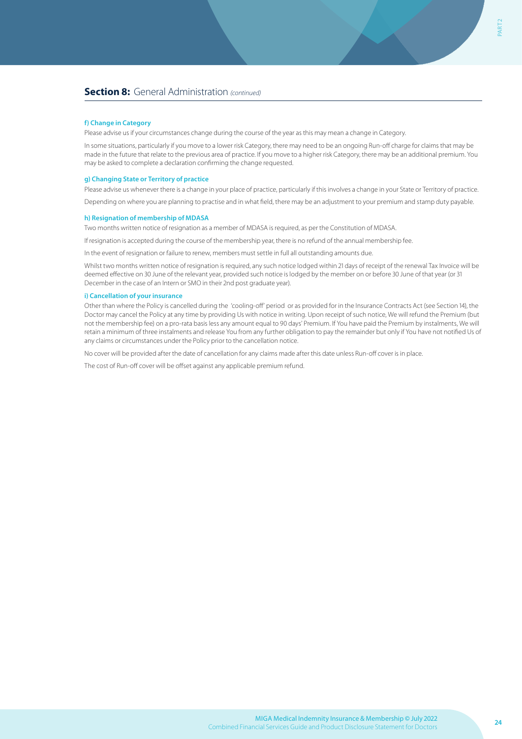## **Section 8:** General Administration *(continued)*

#### f) Change in Category

Please advise us if your circumstances change during the course of the year as this may mean a change in Category.

In some situations, particularly if you move to a lower risk Category, there may need to be an ongoing Run-off charge for claims that may be made in the future that relate to the previous area of practice. If you move to a higher risk Category, there may be an additional premium. You may be asked to complete a declaration confirming the change requested.

#### g) Changing State or Territory of practice

Please advise us whenever there is a change in your place of practice, particularly if this involves a change in your State or Territory of practice.

Depending on where you are planning to practise and in what field, there may be an adjustment to your premium and stamp duty payable.

#### h) Resignation of membership of MDASA

Two months written notice of resignation as a member of MDASA is required, as per the Constitution of MDASA.

If resignation is accepted during the course of the membership year, there is no refund of the annual membership fee.

In the event of resignation or failure to renew, members must settle in full all outstanding amounts due.

Whilst two months written notice of resignation is required, any such notice lodged within 21 days of receipt of the renewal Tax Invoice will be deemed effective on 30 June of the relevant year, provided such notice is lodged by the member on or before 30 June of that year (or 31 December in the case of an Intern or SMO in their 2nd post graduate year).

#### i) Cancellation of your insurance

Other than where the Policy is cancelled during the 'cooling-off' period or as provided for in the Insurance Contracts Act (see Section 14), the Doctor may cancel the Policy at any time by providing Us with notice in writing. Upon receipt of such notice, We will refund the Premium (but not the membership fee) on a pro-rata basis less any amount equal to 90 days' Premium. If You have paid the Premium by instalments, We will retain a minimum of three instalments and release You from any further obligation to pay the remainder but only if You have not notified Us of any claims or circumstances under the Policy prior to the cancellation notice.

No cover will be provided after the date of cancellation for any claims made after this date unless Run-off cover is in place.

The cost of Run-off cover will be offset against any applicable premium refund.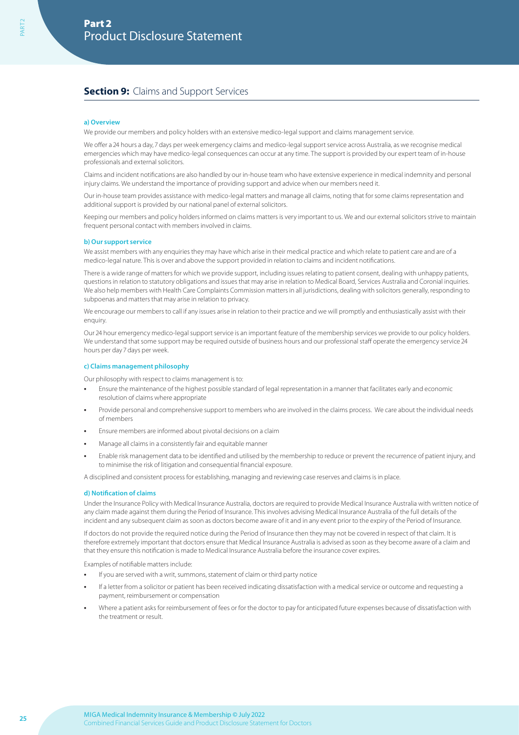# Part 2
Product Disclosure Statement

## **Section 9:** Claims and Support Services

### a) Overview

We provide our members and policy holders with an extensive medico-legal support and claims management service.

We offer a 24 hours a day, 7 days per week emergency claims and medico-legal support service across Australia, as we recognise medical emergencies which may have medico-legal consequences can occur at any time. The support is provided by our expert team of in-house professionals and external solicitors.

Claims and incident notifications are also handled by our in-house team who have extensive experience in medical indemnity and personal injury claims. We understand the importance of providing support and advice when our members need it.

Our in-house team provides assistance with medico-legal matters and manage all claims, noting that for some claims representation and additional support is provided by our national panel of external solicitors.

Keeping our members and policy holders informed on claims matters is very important to us. We and our external solicitors strive to maintain frequent personal contact with members involved in claims.

### b) Our support service

We assist members with any enquiries they may have which arise in their medical practice and which relate to patient care and are of a medico-legal nature. This is over and above the support provided in relation to claims and incident notifications.

There is a wide range of matters for which we provide support, including issues relating to patient consent, dealing with unhappy patients, questions in relation to statutory obligations and issues that may arise in relation to Medical Board, Services Australia and Coronial inquiries. We also help members with Health Care Complaints Commission matters in all jurisdictions, dealing with solicitors generally, responding to subpoenas and matters that may arise in relation to privacy.

We encourage our members to call if any issues arise in relation to their practice and we will promptly and enthusiastically assist with their enquiry.

Our 24 hour emergency medico-legal support service is an important feature of the membership services we provide to our policy holders. We understand that some support may be required outside of business hours and our professional staff operate the emergency service 24 hours per day 7 days per week.

### c) Claims management philosophy

Our philosophy with respect to claims management is to:

- Ensure the maintenance of the highest possible standard of legal representation in a manner that facilitates early and economic resolution of claims where appropriate
- Provide personal and comprehensive support to members who are involved in the claims process. We care about the individual needs of members
- Ensure members are informed about pivotal decisions on a claim
- Manage all claims in a consistently fair and equitable manner
- Enable risk management data to be identified and utilised by the membership to reduce or prevent the recurrence of patient injury, and to minimise the risk of litigation and consequential financial exposure.

A disciplined and consistent process for establishing, managing and reviewing case reserves and claims is in place.

### d) Notification of claims

Under the Insurance Policy with Medical Insurance Australia, doctors are required to provide Medical Insurance Australia with written notice of any claim made against them during the Period of Insurance. This involves advising Medical Insurance Australia of the full details of the incident and any subsequent claim as soon as doctors become aware of it and in any event prior to the expiry of the Period of Insurance.

If doctors do not provide the required notice during the Period of Insurance then they may not be covered in respect of that claim. It is therefore extremely important that doctors ensure that Medical Insurance Australia is advised as soon as they become aware of a claim and that they ensure this notification is made to Medical Insurance Australia before the insurance cover expires.

Examples of notifiable matters include:

- If you are served with a writ, summons, statement of claim or third party notice
- If a letter from a solicitor or patient has been received indicating dissatisfaction with a medical service or outcome and requesting a payment, reimbursement or compensation
- Where a patient asks for reimbursement of fees or for the doctor to pay for anticipated future expenses because of dissatisfaction with the treatment or result.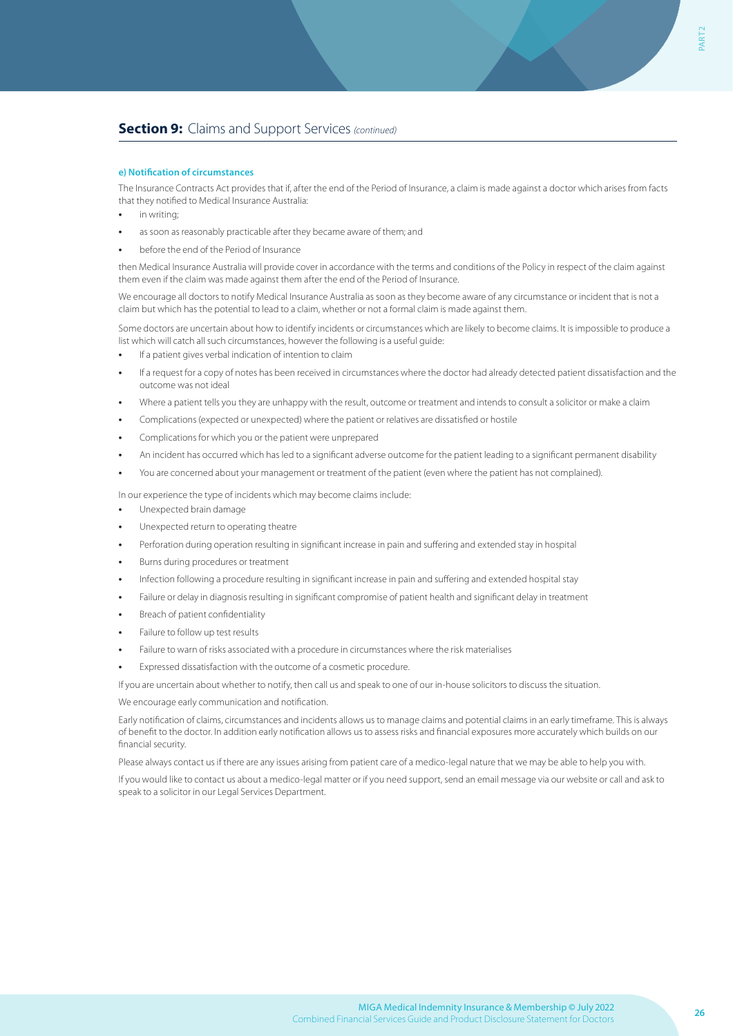## **Section 9:** Claims and Support Services *(continued)*

#### e) Notification of circumstances

The Insurance Contracts Act provides that if, after the end of the Period of Insurance, a claim is made against a doctor which arises from facts that they notified to Medical Insurance Australia:

- in writing;
- as soon as reasonably practicable after they became aware of them; and
- before the end of the Period of Insurance

then Medical Insurance Australia will provide cover in accordance with the terms and conditions of the Policy in respect of the claim against them even if the claim was made against them after the end of the Period of Insurance.

We encourage all doctors to notify Medical Insurance Australia as soon as they become aware of any circumstance or incident that is not a claim but which has the potential to lead to a claim, whether or not a formal claim is made against them.

Some doctors are uncertain about how to identify incidents or circumstances which are likely to become claims. It is impossible to produce a list which will catch all such circumstances, however the following is a useful guide:

- If a patient gives verbal indication of intention to claim
- If a request for a copy of notes has been received in circumstances where the doctor had already detected patient dissatisfaction and the outcome was not ideal
- Where a patient tells you they are unhappy with the result, outcome or treatment and intends to consult a solicitor or make a claim
- Complications (expected or unexpected) where the patient or relatives are dissatisfied or hostile
- Complications for which you or the patient were unprepared
- An incident has occurred which has led to a significant adverse outcome for the patient leading to a significant permanent disability
- You are concerned about your management or treatment of the patient (even where the patient has not complained).

In our experience the type of incidents which may become claims include:

- Unexpected brain damage
- Unexpected return to operating theatre
- Perforation during operation resulting in significant increase in pain and suffering and extended stay in hospital
- Burns during procedures or treatment
- Infection following a procedure resulting in significant increase in pain and suffering and extended hospital stay
- Failure or delay in diagnosis resulting in significant compromise of patient health and significant delay in treatment
- Breach of patient confidentiality
- Failure to follow up test results
- Failure to warn of risks associated with a procedure in circumstances where the risk materialises
- Expressed dissatisfaction with the outcome of a cosmetic procedure.

If you are uncertain about whether to notify, then call us and speak to one of our in-house solicitors to discuss the situation.

We encourage early communication and notification.

Early notification of claims, circumstances and incidents allows us to manage claims and potential claims in an early timeframe. This is always of benefit to the doctor. In addition early notification allows us to assess risks and financial exposures more accurately which builds on our financial security.

Please always contact us if there are any issues arising from patient care of a medico-legal nature that we may be able to help you with.

If you would like to contact us about a medico-legal matter or if you need support, send an email message via our website or call and ask to speak to a solicitor in our Legal Services Department.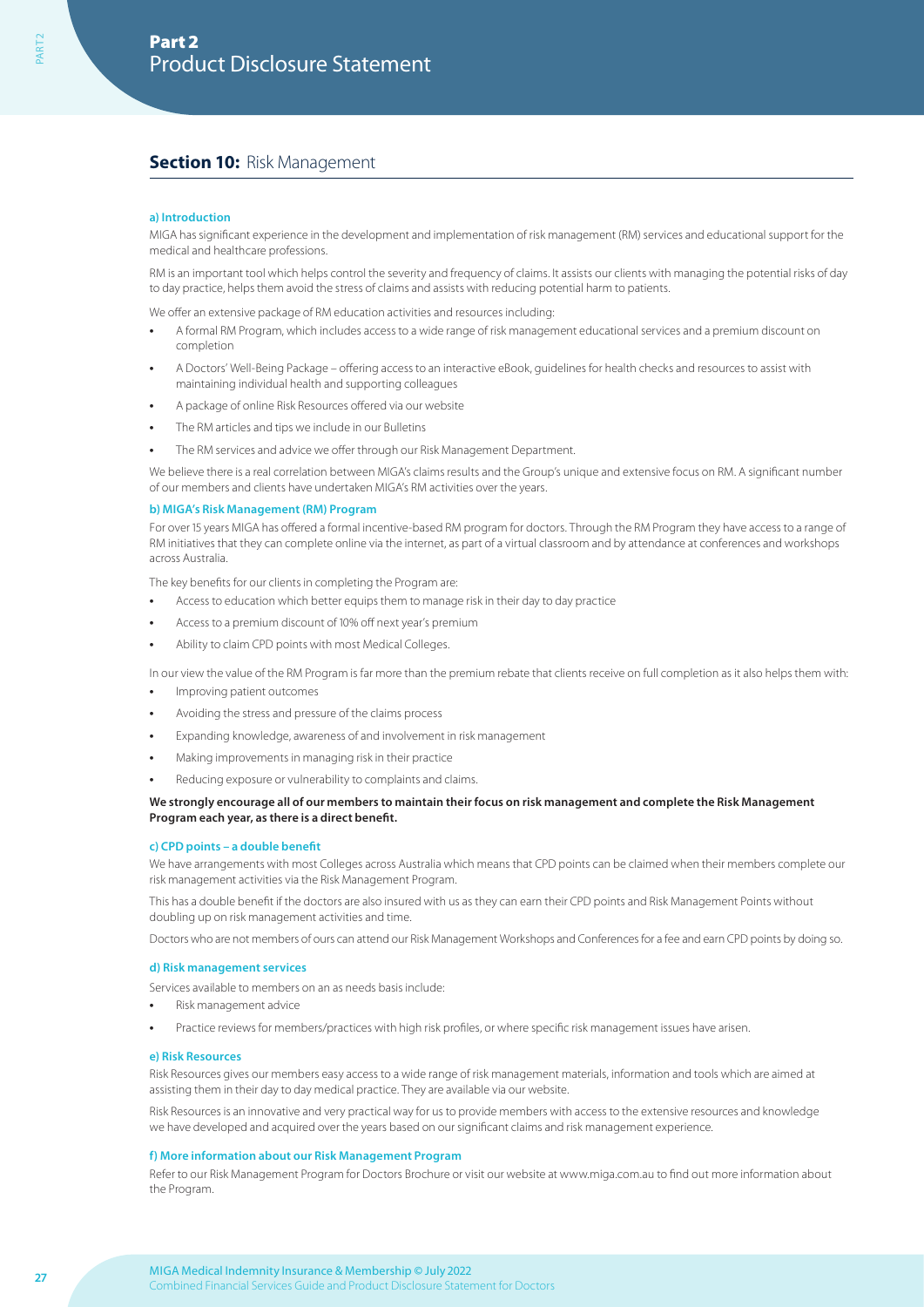## Section 10: Risk Management

#### a) Introduction

MIGA has significant experience in the development and implementation of risk management (RM) services and educational support for the medical and healthcare professions.

RM is an important tool which helps control the severity and frequency of claims. It assists our clients with managing the potential risks of day to day practice, helps them avoid the stress of claims and assists with reducing potential harm to patients.

We offer an extensive package of RM education activities and resources including:

- A formal RM Program, which includes access to a wide range of risk management educational services and a premium discount on completion
- A Doctors' Well-Being Package – offering access to an interactive eBook, guidelines for health checks and resources to assist with maintaining individual health and supporting colleagues
- A package of online Risk Resources offered via our website
- The RM articles and tips we include in our Bulletins
- The RM services and advice we offer through our Risk Management Department.

We believe there is a real correlation between MIGA's claims results and the Group's unique and extensive focus on RM. A significant number of our members and clients have undertaken MIGA's RM activities over the years.

#### b) MIGA's Risk Management (RM) Program

For over 15 years MIGA has offered a formal incentive-based RM program for doctors. Through the RM Program they have access to a range of RM initiatives that they can complete online via the internet, as part of a virtual classroom and by attendance at conferences and workshops across Australia.

The key benefits for our clients in completing the Program are:

- Access to education which better equips them to manage risk in their day to day practice
- Access to a premium discount of 10% off next year's premium
- Ability to claim CPD points with most Medical Colleges.

In our view the value of the RM Program is far more than the premium rebate that clients receive on full completion as it also helps them with:

- Improving patient outcomes
- Avoiding the stress and pressure of the claims process
- Expanding knowledge, awareness of and involvement in risk management
- Making improvements in managing risk in their practice
- Reducing exposure or vulnerability to complaints and claims.

**We strongly encourage all of our members to maintain their focus on risk management and complete the Risk Management Program each year, as there is a direct benefit.**

#### c) CPD points – a double benefit

We have arrangements with most Colleges across Australia which means that CPD points can be claimed when their members complete our risk management activities via the Risk Management Program.

This has a double benefit if the doctors are also insured with us as they can earn their CPD points and Risk Management Points without doubling up on risk management activities and time.

Doctors who are not members of ours can attend our Risk Management Workshops and Conferences for a fee and earn CPD points by doing so.

#### d) Risk management services

Services available to members on an as needs basis include:

- Risk management advice
- Practice reviews for members/practices with high risk profiles, or where specific risk management issues have arisen.

#### e) Risk Resources

Risk Resources gives our members easy access to a wide range of risk management materials, information and tools which are aimed at assisting them in their day to day medical practice. They are available via our website.

Risk Resources is an innovative and very practical way for us to provide members with access to the extensive resources and knowledge we have developed and acquired over the years based on our significant claims and risk management experience.

#### f) More information about our Risk Management Program

Refer to our Risk Management Program for Doctors Brochure or visit our website at www.miga.com.au to find out more information about the Program.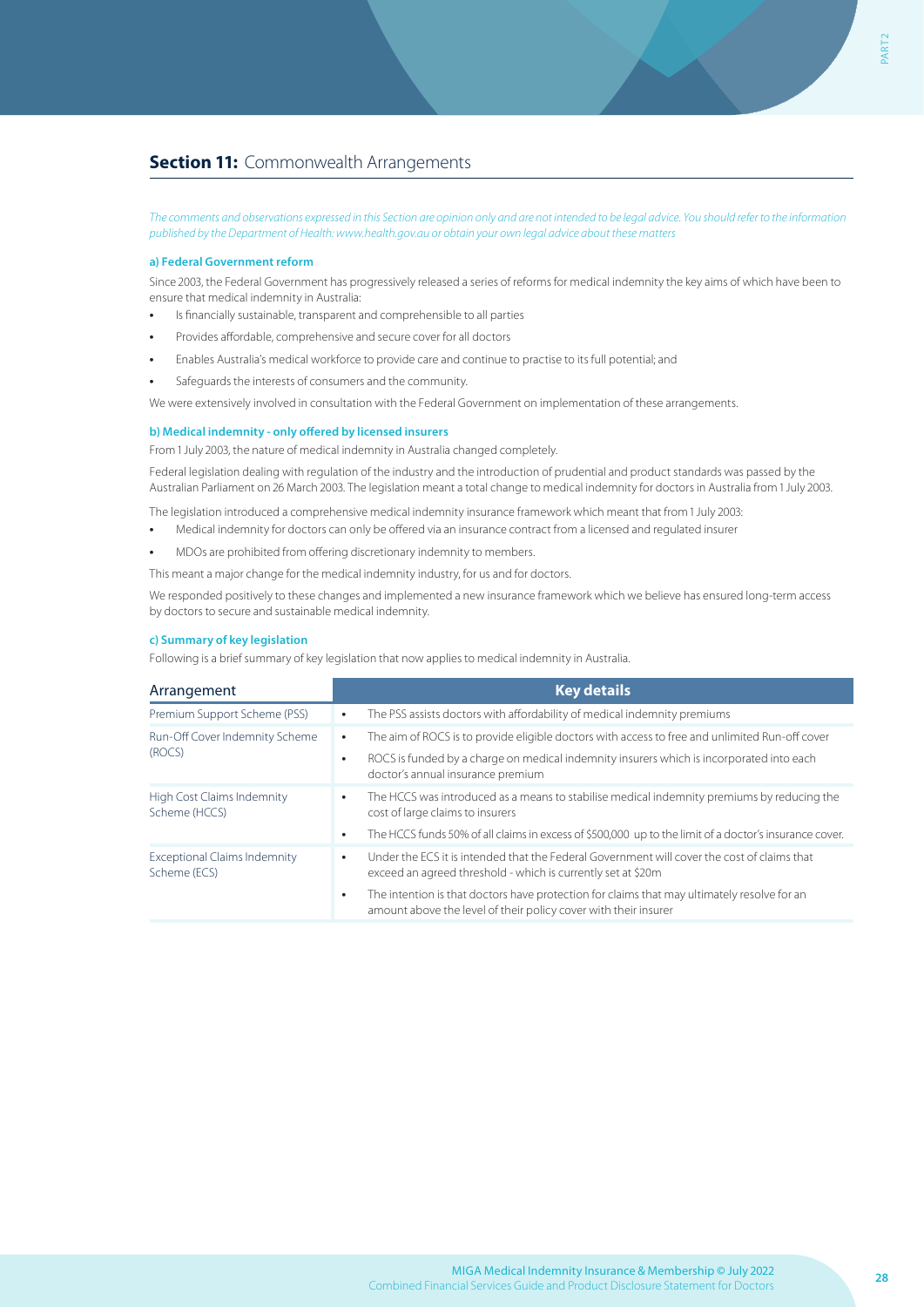## **Section 11:** Commonwealth Arrangements

*The comments and observations expressed in this Section are opinion only and are not intended to be legal advice. You should refer to the information published by the Department of Health: www.health.gov.au or obtain your own legal advice about these matters*

### a) Federal Government reform

Since 2003, the Federal Government has progressively released a series of reforms for medical indemnity the key aims of which have been to ensure that medical indemnity in Australia:

- Is financially sustainable, transparent and comprehensible to all parties
- Provides affordable, comprehensive and secure cover for all doctors
- Enables Australia's medical workforce to provide care and continue to practise to its full potential; and
- Safeguards the interests of consumers and the community.

We were extensively involved in consultation with the Federal Government on implementation of these arrangements.

### b) Medical indemnity - only offered by licensed insurers

From 1 July 2003, the nature of medical indemnity in Australia changed completely.

Federal legislation dealing with regulation of the industry and the introduction of prudential and product standards was passed by the Australian Parliament on 26 March 2003. The legislation meant a total change to medical indemnity for doctors in Australia from 1 July 2003.

The legislation introduced a comprehensive medical indemnity insurance framework which meant that from 1 July 2003:

- Medical indemnity for doctors can only be offered via an insurance contract from a licensed and regulated insurer
- MDOs are prohibited from offering discretionary indemnity to members.

This meant a major change for the medical indemnity industry, for us and for doctors.

We responded positively to these changes and implemented a new insurance framework which we believe has ensured long-term access by doctors to secure and sustainable medical indemnity.

### c) Summary of key legislation

Following is a brief summary of key legislation that now applies to medical indemnity in Australia.

| Arrangement | Key details |
|---|---|
| Premium Support Scheme (PSS) | • The PSS assists doctors with affordability of medical indemnity premiums |
| Run-Off Cover Indemnity Scheme (ROCS) | • The aim of ROCS is to provide eligible doctors with access to free and unlimited Run-off cover<br>• ROCS is funded by a charge on medical indemnity insurers which is incorporated into each doctor's annual insurance premium |
| High Cost Claims Indemnity Scheme (HCCS) | • The HCCS was introduced as a means to stabilise medical indemnity premiums by reducing the cost of large claims to insurers<br>• The HCCS funds 50% of all claims in excess of $500,000 up to the limit of a doctor's insurance cover. |
| Exceptional Claims Indemnity Scheme (ECS) | • Under the ECS it is intended that the Federal Government will cover the cost of claims that exceed an agreed threshold - which is currently set at $20m<br>• The intention is that doctors have protection for claims that may ultimately resolve for an amount above the level of their policy cover with their insurer |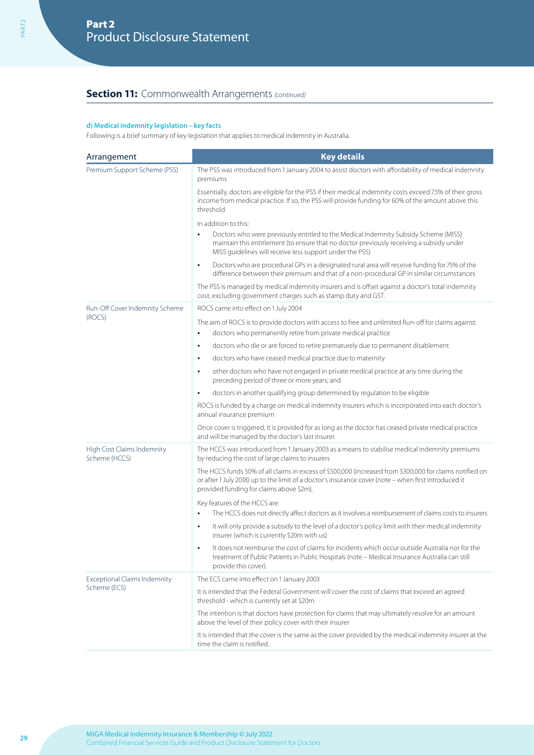## Section 11: Commonwealth Arrangements *(continued)*

#### d) Medical indemnity legislation – key facts

Following is a brief summary of key legislation that applies to medical indemnity in Australia.

| Arrangement | Key details |
|---|---|
| Premium Support Scheme (PSS) | The PSS was introduced from 1 January 2004 to assist doctors with affordability of medical indemnity premiums<br><br>Essentially, doctors are eligible for the PSS if their medical indemnity costs exceed 7.5% of their gross income from medical practice. If so, the PSS will provide funding for 60% of the amount above this threshold<br><br>In addition to this:<br>• Doctors who were previously entitled to the Medical Indemnity Subsidy Scheme (MISS) maintain this entitlement (to ensure that no doctor previously receiving a subsidy under MISS guidelines will receive less support under the PSS)<br>• Doctors who are procedural GPs in a designated rural area will receive funding for 75% of the difference between their premium and that of a non-procedural GP in similar circumstances<br><br>The PSS is managed by medical indemnity insurers and is offset against a doctor's total indemnity cost, excluding government charges such as stamp duty and GST. |
| Run-Off Cover Indemnity Scheme (ROCS) | ROCS came into effect on 1 July 2004<br><br>The aim of ROCS is to provide doctors with access to free and unlimited Run-off for claims against:<br>• doctors who permanently retire from private medical practice<br>• doctors who die or are forced to retire prematurely due to permanent disablement<br>• doctors who have ceased medical practice due to maternity<br>• other doctors who have not engaged in private medical practice at any time during the preceding period of three or more years; and<br>• doctors in another qualifying group determined by regulation to be eligible<br><br>ROCS is funded by a charge on medical indemnity insurers which is incorporated into each doctor's annual insurance premium<br><br>Once cover is triggered, it is provided for as long as the doctor has ceased private medical practice and will be managed by the doctor's last insurer. |
| High Cost Claims Indemnity Scheme (HCCS) | The HCCS was introduced from 1 January 2003 as a means to stabilise medical indemnity premiums by reducing the cost of large claims to insurers<br><br>The HCCS funds 50% of all claims in excess of $500,000 (increased from $300,000 for claims notified on or after 1 July 2018) up to the limit of a doctor's insurance cover (note – when first introduced it provided funding for claims above $2m).<br><br>Key features of the HCCS are:<br>• The HCCS does not directly affect doctors as it involves a reimbursement of claims costs to insurers<br>• It will only provide a subsidy to the level of a doctor's policy limit with their medical indemnity insurer (which is currently $20m with us)<br>• It does not reimburse the cost of claims for incidents which occur outside Australia nor for the treatment of Public Patients in Public Hospitals (note – Medical Insurance Australia can still provide this cover). |
| Exceptional Claims Indemnity Scheme (ECS) | The ECS came into effect on 1 January 2003<br><br>It is intended that the Federal Government will cover the cost of claims that exceed an agreed threshold - which is currently set at $20m<br><br>The intention is that doctors have protection for claims that may ultimately resolve for an amount above the level of their policy cover with their insurer<br><br>It is intended that the cover is the same as the cover provided by the medical indemnity insurer at the time the claim is notified. |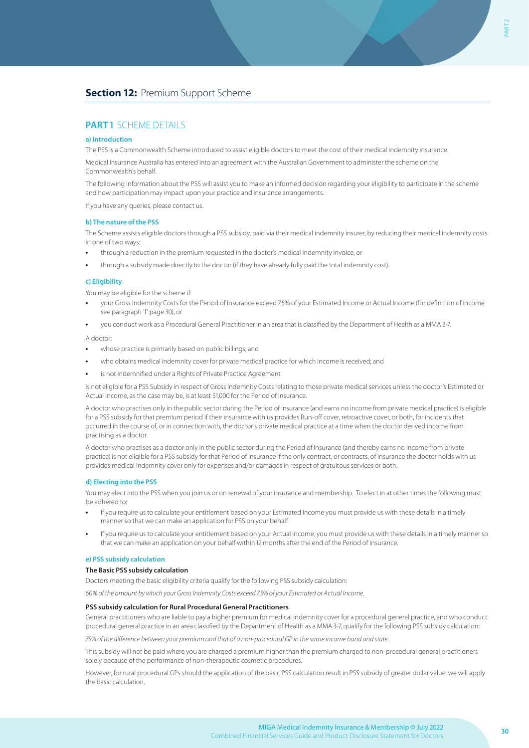## **Section 12:** Premium Support Scheme

### **PART 1** SCHEME DETAILS

#### a) Introduction

The PSS is a Commonwealth Scheme introduced to assist eligible doctors to meet the cost of their medical indemnity insurance.

Medical Insurance Australia has entered into an agreement with the Australian Government to administer the scheme on the Commonwealth's behalf.

The following information about the PSS will assist you to make an informed decision regarding your eligibility to participate in the scheme and how participation may impact upon your practice and insurance arrangements.

If you have any queries, please contact us.

#### b) The nature of the PSS

The Scheme assists eligible doctors through a PSS subsidy, paid via their medical indemnity insurer, by reducing their medical indemnity costs in one of two ways:

- through a reduction in the premium requested in the doctor's medical indemnity invoice, or
- through a subsidy made directly to the doctor (if they have already fully paid the total indemnity cost).

#### c) Eligibility

You may be eligible for the scheme if:

- your Gross Indemnity Costs for the Period of Insurance exceed 7.5% of your Estimated Income or Actual Income (for definition of income see paragraph 'f' page 30), or
- you conduct work as a Procedural General Practitioner in an area that is classified by the Department of Health as a MMA 3-7.

A doctor:

- whose practice is primarily based on public billings; and
- who obtains medical indemnity cover for private medical practice for which income is received; and
- is not indemnified under a Rights of Private Practice Agreement

is not eligible for a PSS Subsidy in respect of Gross Indemnity Costs relating to those private medical services unless the doctor's Estimated or Actual Income, as the case may be, is at least $1,000 for the Period of Insurance.

A doctor who practises only in the public sector during the Period of Insurance (and earns no income from private medical practice) is eligible for a PSS subsidy for that premium period if their insurance with us provides Run-off cover, retroactive cover, or both, for incidents that occurred in the course of, or in connection with, the doctor's private medical practice at a time when the doctor derived income from practising as a doctor.

A doctor who practises as a doctor only in the public sector during the Period of Insurance (and thereby earns no income from private practice) is not eligible for a PSS subsidy for that Period of Insurance if the only contract, or contracts, of insurance the doctor holds with us provides medical indemnity cover only for expenses and/or damages in respect of gratuitous services or both.

#### d) Electing into the PSS

You may elect into the PSS when you join us or on renewal of your insurance and membership. To elect in at other times the following must be adhered to:

- If you require us to calculate your entitlement based on your Estimated Income you must provide us with these details in a timely manner so that we can make an application for PSS on your behalf
- If you require us to calculate your entitlement based on your Actual Income, you must provide us with these details in a timely manner so that we can make an application on your behalf within 12 months after the end of the Period of Insurance.

#### e) PSS subsidy calculation

**The Basic PSS subsidy calculation**

Doctors meeting the basic eligibility criteria qualify for the following PSS subsidy calculation:

*60% of the amount by which your Gross Indemnity Costs exceed 7.5% of your Estimated or Actual Income.*

**PSS subsidy calculation for Rural Procedural General Practitioners**

General practitioners who are liable to pay a higher premium for medical indemnity cover for a procedural general practice, and who conduct procedural general practice in an area classified by the Department of Health as a MMA 3-7, qualify for the following PSS subsidy calculation:

*75% of the difference between your premium and that of a non-procedural GP in the same income band and state.*

This subsidy will not be paid where you are charged a premium higher than the premium charged to non-procedural general practitioners solely because of the performance of non-therapeutic cosmetic procedures.

However, for rural procedural GPs should the application of the basic PSS calculation result in PSS subsidy of greater dollar value, we will apply the basic calculation.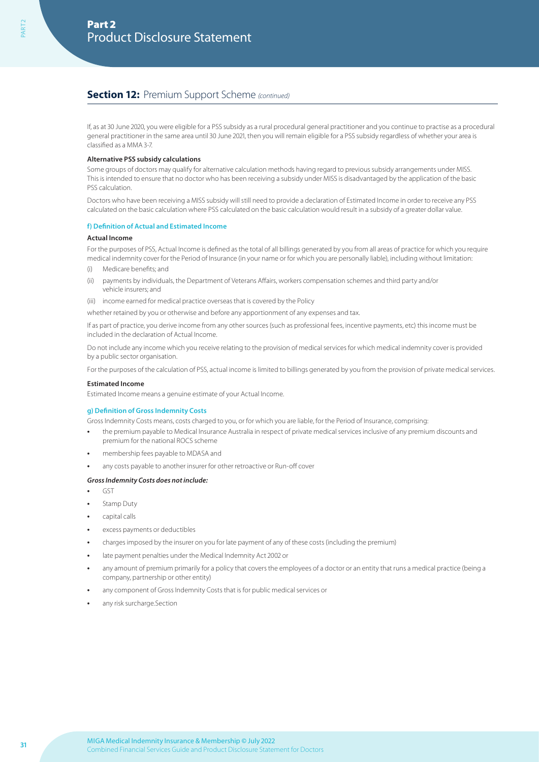## Section 12: Premium Support Scheme *(continued)*

If, as at 30 June 2020, you were eligible for a PSS subsidy as a rural procedural general practitioner and you continue to practise as a procedural general practitioner in the same area until 30 June 2021, then you will remain eligible for a PSS subsidy regardless of whether your area is classified as a MMA 3-7.

**Alternative PSS subsidy calculations**

Some groups of doctors may qualify for alternative calculation methods having regard to previous subsidy arrangements under MISS. This is intended to ensure that no doctor who has been receiving a subsidy under MISS is disadvantaged by the application of the basic PSS calculation.

Doctors who have been receiving a MISS subsidy will still need to provide a declaration of Estimated Income in order to receive any PSS calculated on the basic calculation where PSS calculated on the basic calculation would result in a subsidy of a greater dollar value.

### f) Definition of Actual and Estimated Income

**Actual Income**

For the purposes of PSS, Actual Income is defined as the total of all billings generated by you from all areas of practice for which you require medical indemnity cover for the Period of Insurance (in your name or for which you are personally liable), including without limitation:

(i) Medicare benefits; and

(ii) payments by individuals, the Department of Veterans Affairs, workers compensation schemes and third party and/or vehicle insurers; and

(iii) income earned for medical practice overseas that is covered by the Policy

whether retained by you or otherwise and before any apportionment of any expenses and tax.

If as part of practice, you derive income from any other sources (such as professional fees, incentive payments, etc) this income must be included in the declaration of Actual Income.

Do not include any income which you receive relating to the provision of medical services for which medical indemnity cover is provided by a public sector organisation.

For the purposes of the calculation of PSS, actual income is limited to billings generated by you from the provision of private medical services.

**Estimated Income**

Estimated Income means a genuine estimate of your Actual Income.

### g) Definition of Gross Indemnity Costs

Gross Indemnity Costs means, costs charged to you, or for which you are liable, for the Period of Insurance, comprising:

- the premium payable to Medical Insurance Australia in respect of private medical services inclusive of any premium discounts and premium for the national ROCS scheme
- membership fees payable to MDASA and
- any costs payable to another insurer for other retroactive or Run-off cover

***Gross Indemnity Costs does not include:***

- GST
- Stamp Duty
- capital calls
- excess payments or deductibles
- charges imposed by the insurer on you for late payment of any of these costs (including the premium)
- late payment penalties under the Medical Indemnity Act 2002 or
- any amount of premium primarily for a policy that covers the employees of a doctor or an entity that runs a medical practice (being a company, partnership or other entity)
- any component of Gross Indemnity Costs that is for public medical services or
- any risk surcharge.Section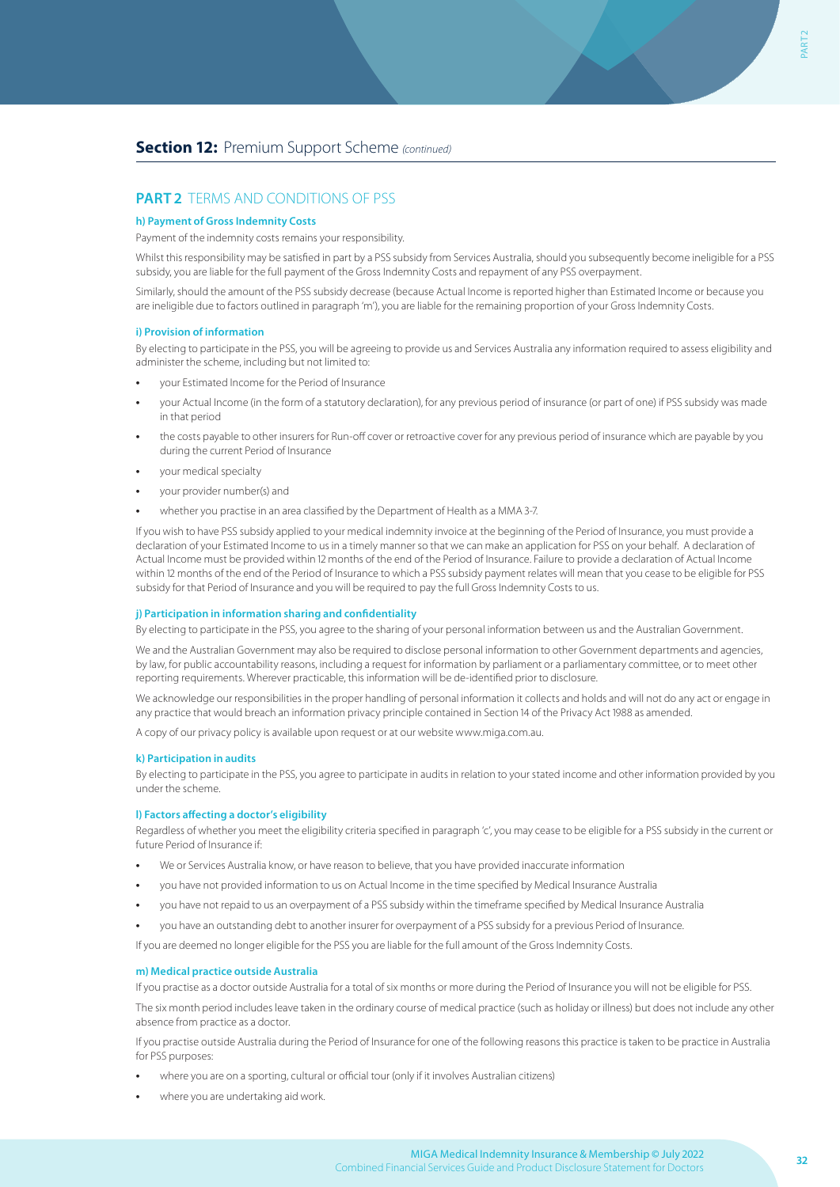## Section 12: Premium Support Scheme *(continued)*

### PART 2 TERMS AND CONDITIONS OF PSS

#### h) Payment of Gross Indemnity Costs

Payment of the indemnity costs remains your responsibility.

Whilst this responsibility may be satisfied in part by a PSS subsidy from Services Australia, should you subsequently become ineligible for a PSS subsidy, you are liable for the full payment of the Gross Indemnity Costs and repayment of any PSS overpayment.

Similarly, should the amount of the PSS subsidy decrease (because Actual Income is reported higher than Estimated Income or because you are ineligible due to factors outlined in paragraph 'm'), you are liable for the remaining proportion of your Gross Indemnity Costs.

#### i) Provision of information

By electing to participate in the PSS, you will be agreeing to provide us and Services Australia any information required to assess eligibility and administer the scheme, including but not limited to:

- your Estimated Income for the Period of Insurance
- your Actual Income (in the form of a statutory declaration), for any previous period of insurance (or part of one) if PSS subsidy was made in that period
- the costs payable to other insurers for Run-off cover or retroactive cover for any previous period of insurance which are payable by you during the current Period of Insurance
- your medical specialty
- your provider number(s) and
- whether you practise in an area classified by the Department of Health as a MMA 3-7.

If you wish to have PSS subsidy applied to your medical indemnity invoice at the beginning of the Period of Insurance, you must provide a declaration of your Estimated Income to us in a timely manner so that we can make an application for PSS on your behalf. A declaration of Actual Income must be provided within 12 months of the end of the Period of Insurance. Failure to provide a declaration of Actual Income within 12 months of the end of the Period of Insurance to which a PSS subsidy payment relates will mean that you cease to be eligible for PSS subsidy for that Period of Insurance and you will be required to pay the full Gross Indemnity Costs to us.

#### j) Participation in information sharing and confidentiality

By electing to participate in the PSS, you agree to the sharing of your personal information between us and the Australian Government.

We and the Australian Government may also be required to disclose personal information to other Government departments and agencies, by law, for public accountability reasons, including a request for information by parliament or a parliamentary committee, or to meet other reporting requirements. Wherever practicable, this information will be de-identified prior to disclosure.

We acknowledge our responsibilities in the proper handling of personal information it collects and holds and will not do any act or engage in any practice that would breach an information privacy principle contained in Section 14 of the Privacy Act 1988 as amended.

A copy of our privacy policy is available upon request or at our website www.miga.com.au.

#### k) Participation in audits

By electing to participate in the PSS, you agree to participate in audits in relation to your stated income and other information provided by you under the scheme.

#### l) Factors affecting a doctor's eligibility

Regardless of whether you meet the eligibility criteria specified in paragraph 'c', you may cease to be eligible for a PSS subsidy in the current or future Period of Insurance if:

- We or Services Australia know, or have reason to believe, that you have provided inaccurate information
- you have not provided information to us on Actual Income in the time specified by Medical Insurance Australia
- you have not repaid to us an overpayment of a PSS subsidy within the timeframe specified by Medical Insurance Australia
- you have an outstanding debt to another insurer for overpayment of a PSS subsidy for a previous Period of Insurance.

If you are deemed no longer eligible for the PSS you are liable for the full amount of the Gross Indemnity Costs.

#### m) Medical practice outside Australia

If you practise as a doctor outside Australia for a total of six months or more during the Period of Insurance you will not be eligible for PSS.

The six month period includes leave taken in the ordinary course of medical practice (such as holiday or illness) but does not include any other absence from practice as a doctor.

If you practise outside Australia during the Period of Insurance for one of the following reasons this practice is taken to be practice in Australia for PSS purposes:

- where you are on a sporting, cultural or official tour (only if it involves Australian citizens)
- where you are undertaking aid work.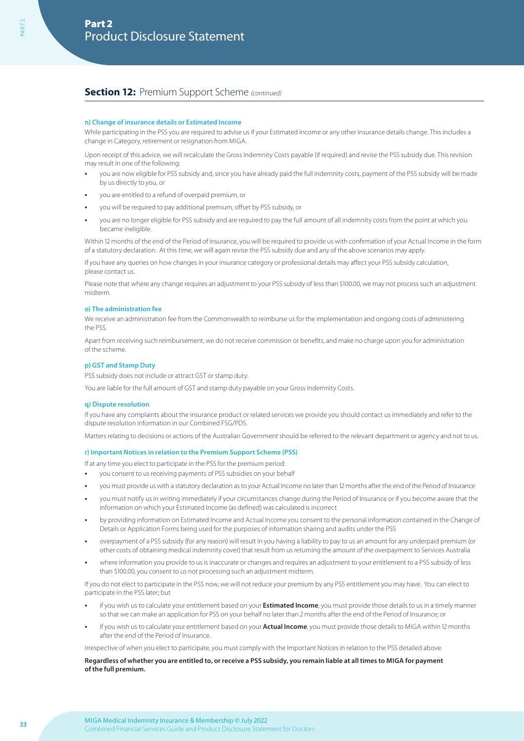## Section 12: Premium Support Scheme *(continued)*

#### n) Change of insurance details or Estimated Income

While participating in the PSS you are required to advise us if your Estimated Income or any other insurance details change. This includes a change in Category, retirement or resignation from MIGA.

Upon receipt of this advice, we will recalculate the Gross Indemnity Costs payable (if required) and revise the PSS subsidy due. This revision may result in one of the following:

- you are now eligible for PSS subsidy and, since you have already paid the full indemnity costs, payment of the PSS subsidy will be made by us directly to you, or
- you are entitled to a refund of overpaid premium, or
- you will be required to pay additional premium, offset by PSS subsidy, or
- you are no longer eligible for PSS subsidy and are required to pay the full amount of all indemnity costs from the point at which you became ineligible.

Within 12 months of the end of the Period of Insurance, you will be required to provide us with confirmation of your Actual Income in the form of a statutory declaration. At this time, we will again revise the PSS subsidy due and any of the above scenarios may apply.

If you have any queries on how changes in your insurance category or professional details may affect your PSS subsidy calculation, please contact us.

Please note that where any change requires an adjustment to your PSS subsidy of less than $100.00, we may not process such an adjustment midterm.

#### o) The administration fee

We receive an administration fee from the Commonwealth to reimburse us for the implementation and ongoing costs of administering the PSS.

Apart from receiving such reimbursement, we do not receive commission or benefits, and make no charge upon you for administration of the scheme.

#### p) GST and Stamp Duty

PSS subsidy does not include or attract GST or stamp duty.

You are liable for the full amount of GST and stamp duty payable on your Gross Indemnity Costs.

#### q) Dispute resolution

If you have any complaints about the insurance product or related services we provide you should contact us immediately and refer to the dispute resolution information in our Combined FSG/PDS.

Matters relating to decisions or actions of the Australian Government should be referred to the relevant department or agency and not to us.

#### r) Important Notices in relation to the Premium Support Scheme (PSS)

If at any time you elect to participate in the PSS for the premium period:

- you consent to us receiving payments of PSS subsidies on your behalf
- you must provide us with a statutory declaration as to your Actual Income no later than 12 months after the end of the Period of Insurance
- you must notify us in writing immediately if your circumstances change during the Period of Insurance or if you become aware that the information on which your Estimated Income (as defined) was calculated is incorrect
- by providing information on Estimated Income and Actual Income you consent to the personal information contained in the Change of Details or Application Forms being used for the purposes of information sharing and audits under the PSS
- overpayment of a PSS subsidy (for any reason) will result in you having a liability to pay to us an amount for any underpaid premium (or other costs of obtaining medical indemnity cover) that result from us returning the amount of the overpayment to Services Australia
- where information you provide to us is inaccurate or changes and requires an adjustment to your entitlement to a PSS subsidy of less than $100.00, you consent to us not processing such an adjustment midterm.

If you do not elect to participate in the PSS now, we will not reduce your premium by any PSS entitlement you may have. You can elect to participate in the PSS later; but

- if you wish us to calculate your entitlement based on your **Estimated Income**, you must provide those details to us in a timely manner so that we can make an application for PSS on your behalf no later than 2 months after the end of the Period of Insurance; or
- if you wish us to calculate your entitlement based on your **Actual Income**, you must provide those details to MIGA within 12 months after the end of the Period of Insurance.

Irrespective of when you elect to participate, you must comply with the Important Notices in relation to the PSS detailed above.

**Regardless of whether you are entitled to, or receive a PSS subsidy, you remain liable at all times to MIGA for payment of the full premium.**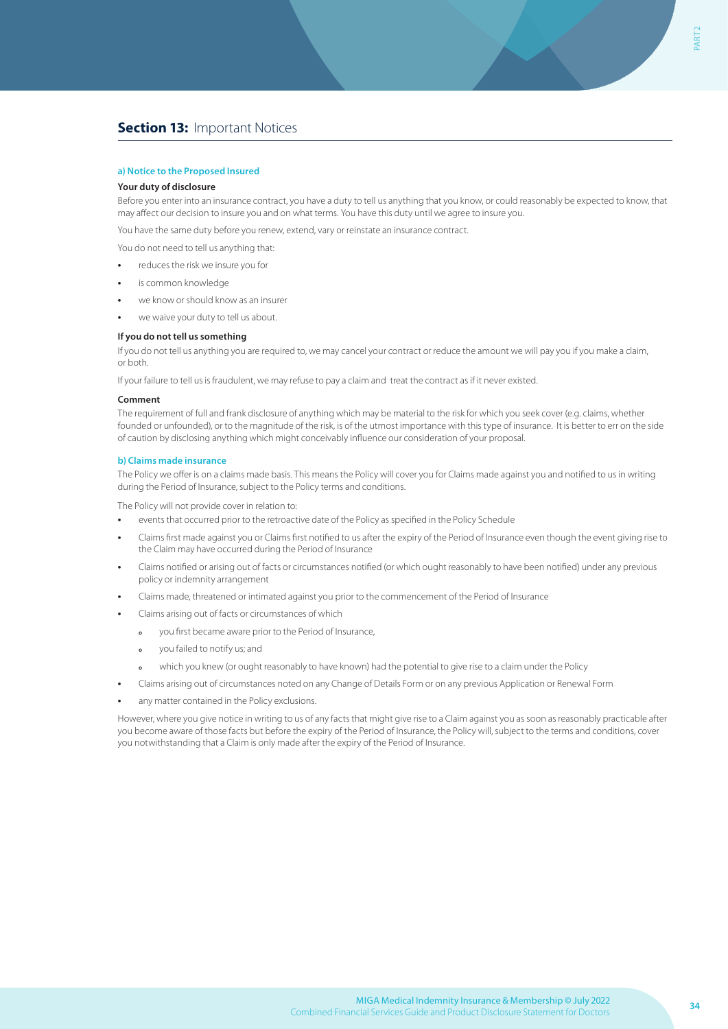## **Section 13:** Important Notices

### a) Notice to the Proposed Insured

**Your duty of disclosure**

Before you enter into an insurance contract, you have a duty to tell us anything that you know, or could reasonably be expected to know, that may affect our decision to insure you and on what terms. You have this duty until we agree to insure you.

You have the same duty before you renew, extend, vary or reinstate an insurance contract.

You do not need to tell us anything that:

- reduces the risk we insure you for
- is common knowledge
- we know or should know as an insurer
- we waive your duty to tell us about.

**If you do not tell us something**

If you do not tell us anything you are required to, we may cancel your contract or reduce the amount we will pay you if you make a claim, or both.

If your failure to tell us is fraudulent, we may refuse to pay a claim and treat the contract as if it never existed.

**Comment**

The requirement of full and frank disclosure of anything which may be material to the risk for which you seek cover (e.g. claims, whether founded or unfounded), or to the magnitude of the risk, is of the utmost importance with this type of insurance. It is better to err on the side of caution by disclosing anything which might conceivably influence our consideration of your proposal.

### b) Claims made insurance

The Policy we offer is on a claims made basis. This means the Policy will cover you for Claims made against you and notified to us in writing during the Period of Insurance, subject to the Policy terms and conditions.

The Policy will not provide cover in relation to:

- events that occurred prior to the retroactive date of the Policy as specified in the Policy Schedule
- Claims first made against you or Claims first notified to us after the expiry of the Period of Insurance even though the event giving rise to the Claim may have occurred during the Period of Insurance
- Claims notified or arising out of facts or circumstances notified (or which ought reasonably to have been notified) under any previous policy or indemnity arrangement
- Claims made, threatened or intimated against you prior to the commencement of the Period of Insurance
- Claims arising out of facts or circumstances of which
    - you first became aware prior to the Period of Insurance,
    - you failed to notify us; and
    - which you knew (or ought reasonably to have known) had the potential to give rise to a claim under the Policy
- Claims arising out of circumstances noted on any Change of Details Form or on any previous Application or Renewal Form
- any matter contained in the Policy exclusions.

However, where you give notice in writing to us of any facts that might give rise to a Claim against you as soon as reasonably practicable after you become aware of those facts but before the expiry of the Period of Insurance, the Policy will, subject to the terms and conditions, cover you notwithstanding that a Claim is only made after the expiry of the Period of Insurance.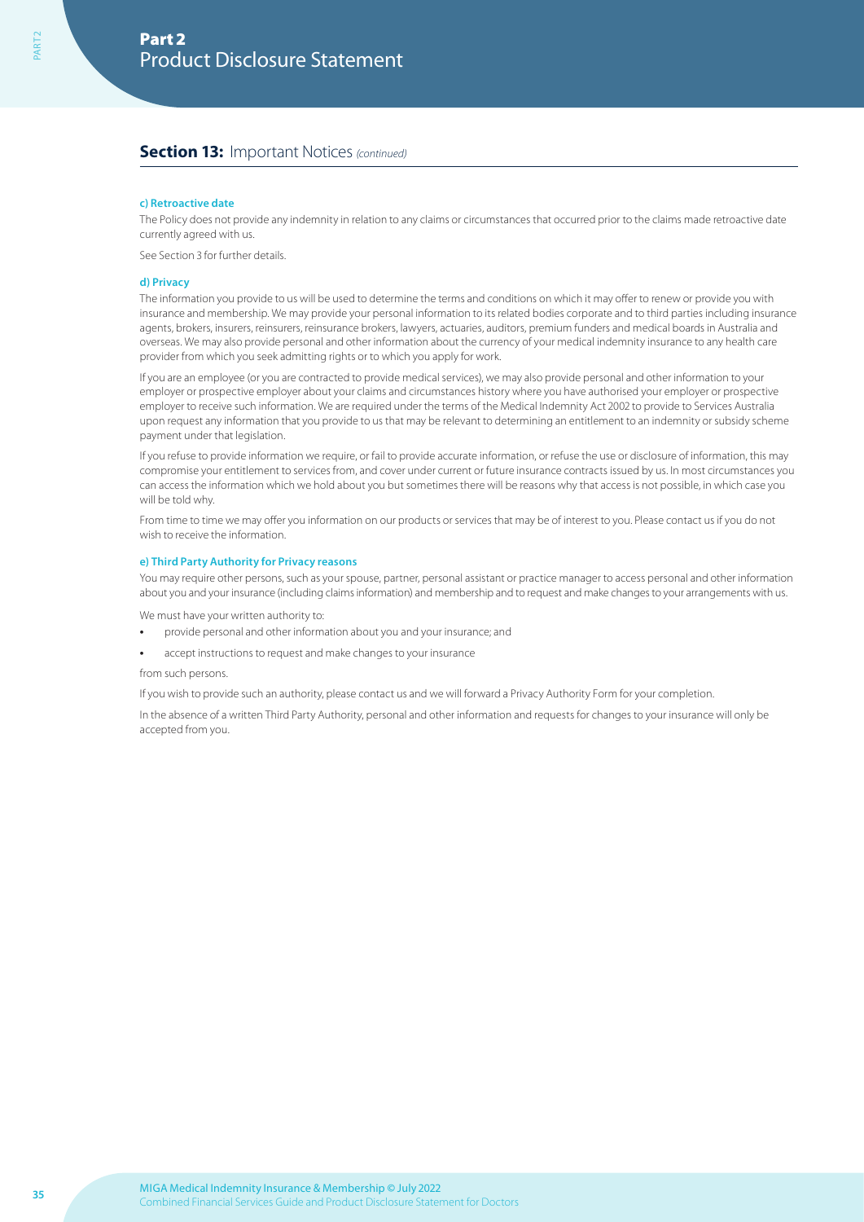## Section 13: Important Notices *(continued)*

#### c) Retroactive date

The Policy does not provide any indemnity in relation to any claims or circumstances that occurred prior to the claims made retroactive date currently agreed with us.

See Section 3 for further details.

#### d) Privacy

The information you provide to us will be used to determine the terms and conditions on which it may offer to renew or provide you with insurance and membership. We may provide your personal information to its related bodies corporate and to third parties including insurance agents, brokers, insurers, reinsurers, reinsurance brokers, lawyers, actuaries, auditors, premium funders and medical boards in Australia and overseas. We may also provide personal and other information about the currency of your medical indemnity insurance to any health care provider from which you seek admitting rights or to which you apply for work.

If you are an employee (or you are contracted to provide medical services), we may also provide personal and other information to your employer or prospective employer about your claims and circumstances history where you have authorised your employer or prospective employer to receive such information. We are required under the terms of the Medical Indemnity Act 2002 to provide to Services Australia upon request any information that you provide to us that may be relevant to determining an entitlement to an indemnity or subsidy scheme payment under that legislation.

If you refuse to provide information we require, or fail to provide accurate information, or refuse the use or disclosure of information, this may compromise your entitlement to services from, and cover under current or future insurance contracts issued by us. In most circumstances you can access the information which we hold about you but sometimes there will be reasons why that access is not possible, in which case you will be told why.

From time to time we may offer you information on our products or services that may be of interest to you. Please contact us if you do not wish to receive the information.

#### e) Third Party Authority for Privacy reasons

You may require other persons, such as your spouse, partner, personal assistant or practice manager to access personal and other information about you and your insurance (including claims information) and membership and to request and make changes to your arrangements with us.

We must have your written authority to:

- provide personal and other information about you and your insurance; and
- accept instructions to request and make changes to your insurance

from such persons.

If you wish to provide such an authority, please contact us and we will forward a Privacy Authority Form for your completion.

In the absence of a written Third Party Authority, personal and other information and requests for changes to your insurance will only be accepted from you.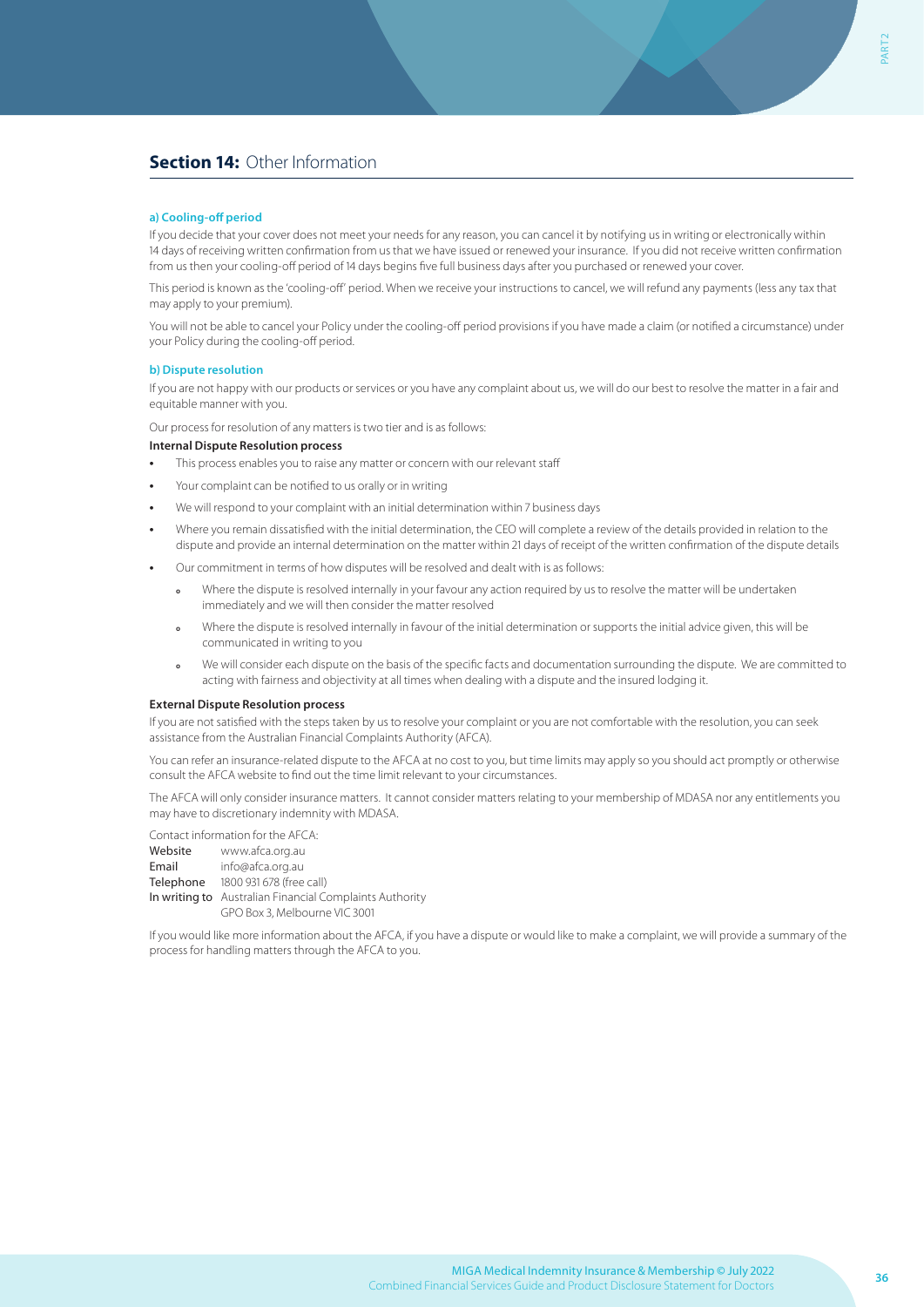## **Section 14:** Other Information

### a) Cooling-off period

If you decide that your cover does not meet your needs for any reason, you can cancel it by notifying us in writing or electronically within 14 days of receiving written confirmation from us that we have issued or renewed your insurance. If you did not receive written confirmation from us then your cooling-off period of 14 days begins five full business days after you purchased or renewed your cover.

This period is known as the 'cooling-off' period. When we receive your instructions to cancel, we will refund any payments (less any tax that may apply to your premium).

You will not be able to cancel your Policy under the cooling-off period provisions if you have made a claim (or notified a circumstance) under your Policy during the cooling-off period.

### b) Dispute resolution

If you are not happy with our products or services or you have any complaint about us, we will do our best to resolve the matter in a fair and equitable manner with you.

Our process for resolution of any matters is two tier and is as follows:

**Internal Dispute Resolution process**

- This process enables you to raise any matter or concern with our relevant staff
- Your complaint can be notified to us orally or in writing
- We will respond to your complaint with an initial determination within 7 business days
- Where you remain dissatisfied with the initial determination, the CEO will complete a review of the details provided in relation to the dispute and provide an internal determination on the matter within 21 days of receipt of the written confirmation of the dispute details
- Our commitment in terms of how disputes will be resolved and dealt with is as follows:
  - Where the dispute is resolved internally in your favour any action required by us to resolve the matter will be undertaken immediately and we will then consider the matter resolved
  - Where the dispute is resolved internally in favour of the initial determination or supports the initial advice given, this will be communicated in writing to you
  - We will consider each dispute on the basis of the specific facts and documentation surrounding the dispute. We are committed to acting with fairness and objectivity at all times when dealing with a dispute and the insured lodging it.

**External Dispute Resolution process**

If you are not satisfied with the steps taken by us to resolve your complaint or you are not comfortable with the resolution, you can seek assistance from the Australian Financial Complaints Authority (AFCA).

You can refer an insurance-related dispute to the AFCA at no cost to you, but time limits may apply so you should act promptly or otherwise consult the AFCA website to find out the time limit relevant to your circumstances.

The AFCA will only consider insurance matters. It cannot consider matters relating to your membership of MDASA nor any entitlements you may have to discretionary indemnity with MDASA.

Contact information for the AFCA:

**Website** www.afca.org.au
**Email** info@afca.org.au
**Telephone** 1800 931 678 (free call)
**In writing to** Australian Financial Complaints Authority
GPO Box 3, Melbourne VIC 3001

If you would like more information about the AFCA, if you have a dispute or would like to make a complaint, we will provide a summary of the process for handling matters through the AFCA to you.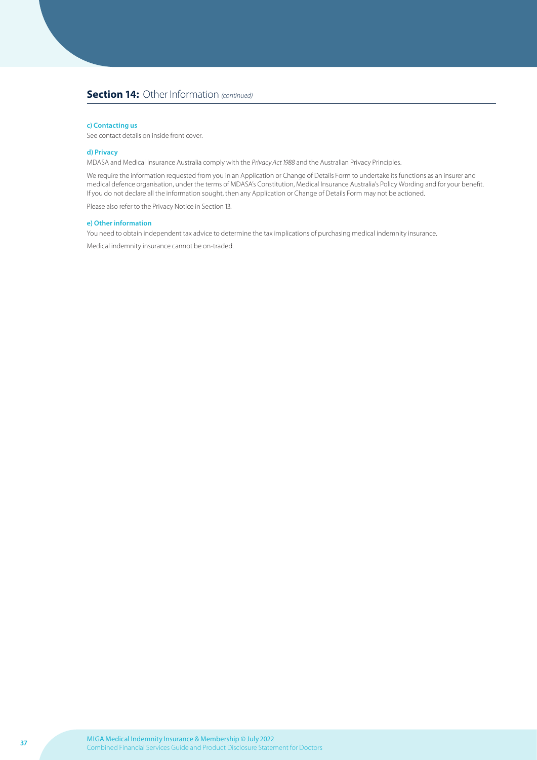## Section 14: Other Information *(continued)*

### c) Contacting us

See contact details on inside front cover.

### d) Privacy

MDASA and Medical Insurance Australia comply with the *Privacy Act 1988* and the Australian Privacy Principles.

We require the information requested from you in an Application or Change of Details Form to undertake its functions as an insurer and medical defence organisation, under the terms of MDASA's Constitution, Medical Insurance Australia's Policy Wording and for your benefit. If you do not declare all the information sought, then any Application or Change of Details Form may not be actioned.

Please also refer to the Privacy Notice in Section 13.

### e) Other information

You need to obtain independent tax advice to determine the tax implications of purchasing medical indemnity insurance.

Medical indemnity insurance cannot be on-traded.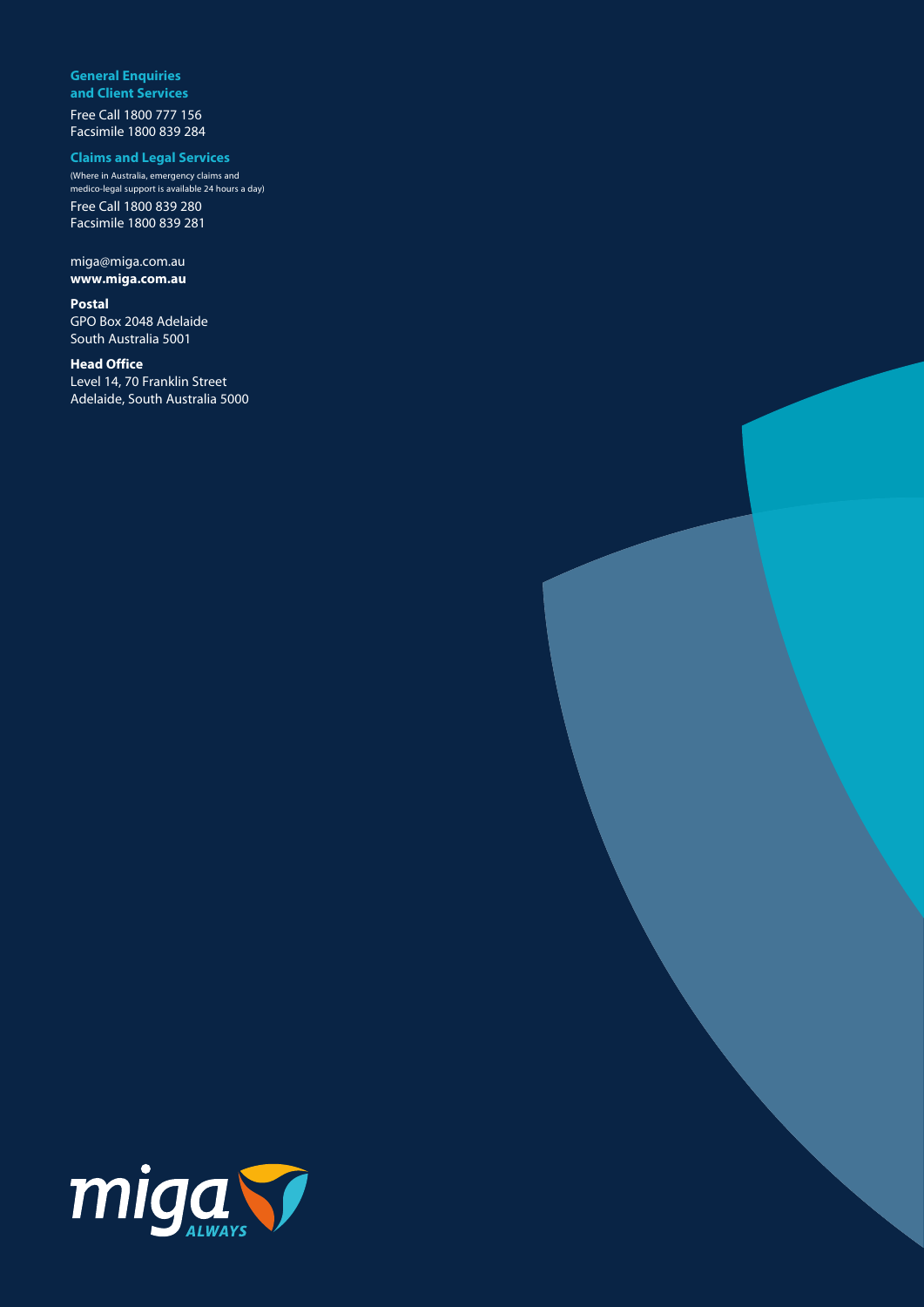**General Enquiries and Client Services**

Free Call 1800 777 156
Facsimile 1800 839 284

**Claims and Legal Services**

(Where in Australia, emergency claims and medico-legal support is available 24 hours a day)

Free Call 1800 839 280
Facsimile 1800 839 281

miga@miga.com.au
**www.miga.com.au**

**Postal**
GPO Box 2048 Adelaide
South Australia 5001

**Head Office**
Level 14, 70 Franklin Street
Adelaide, South Australia 5000

miga ALWAYS